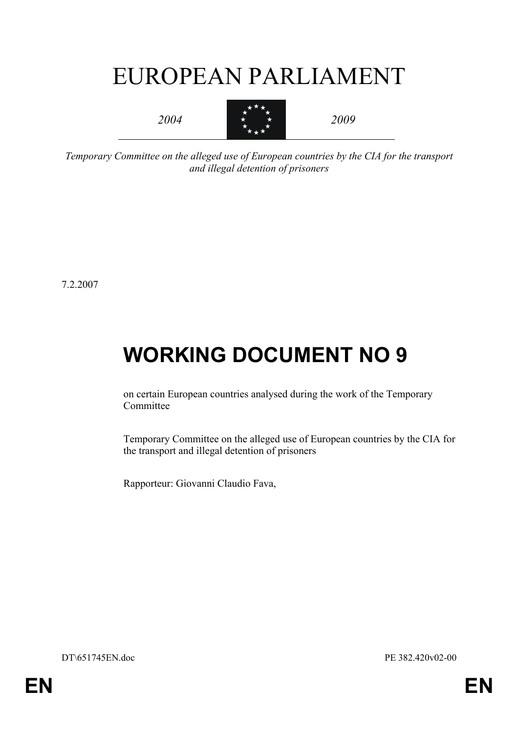# EUROPEAN PARLIAMENT

*2004* *2009*

*Temporary Committee on the alleged use of European countries by the CIA for the transport and illegal detention of prisoners*

7.2.2007

# WORKING DOCUMENT NO 9

on certain European countries analysed during the work of the Temporary Committee

Temporary Committee on the alleged use of European countries by the CIA for the transport and illegal detention of prisoners

Rapporteur: Giovanni Claudio Fava,

DT\651745EN.doc PE 382.420v02-00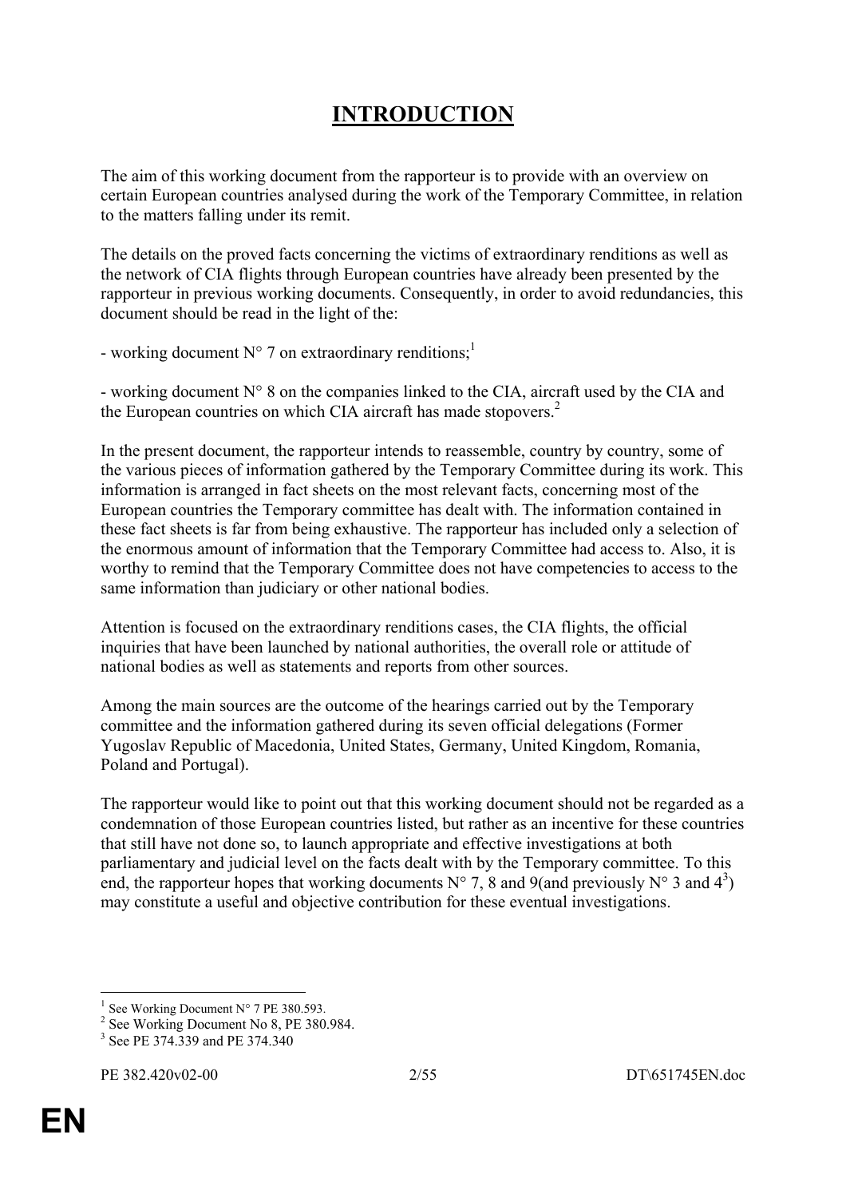# INTRODUCTION

The aim of this working document from the rapporteur is to provide with an overview on certain European countries analysed during the work of the Temporary Committee, in relation to the matters falling under its remit.

The details on the proved facts concerning the victims of extraordinary renditions as well as the network of CIA flights through European countries have already been presented by the rapporteur in previous working documents. Consequently, in order to avoid redundancies, this document should be read in the light of the:

- working document N° 7 on extraordinary renditions;[1]

- working document N° 8 on the companies linked to the CIA, aircraft used by the CIA and the European countries on which CIA aircraft has made stopovers.[2]

In the present document, the rapporteur intends to reassemble, country by country, some of the various pieces of information gathered by the Temporary Committee during its work. This information is arranged in fact sheets on the most relevant facts, concerning most of the European countries the Temporary committee has dealt with. The information contained in these fact sheets is far from being exhaustive. The rapporteur has included only a selection of the enormous amount of information that the Temporary Committee had access to. Also, it is worthy to remind that the Temporary Committee does not have competencies to access to the same information than judiciary or other national bodies.

Attention is focused on the extraordinary renditions cases, the CIA flights, the official inquiries that have been launched by national authorities, the overall role or attitude of national bodies as well as statements and reports from other sources.

Among the main sources are the outcome of the hearings carried out by the Temporary committee and the information gathered during its seven official delegations (Former Yugoslav Republic of Macedonia, United States, Germany, United Kingdom, Romania, Poland and Portugal).

The rapporteur would like to point out that this working document should not be regarded as a condemnation of those European countries listed, but rather as an incentive for these countries that still have not done so, to launch appropriate and effective investigations at both parliamentary and judicial level on the facts dealt with by the Temporary committee. To this end, the rapporteur hopes that working documents N° 7, 8 and 9(and previously N° 3 and 4[3]) may constitute a useful and objective contribution for these eventual investigations.

---

[1] See Working Document N° 7 PE 380.593.

[2] See Working Document No 8, PE 380.984.

[3] See PE 374.339 and PE 374.340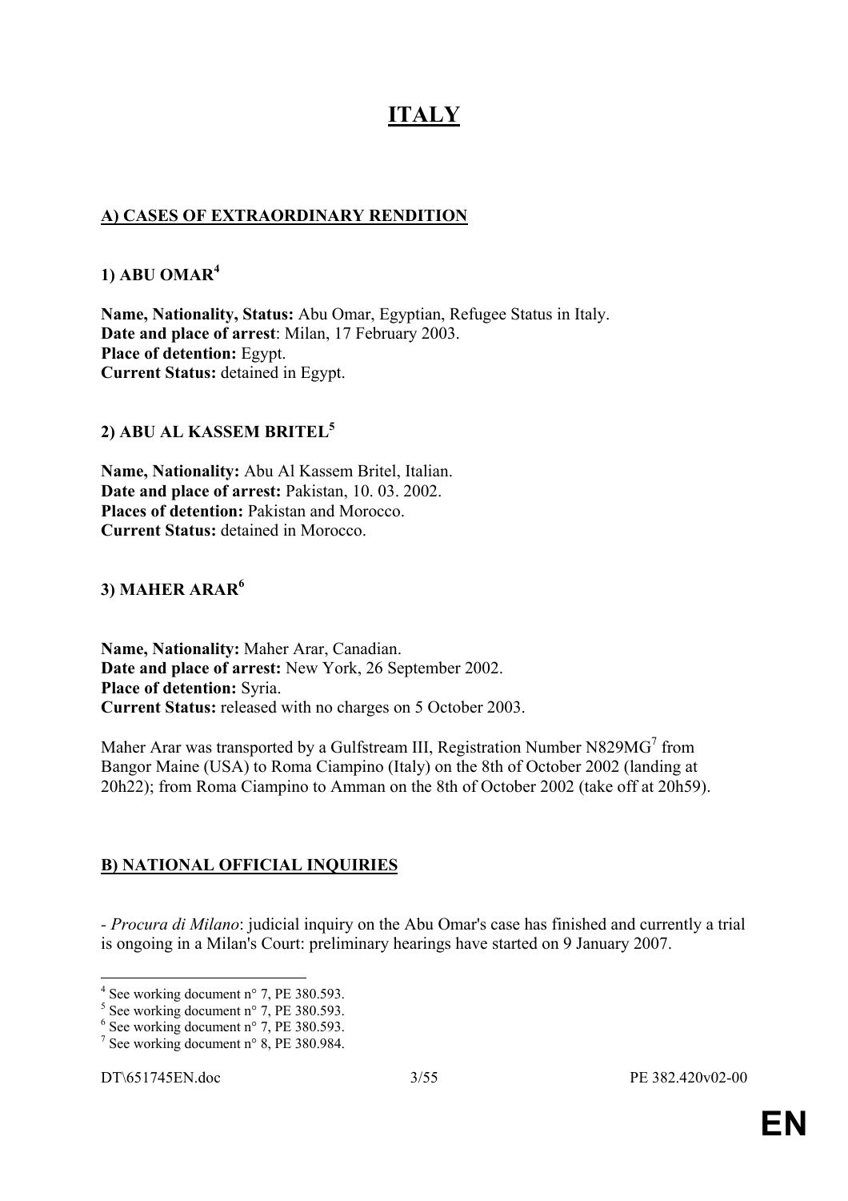# ITALY

## A) CASES OF EXTRAORDINARY RENDITION

### 1) ABU OMAR[4]

**Name, Nationality, Status:** Abu Omar, Egyptian, Refugee Status in Italy.
**Date and place of arrest**: Milan, 17 February 2003.
**Place of detention:** Egypt.
**Current Status:** detained in Egypt.

### 2) ABU AL KASSEM BRITEL[5]

**Name, Nationality:** Abu Al Kassem Britel, Italian.
**Date and place of arrest:** Pakistan, 10. 03. 2002.
**Places of detention:** Pakistan and Morocco.
**Current Status:** detained in Morocco.

### 3) MAHER ARAR[6]

**Name, Nationality:** Maher Arar, Canadian.
**Date and place of arrest:** New York, 26 September 2002.
**Place of detention:** Syria.
**Current Status:** released with no charges on 5 October 2003.

Maher Arar was transported by a Gulfstream III, Registration Number N829MG[7] from Bangor Maine (USA) to Roma Ciampino (Italy) on the 8th of October 2002 (landing at 20h22); from Roma Ciampino to Amman on the 8th of October 2002 (take off at 20h59).

## B) NATIONAL OFFICIAL INQUIRIES

- *Procura di Milano*: judicial inquiry on the Abu Omar's case has finished and currently a trial is ongoing in a Milan's Court: preliminary hearings have started on 9 January 2007.

---

[4] See working document n° 7, PE 380.593.
[5] See working document n° 7, PE 380.593.
[6] See working document n° 7, PE 380.593.
[7] See working document n° 8, PE 380.984.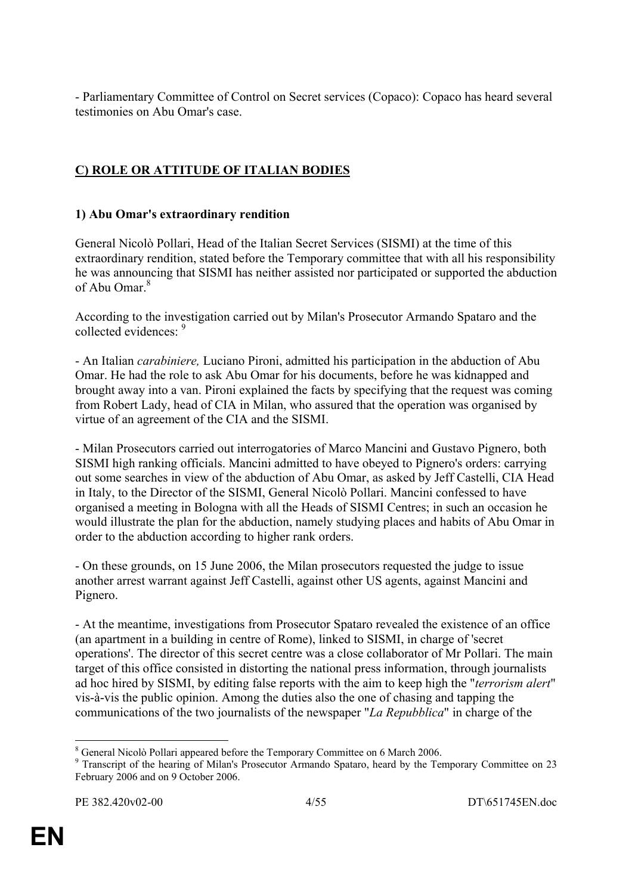- Parliamentary Committee of Control on Secret services (Copaco): Copaco has heard several testimonies on Abu Omar's case.

## **C) ROLE OR ATTITUDE OF ITALIAN BODIES**

### 1) Abu Omar's extraordinary rendition

General Nicolò Pollari, Head of the Italian Secret Services (SISMI) at the time of this extraordinary rendition, stated before the Temporary committee that with all his responsibility he was announcing that SISMI has neither assisted nor participated or supported the abduction of Abu Omar.[8]

According to the investigation carried out by Milan's Prosecutor Armando Spataro and the collected evidences: [9]

- An Italian *carabiniere,* Luciano Pironi, admitted his participation in the abduction of Abu Omar. He had the role to ask Abu Omar for his documents, before he was kidnapped and brought away into a van. Pironi explained the facts by specifying that the request was coming from Robert Lady, head of CIA in Milan, who assured that the operation was organised by virtue of an agreement of the CIA and the SISMI.

- Milan Prosecutors carried out interrogatories of Marco Mancini and Gustavo Pignero, both SISMI high ranking officials. Mancini admitted to have obeyed to Pignero's orders: carrying out some searches in view of the abduction of Abu Omar, as asked by Jeff Castelli, CIA Head in Italy, to the Director of the SISMI, General Nicolò Pollari. Mancini confessed to have organised a meeting in Bologna with all the Heads of SISMI Centres; in such an occasion he would illustrate the plan for the abduction, namely studying places and habits of Abu Omar in order to the abduction according to higher rank orders.

- On these grounds, on 15 June 2006, the Milan prosecutors requested the judge to issue another arrest warrant against Jeff Castelli, against other US agents, against Mancini and Pignero.

- At the meantime, investigations from Prosecutor Spataro revealed the existence of an office (an apartment in a building in centre of Rome), linked to SISMI, in charge of 'secret operations'. The director of this secret centre was a close collaborator of Mr Pollari. The main target of this office consisted in distorting the national press information, through journalists ad hoc hired by SISMI, by editing false reports with the aim to keep high the "*terrorism alert*" vis-à-vis the public opinion. Among the duties also the one of chasing and tapping the communications of the two journalists of the newspaper "*La Repubblica*" in charge of the

---

[8] General Nicolò Pollari appeared before the Temporary Committee on 6 March 2006.

[9] Transcript of the hearing of Milan's Prosecutor Armando Spataro, heard by the Temporary Committee on 23 February 2006 and on 9 October 2006.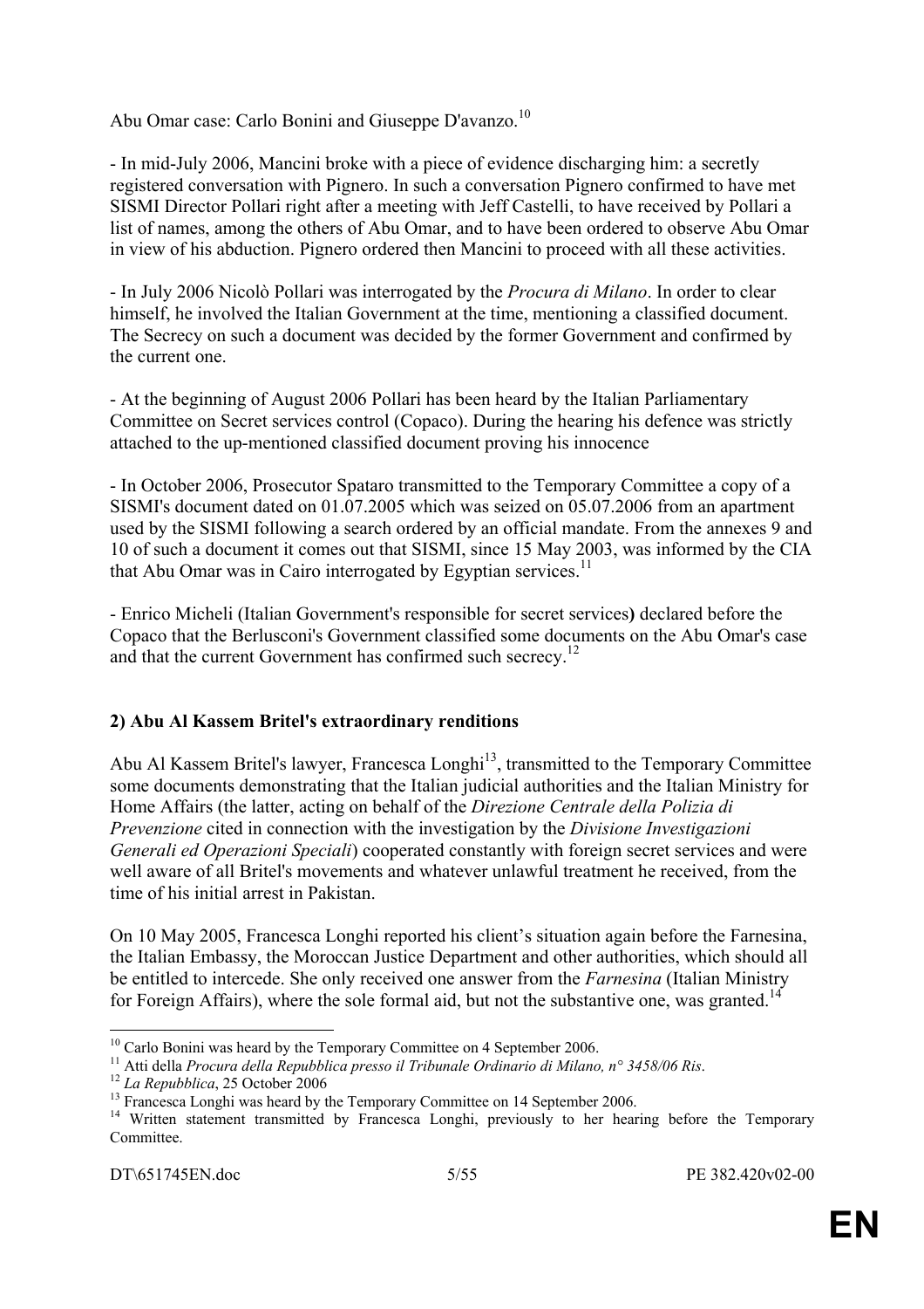Abu Omar case: Carlo Bonini and Giuseppe D'avanzo.[10]

- In mid-July 2006, Mancini broke with a piece of evidence discharging him: a secretly registered conversation with Pignero. In such a conversation Pignero confirmed to have met SISMI Director Pollari right after a meeting with Jeff Castelli, to have received by Pollari a list of names, among the others of Abu Omar, and to have been ordered to observe Abu Omar in view of his abduction. Pignero ordered then Mancini to proceed with all these activities.

- In July 2006 Nicolò Pollari was interrogated by the *Procura di Milano*. In order to clear himself, he involved the Italian Government at the time, mentioning a classified document. The Secrecy on such a document was decided by the former Government and confirmed by the current one.

- At the beginning of August 2006 Pollari has been heard by the Italian Parliamentary Committee on Secret services control (Copaco). During the hearing his defence was strictly attached to the up-mentioned classified document proving his innocence

- In October 2006, Prosecutor Spataro transmitted to the Temporary Committee a copy of a SISMI's document dated on 01.07.2005 which was seized on 05.07.2006 from an apartment used by the SISMI following a search ordered by an official mandate. From the annexes 9 and 10 of such a document it comes out that SISMI, since 15 May 2003, was informed by the CIA that Abu Omar was in Cairo interrogated by Egyptian services.[11]

- Enrico Micheli (Italian Government's responsible for secret services**)** declared before the Copaco that the Berlusconi's Government classified some documents on the Abu Omar's case and that the current Government has confirmed such secrecy.[12]

## 2) Abu Al Kassem Britel's extraordinary renditions

Abu Al Kassem Britel's lawyer, Francesca Longhi[13], transmitted to the Temporary Committee some documents demonstrating that the Italian judicial authorities and the Italian Ministry for Home Affairs (the latter, acting on behalf of the *Direzione Centrale della Polizia di Prevenzione* cited in connection with the investigation by the *Divisione Investigazioni Generali ed Operazioni Speciali*) cooperated constantly with foreign secret services and were well aware of all Britel's movements and whatever unlawful treatment he received, from the time of his initial arrest in Pakistan.

On 10 May 2005, Francesca Longhi reported his client's situation again before the Farnesina, the Italian Embassy, the Moroccan Justice Department and other authorities, which should all be entitled to intercede. She only received one answer from the *Farnesina* (Italian Ministry for Foreign Affairs), where the sole formal aid, but not the substantive one, was granted.[14]

---

[10] Carlo Bonini was heard by the Temporary Committee on 4 September 2006.

[11] Atti della *Procura della Repubblica presso il Tribunale Ordinario di Milano, n° 3458/06 Ris*.

[12] *La Repubblica*, 25 October 2006

[13] Francesca Longhi was heard by the Temporary Committee on 14 September 2006.

[14] Written statement transmitted by Francesca Longhi, previously to her hearing before the Temporary Committee.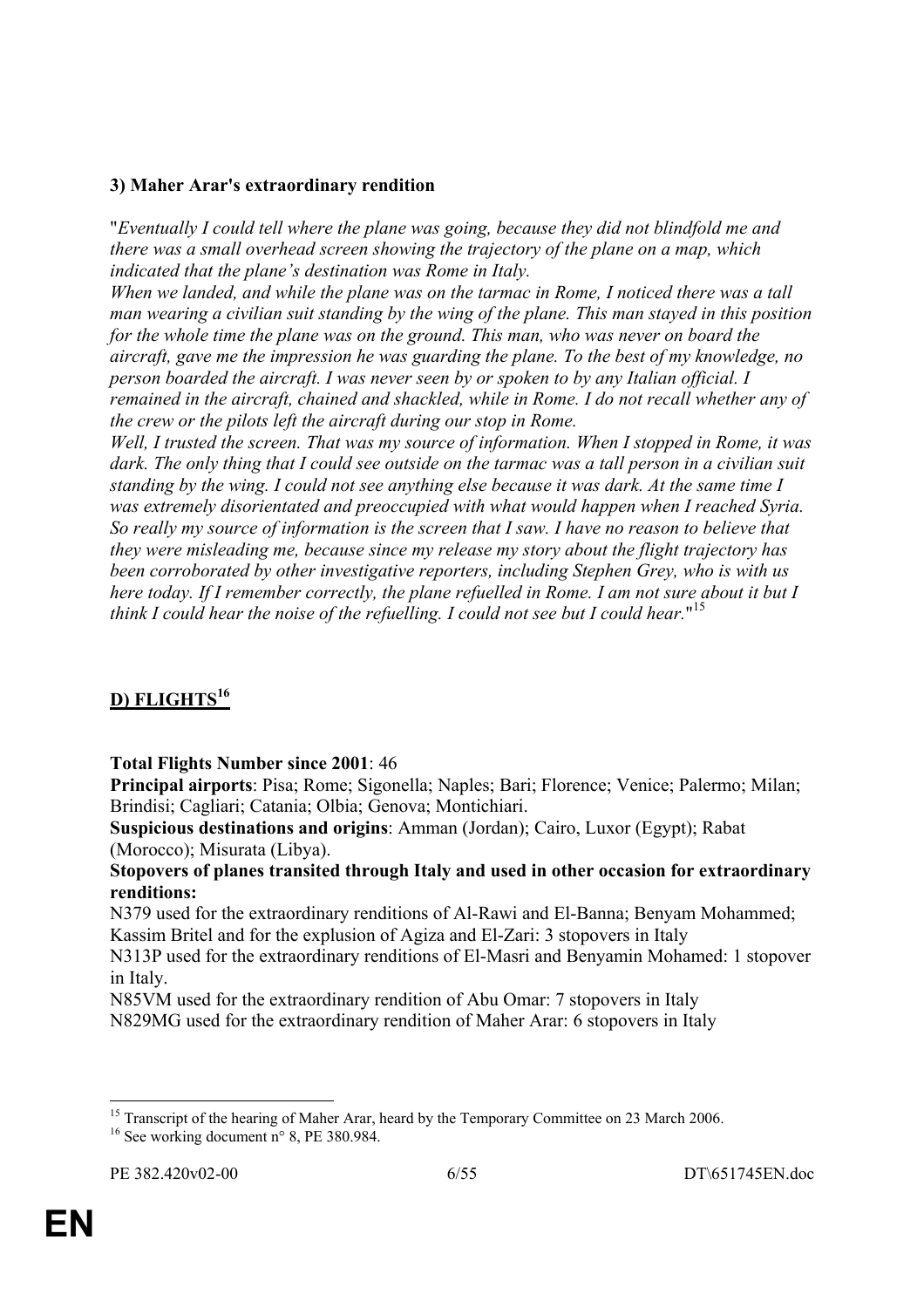**3) Maher Arar's extraordinary rendition**

"*Eventually I could tell where the plane was going, because they did not blindfold me and there was a small overhead screen showing the trajectory of the plane on a map, which indicated that the plane's destination was Rome in Italy.*
*When we landed, and while the plane was on the tarmac in Rome, I noticed there was a tall man wearing a civilian suit standing by the wing of the plane. This man stayed in this position for the whole time the plane was on the ground. This man, who was never on board the aircraft, gave me the impression he was guarding the plane. To the best of my knowledge, no person boarded the aircraft. I was never seen by or spoken to by any Italian official. I remained in the aircraft, chained and shackled, while in Rome. I do not recall whether any of the crew or the pilots left the aircraft during our stop in Rome.*
*Well, I trusted the screen. That was my source of information. When I stopped in Rome, it was dark. The only thing that I could see outside on the tarmac was a tall person in a civilian suit standing by the wing. I could not see anything else because it was dark. At the same time I was extremely disorientated and preoccupied with what would happen when I reached Syria. So really my source of information is the screen that I saw. I have no reason to believe that they were misleading me, because since my release my story about the flight trajectory has been corroborated by other investigative reporters, including Stephen Grey, who is with us here today. If I remember correctly, the plane refuelled in Rome. I am not sure about it but I think I could hear the noise of the refuelling. I could not see but I could hear.*"[15]

## D) FLIGHTS[16]

**Total Flights Number since 2001**: 46
**Principal airports**: Pisa; Rome; Sigonella; Naples; Bari; Florence; Venice; Palermo; Milan; Brindisi; Cagliari; Catania; Olbia; Genova; Montichiari.
**Suspicious destinations and origins**: Amman (Jordan); Cairo, Luxor (Egypt); Rabat (Morocco); Misurata (Libya).
**Stopovers of planes transited through Italy and used in other occasion for extraordinary renditions:**
N379 used for the extraordinary renditions of Al-Rawi and El-Banna; Benyam Mohammed; Kassim Britel and for the explusion of Agiza and El-Zari: 3 stopovers in Italy
N313P used for the extraordinary renditions of El-Masri and Benyamin Mohamed: 1 stopover in Italy.
N85VM used for the extraordinary rendition of Abu Omar: 7 stopovers in Italy
N829MG used for the extraordinary rendition of Maher Arar: 6 stopovers in Italy

---

[15] Transcript of the hearing of Maher Arar, heard by the Temporary Committee on 23 March 2006.
[16] See working document n° 8, PE 380.984.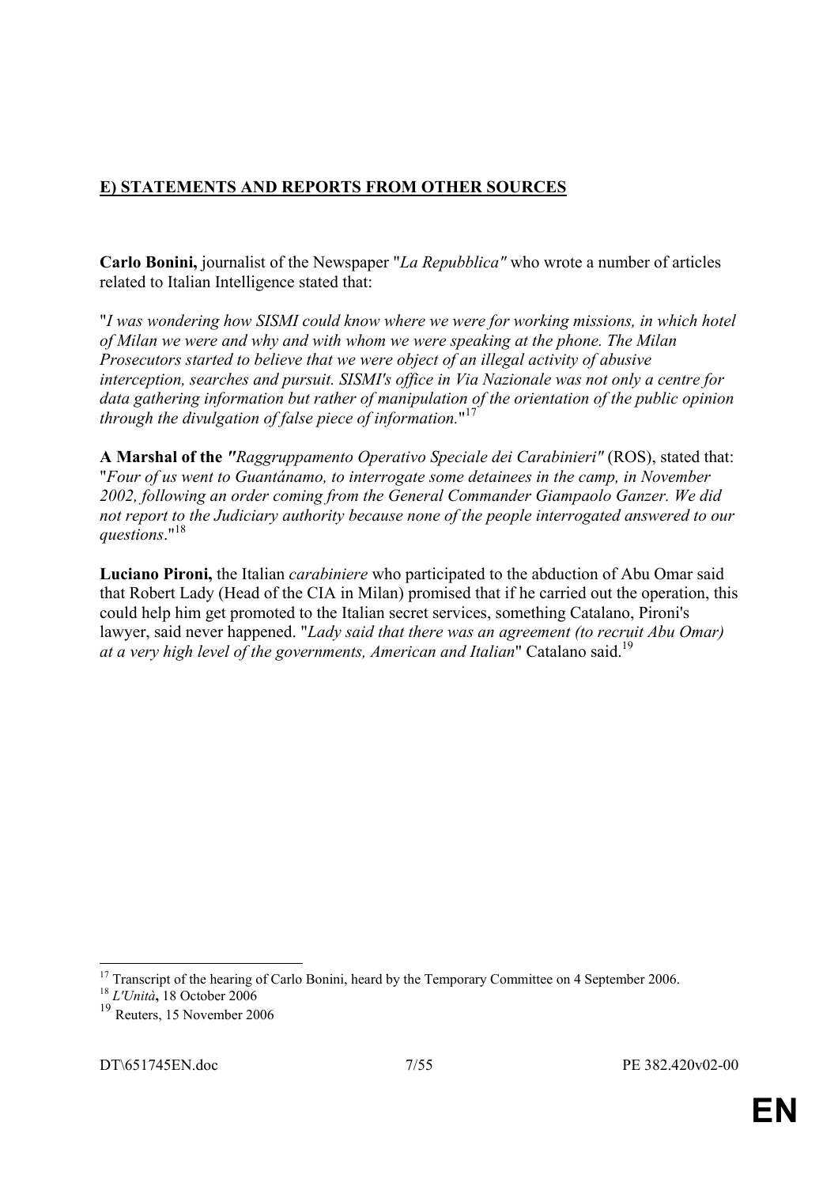## E) STATEMENTS AND REPORTS FROM OTHER SOURCES

**Carlo Bonini,** journalist of the Newspaper "*La Repubblica"* who wrote a number of articles related to Italian Intelligence stated that:

"*I was wondering how SISMI could know where we were for working missions, in which hotel of Milan we were and why and with whom we were speaking at the phone. The Milan Prosecutors started to believe that we were object of an illegal activity of abusive interception, searches and pursuit. SISMI's office in Via Nazionale was not only a centre for data gathering information but rather of manipulation of the orientation of the public opinion through the divulgation of false piece of information.*"[17]

**A Marshal of the** *"Raggruppamento Operativo Speciale dei Carabinieri"* (ROS), stated that: "*Four of us went to Guantánamo, to interrogate some detainees in the camp, in November 2002, following an order coming from the General Commander Giampaolo Ganzer. We did not report to the Judiciary authority because none of the people interrogated answered to our questions*."[18]

**Luciano Pironi,** the Italian *carabiniere* who participated to the abduction of Abu Omar said that Robert Lady (Head of the CIA in Milan) promised that if he carried out the operation, this could help him get promoted to the Italian secret services, something Catalano, Pironi's lawyer, said never happened. "*Lady said that there was an agreement (to recruit Abu Omar) at a very high level of the governments, American and Italian*" Catalano said.[19]

---

[17] Transcript of the hearing of Carlo Bonini, heard by the Temporary Committee on 4 September 2006.
[18] *L'Unità***,** 18 October 2006
[19] Reuters, 15 November 2006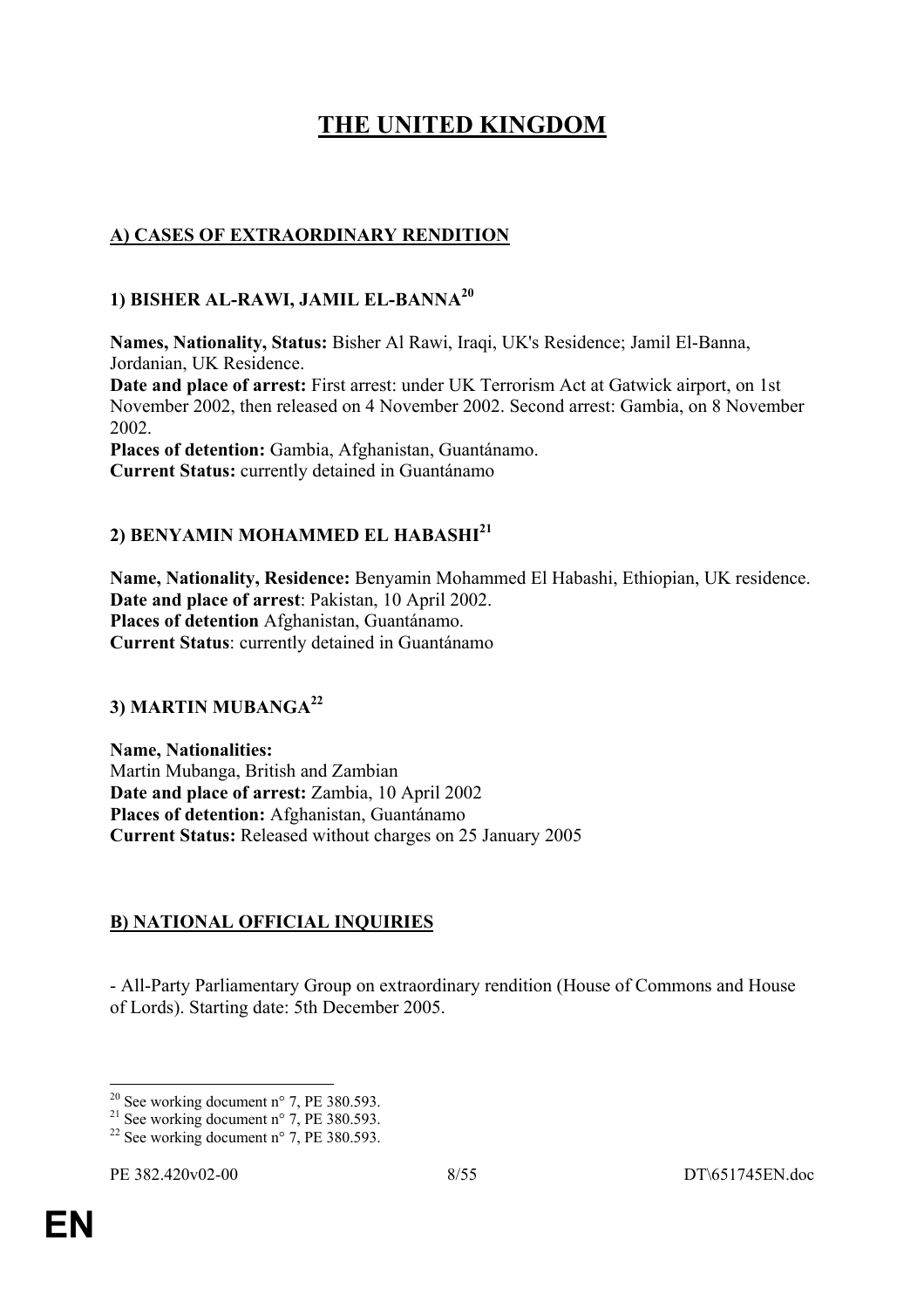# THE UNITED KINGDOM

## A) CASES OF EXTRAORDINARY RENDITION

### 1) BISHER AL-RAWI, JAMIL EL-BANNA[20]

**Names, Nationality, Status:** Bisher Al Rawi, Iraqi, UK's Residence; Jamil El-Banna, Jordanian, UK Residence.
**Date and place of arrest:** First arrest: under UK Terrorism Act at Gatwick airport, on 1st November 2002, then released on 4 November 2002. Second arrest: Gambia, on 8 November 2002.
**Places of detention:** Gambia, Afghanistan, Guantánamo.
**Current Status:** currently detained in Guantánamo

### 2) BENYAMIN MOHAMMED EL HABASHI[21]

**Name, Nationality, Residence:** Benyamin Mohammed El Habashi, Ethiopian, UK residence.
**Date and place of arrest**: Pakistan, 10 April 2002.
**Places of detention** Afghanistan, Guantánamo.
**Current Status**: currently detained in Guantánamo

### 3) MARTIN MUBANGA[22]

**Name, Nationalities:**
Martin Mubanga, British and Zambian
**Date and place of arrest:** Zambia, 10 April 2002
**Places of detention:** Afghanistan, Guantánamo
**Current Status:** Released without charges on 25 January 2005

## B) NATIONAL OFFICIAL INQUIRIES

- All-Party Parliamentary Group on extraordinary rendition (House of Commons and House of Lords). Starting date: 5th December 2005.

---

[20] See working document n° 7, PE 380.593.
[21] See working document n° 7, PE 380.593.
[22] See working document n° 7, PE 380.593.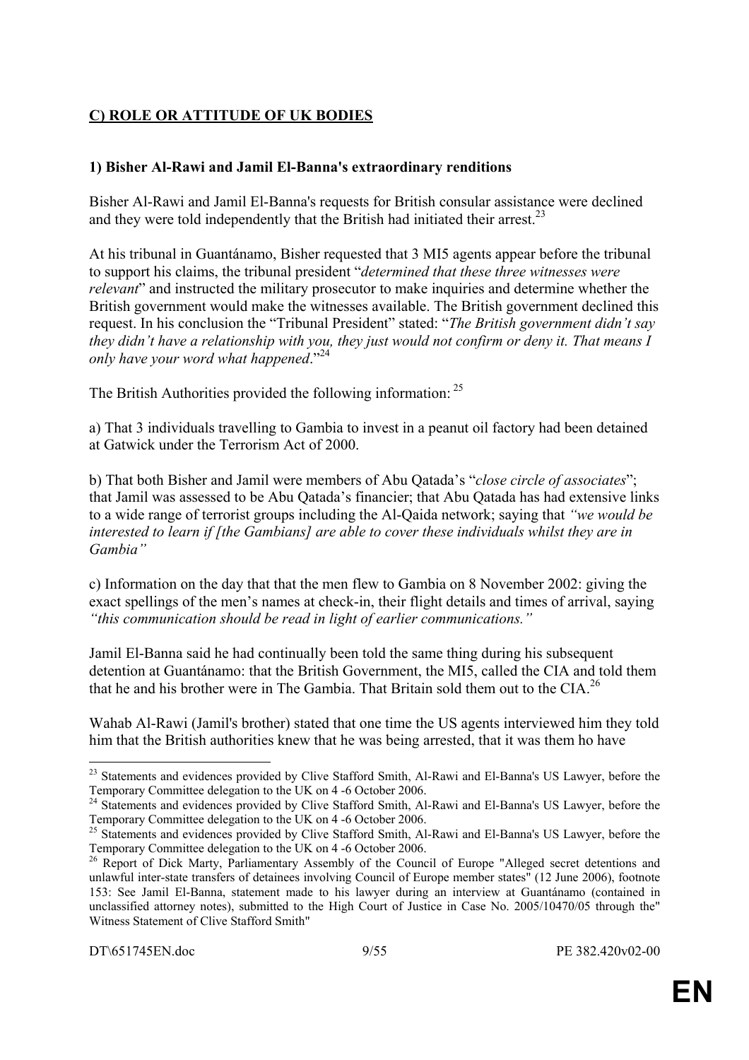## C) ROLE OR ATTITUDE OF UK BODIES

### 1) Bisher Al-Rawi and Jamil El-Banna's extraordinary renditions

Bisher Al-Rawi and Jamil El-Banna's requests for British consular assistance were declined and they were told independently that the British had initiated their arrest.[23]

At his tribunal in Guantánamo, Bisher requested that 3 MI5 agents appear before the tribunal to support his claims, the tribunal president "*determined that these three witnesses were relevant*" and instructed the military prosecutor to make inquiries and determine whether the British government would make the witnesses available. The British government declined this request. In his conclusion the "Tribunal President" stated: "*The British government didn't say they didn't have a relationship with you, they just would not confirm or deny it. That means I only have your word what happened*."[24]

The British Authorities provided the following information: [25]

a) That 3 individuals travelling to Gambia to invest in a peanut oil factory had been detained at Gatwick under the Terrorism Act of 2000.

b) That both Bisher and Jamil were members of Abu Qatada's "*close circle of associates*"; that Jamil was assessed to be Abu Qatada's financier; that Abu Qatada has had extensive links to a wide range of terrorist groups including the Al-Qaida network; saying that *"we would be interested to learn if [the Gambians] are able to cover these individuals whilst they are in Gambia"*

c) Information on the day that that the men flew to Gambia on 8 November 2002: giving the exact spellings of the men's names at check-in, their flight details and times of arrival, saying *"this communication should be read in light of earlier communications."*

Jamil El-Banna said he had continually been told the same thing during his subsequent detention at Guantánamo: that the British Government, the MI5, called the CIA and told them that he and his brother were in The Gambia. That Britain sold them out to the CIA.[26]

Wahab Al-Rawi (Jamil's brother) stated that one time the US agents interviewed him they told him that the British authorities knew that he was being arrested, that it was them ho have

---

[23] Statements and evidences provided by Clive Stafford Smith, Al-Rawi and El-Banna's US Lawyer, before the Temporary Committee delegation to the UK on 4 -6 October 2006.

[24] Statements and evidences provided by Clive Stafford Smith, Al-Rawi and El-Banna's US Lawyer, before the Temporary Committee delegation to the UK on 4 -6 October 2006.

[25] Statements and evidences provided by Clive Stafford Smith, Al-Rawi and El-Banna's US Lawyer, before the Temporary Committee delegation to the UK on 4 -6 October 2006.

[26] Report of Dick Marty, Parliamentary Assembly of the Council of Europe "Alleged secret detentions and unlawful inter-state transfers of detainees involving Council of Europe member states" (12 June 2006), footnote 153: See Jamil El-Banna, statement made to his lawyer during an interview at Guantánamo (contained in unclassified attorney notes), submitted to the High Court of Justice in Case No. 2005/10470/05 through the" Witness Statement of Clive Stafford Smith"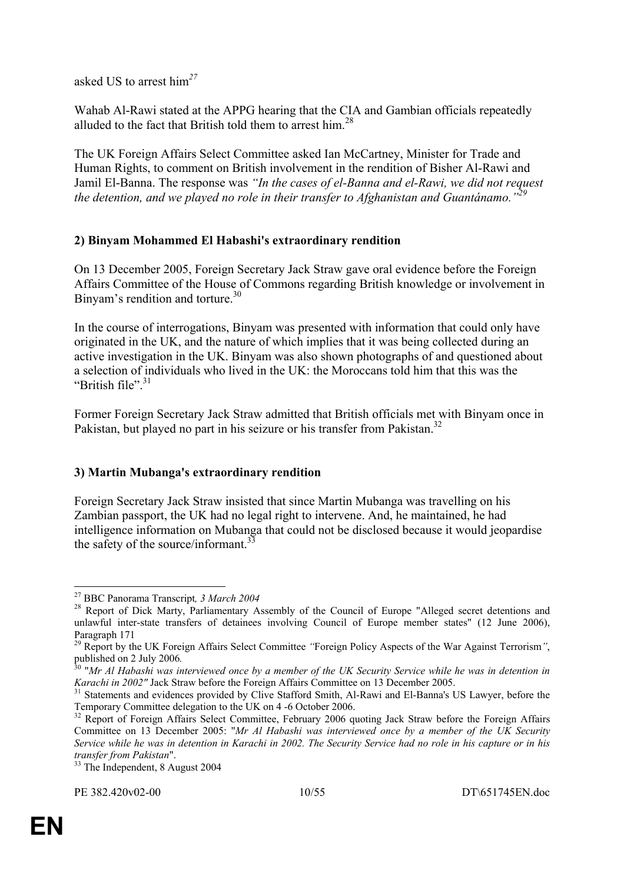asked US to arrest him[27]

Wahab Al-Rawi stated at the APPG hearing that the CIA and Gambian officials repeatedly alluded to the fact that British told them to arrest him.[28]

The UK Foreign Affairs Select Committee asked Ian McCartney, Minister for Trade and Human Rights, to comment on British involvement in the rendition of Bisher Al-Rawi and Jamil El-Banna. The response was *"In the cases of el-Banna and el-Rawi, we did not request the detention, and we played no role in their transfer to Afghanistan and Guantánamo."*[29]

### 2) Binyam Mohammed El Habashi's extraordinary rendition

On 13 December 2005, Foreign Secretary Jack Straw gave oral evidence before the Foreign Affairs Committee of the House of Commons regarding British knowledge or involvement in Binyam's rendition and torture.[30]

In the course of interrogations, Binyam was presented with information that could only have originated in the UK, and the nature of which implies that it was being collected during an active investigation in the UK. Binyam was also shown photographs of and questioned about a selection of individuals who lived in the UK: the Moroccans told him that this was the "British file".[31]

Former Foreign Secretary Jack Straw admitted that British officials met with Binyam once in Pakistan, but played no part in his seizure or his transfer from Pakistan.[32]

### 3) Martin Mubanga's extraordinary rendition

Foreign Secretary Jack Straw insisted that since Martin Mubanga was travelling on his Zambian passport, the UK had no legal right to intervene. And, he maintained, he had intelligence information on Mubanga that could not be disclosed because it would jeopardise the safety of the source/informant.[33]

---

[27] BBC Panorama Transcript*, 3 March 2004*

[28] Report of Dick Marty, Parliamentary Assembly of the Council of Europe "Alleged secret detentions and unlawful inter-state transfers of detainees involving Council of Europe member states" (12 June 2006), Paragraph 171

[29] Report by the UK Foreign Affairs Select Committee *"*Foreign Policy Aspects of the War Against Terrorism*"*, published on 2 July 2006*.*

[30] "*Mr Al Habashi was interviewed once by a member of the UK Security Service while he was in detention in Karachi in 2002"* Jack Straw before the Foreign Affairs Committee on 13 December 2005.

[31] Statements and evidences provided by Clive Stafford Smith, Al-Rawi and El-Banna's US Lawyer, before the Temporary Committee delegation to the UK on 4 -6 October 2006.

[32] Report of Foreign Affairs Select Committee, February 2006 quoting Jack Straw before the Foreign Affairs Committee on 13 December 2005: "*Mr Al Habashi was interviewed once by a member of the UK Security Service while he was in detention in Karachi in 2002. The Security Service had no role in his capture or in his transfer from Pakistan*".

[33] The Independent, 8 August 2004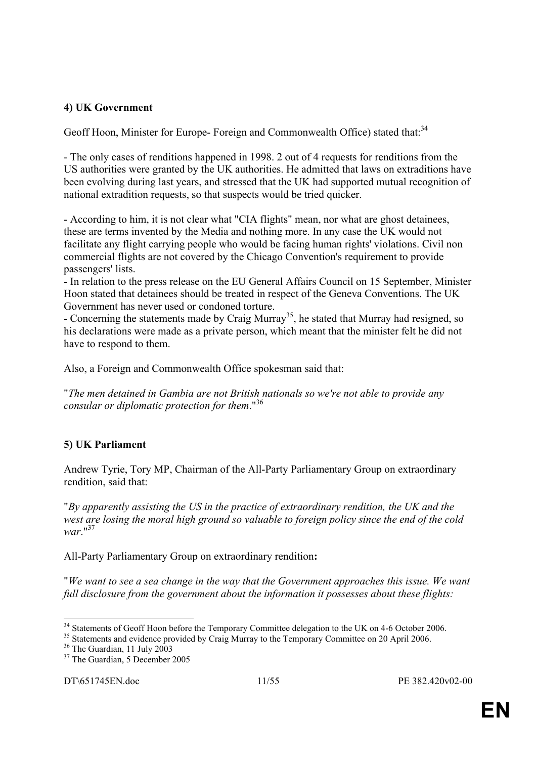**4) UK Government**

Geoff Hoon, Minister for Europe- Foreign and Commonwealth Office) stated that:[34]

- The only cases of renditions happened in 1998. 2 out of 4 requests for renditions from the US authorities were granted by the UK authorities. He admitted that laws on extraditions have been evolving during last years, and stressed that the UK had supported mutual recognition of national extradition requests, so that suspects would be tried quicker.

- According to him, it is not clear what "CIA flights" mean, nor what are ghost detainees, these are terms invented by the Media and nothing more. In any case the UK would not facilitate any flight carrying people who would be facing human rights' violations. Civil non commercial flights are not covered by the Chicago Convention's requirement to provide passengers' lists.
- In relation to the press release on the EU General Affairs Council on 15 September, Minister Hoon stated that detainees should be treated in respect of the Geneva Conventions. The UK Government has never used or condoned torture.
- Concerning the statements made by Craig Murray[35], he stated that Murray had resigned, so his declarations were made as a private person, which meant that the minister felt he did not have to respond to them.

Also, a Foreign and Commonwealth Office spokesman said that:

"*The men detained in Gambia are not British nationals so we're not able to provide any consular or diplomatic protection for them*."[36]

**5) UK Parliament**

Andrew Tyrie, Tory MP, Chairman of the All-Party Parliamentary Group on extraordinary rendition, said that:

"*By apparently assisting the US in the practice of extraordinary rendition, the UK and the west are losing the moral high ground so valuable to foreign policy since the end of the cold war*."[37]

All-Party Parliamentary Group on extraordinary rendition**:**

"*We want to see a sea change in the way that the Government approaches this issue. We want full disclosure from the government about the information it possesses about these flights:*

---

[34] Statements of Geoff Hoon before the Temporary Committee delegation to the UK on 4-6 October 2006.
[35] Statements and evidence provided by Craig Murray to the Temporary Committee on 20 April 2006.
[36] The Guardian, 11 July 2003
[37] The Guardian, 5 December 2005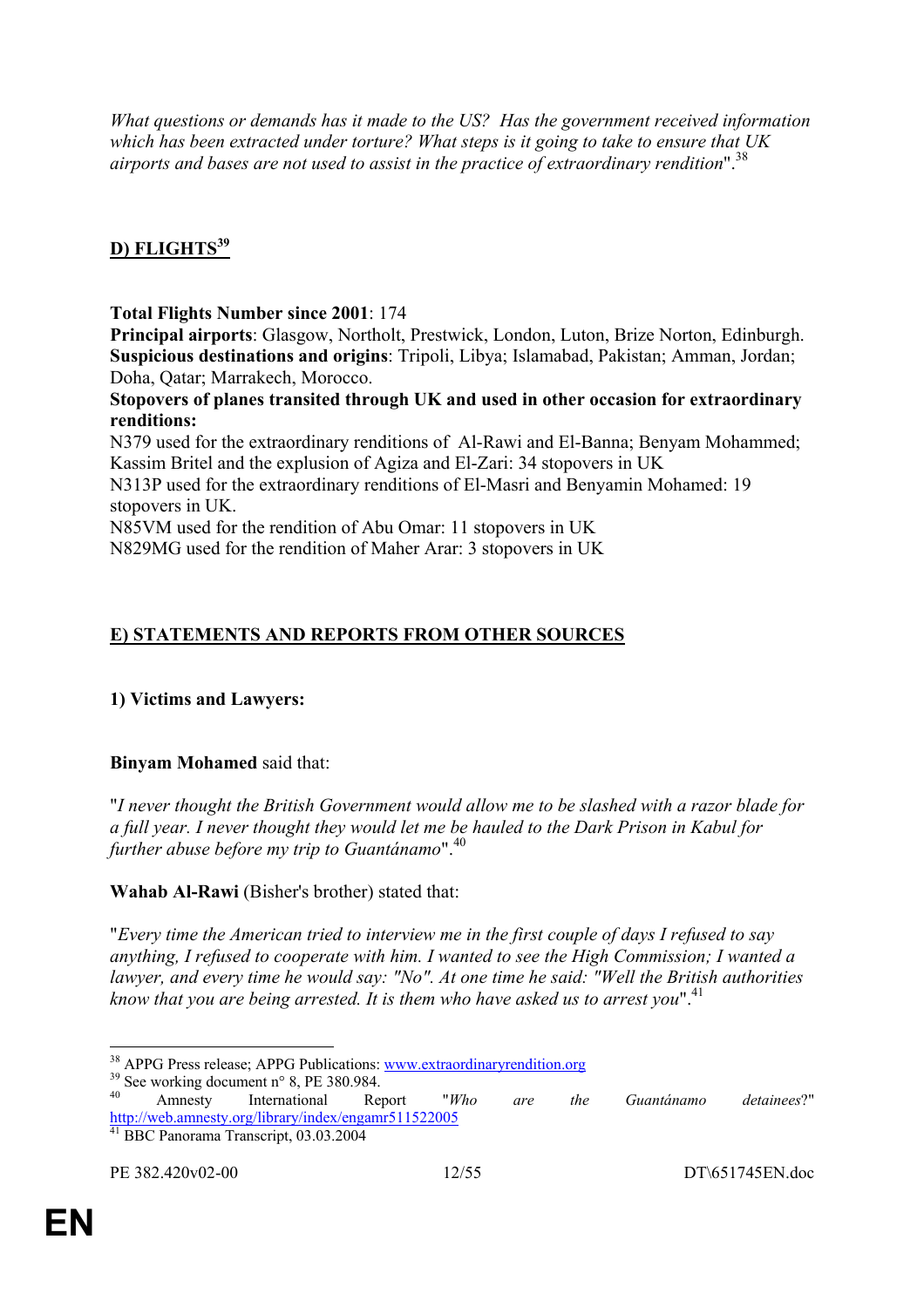*What questions or demands has it made to the US? Has the government received information which has been extracted under torture? What steps is it going to take to ensure that UK airports and bases are not used to assist in the practice of extraordinary rendition*".[38]

## D) FLIGHTS[39]

**Total Flights Number since 2001**: 174
**Principal airports**: Glasgow, Northolt, Prestwick, London, Luton, Brize Norton, Edinburgh.
**Suspicious destinations and origins**: Tripoli, Libya; Islamabad, Pakistan; Amman, Jordan; Doha, Qatar; Marrakech, Morocco.
**Stopovers of planes transited through UK and used in other occasion for extraordinary renditions:**
N379 used for the extraordinary renditions of Al-Rawi and El-Banna; Benyam Mohammed; Kassim Britel and the explusion of Agiza and El-Zari: 34 stopovers in UK
N313P used for the extraordinary renditions of El-Masri and Benyamin Mohamed: 19 stopovers in UK.
N85VM used for the rendition of Abu Omar: 11 stopovers in UK
N829MG used for the rendition of Maher Arar: 3 stopovers in UK

## E) STATEMENTS AND REPORTS FROM OTHER SOURCES

### 1) Victims and Lawyers:

**Binyam Mohamed** said that:

"*I never thought the British Government would allow me to be slashed with a razor blade for a full year. I never thought they would let me be hauled to the Dark Prison in Kabul for further abuse before my trip to Guantánamo*".[40]

**Wahab Al-Rawi** (Bisher's brother) stated that:

"*Every time the American tried to interview me in the first couple of days I refused to say anything, I refused to cooperate with him. I wanted to see the High Commission; I wanted a lawyer, and every time he would say: "No". At one time he said: "Well the British authorities know that you are being arrested. It is them who have asked us to arrest you*".[41]

---

[38] APPG Press release; APPG Publications: www.extraordinaryrendition.org
[39] See working document n° 8, PE 380.984.
[40] Amnesty International Report "*Who are the Guantánamo detainees*?" http://web.amnesty.org/library/index/engamr511522005
[41] BBC Panorama Transcript, 03.03.2004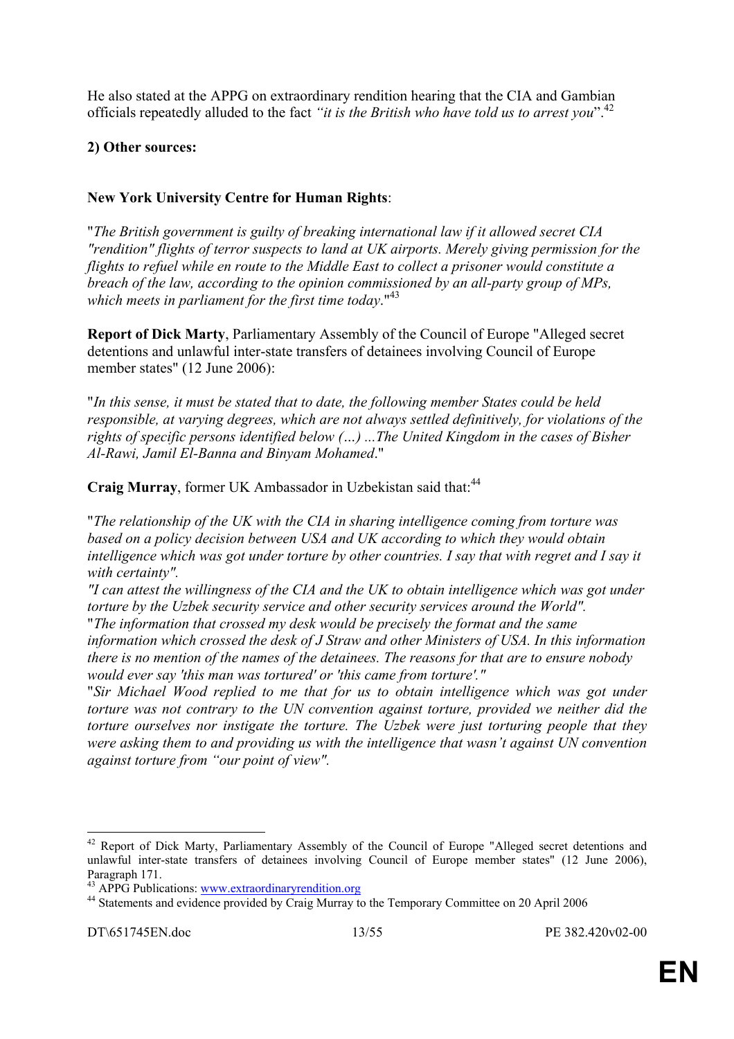He also stated at the APPG on extraordinary rendition hearing that the CIA and Gambian officials repeatedly alluded to the fact *"it is the British who have told us to arrest you*".[42]

**2) Other sources:**

**New York University Centre for Human Rights**:

"*The British government is guilty of breaking international law if it allowed secret CIA "rendition" flights of terror suspects to land at UK airports. Merely giving permission for the flights to refuel while en route to the Middle East to collect a prisoner would constitute a breach of the law, according to the opinion commissioned by an all-party group of MPs, which meets in parliament for the first time today*."[43]

**Report of Dick Marty**, Parliamentary Assembly of the Council of Europe "Alleged secret detentions and unlawful inter-state transfers of detainees involving Council of Europe member states" (12 June 2006):

"*In this sense, it must be stated that to date, the following member States could be held responsible, at varying degrees, which are not always settled definitively, for violations of the rights of specific persons identified below (…) ...The United Kingdom in the cases of Bisher Al-Rawi, Jamil El-Banna and Binyam Mohamed*."

**Craig Murray**, former UK Ambassador in Uzbekistan said that:[44]

"*The relationship of the UK with the CIA in sharing intelligence coming from torture was based on a policy decision between USA and UK according to which they would obtain intelligence which was got under torture by other countries. I say that with regret and I say it with certainty".*

*"I can attest the willingness of the CIA and the UK to obtain intelligence which was got under torture by the Uzbek security service and other security services around the World".*

"*The information that crossed my desk would be precisely the format and the same information which crossed the desk of J Straw and other Ministers of USA. In this information there is no mention of the names of the detainees. The reasons for that are to ensure nobody would ever say 'this man was tortured' or 'this came from torture'."*

"*Sir Michael Wood replied to me that for us to obtain intelligence which was got under torture was not contrary to the UN convention against torture, provided we neither did the torture ourselves nor instigate the torture. The Uzbek were just torturing people that they were asking them to and providing us with the intelligence that wasn't against UN convention against torture from "our point of view".*

---

[42] Report of Dick Marty, Parliamentary Assembly of the Council of Europe "Alleged secret detentions and unlawful inter-state transfers of detainees involving Council of Europe member states" (12 June 2006), Paragraph 171.

[43] APPG Publications: www.extraordinaryrendition.org

[44] Statements and evidence provided by Craig Murray to the Temporary Committee on 20 April 2006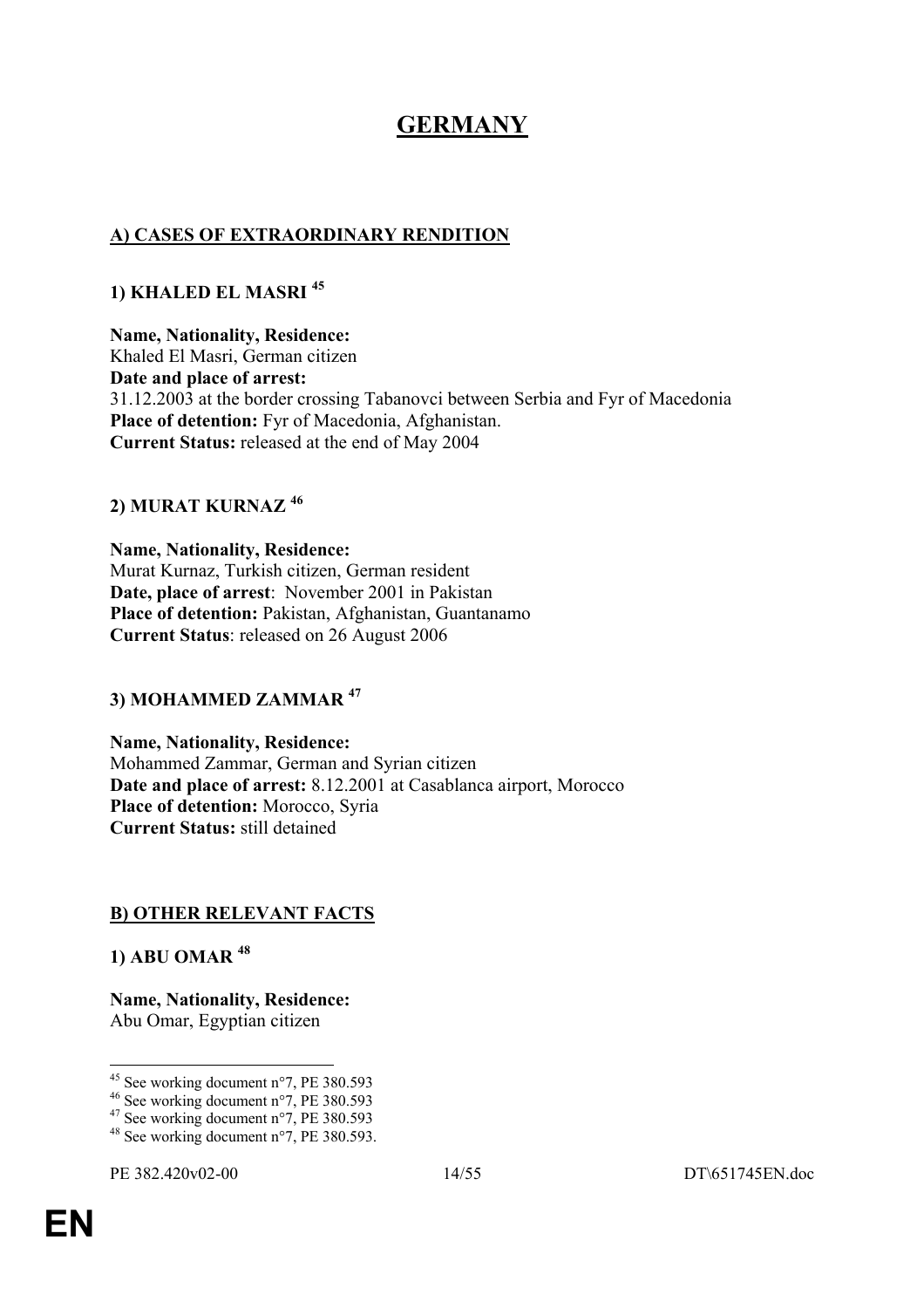# GERMANY

## A) CASES OF EXTRAORDINARY RENDITION

### 1) KHALED EL MASRI [45]

**Name, Nationality, Residence:**
Khaled El Masri, German citizen
**Date and place of arrest:**
31.12.2003 at the border crossing Tabanovci between Serbia and Fyr of Macedonia
**Place of detention:** Fyr of Macedonia, Afghanistan.
**Current Status:** released at the end of May 2004

### 2) MURAT KURNAZ [46]

**Name, Nationality, Residence:**
Murat Kurnaz, Turkish citizen, German resident
**Date, place of arrest**: November 2001 in Pakistan
**Place of detention:** Pakistan, Afghanistan, Guantanamo
**Current Status**: released on 26 August 2006

### 3) MOHAMMED ZAMMAR [47]

**Name, Nationality, Residence:**
Mohammed Zammar, German and Syrian citizen
**Date and place of arrest:** 8.12.2001 at Casablanca airport, Morocco
**Place of detention:** Morocco, Syria
**Current Status:** still detained

## B) OTHER RELEVANT FACTS

### 1) ABU OMAR [48]

**Name, Nationality, Residence:**
Abu Omar, Egyptian citizen

[45] See working document n°7, PE 380.593
[46] See working document n°7, PE 380.593
[47] See working document n°7, PE 380.593
[48] See working document n°7, PE 380.593.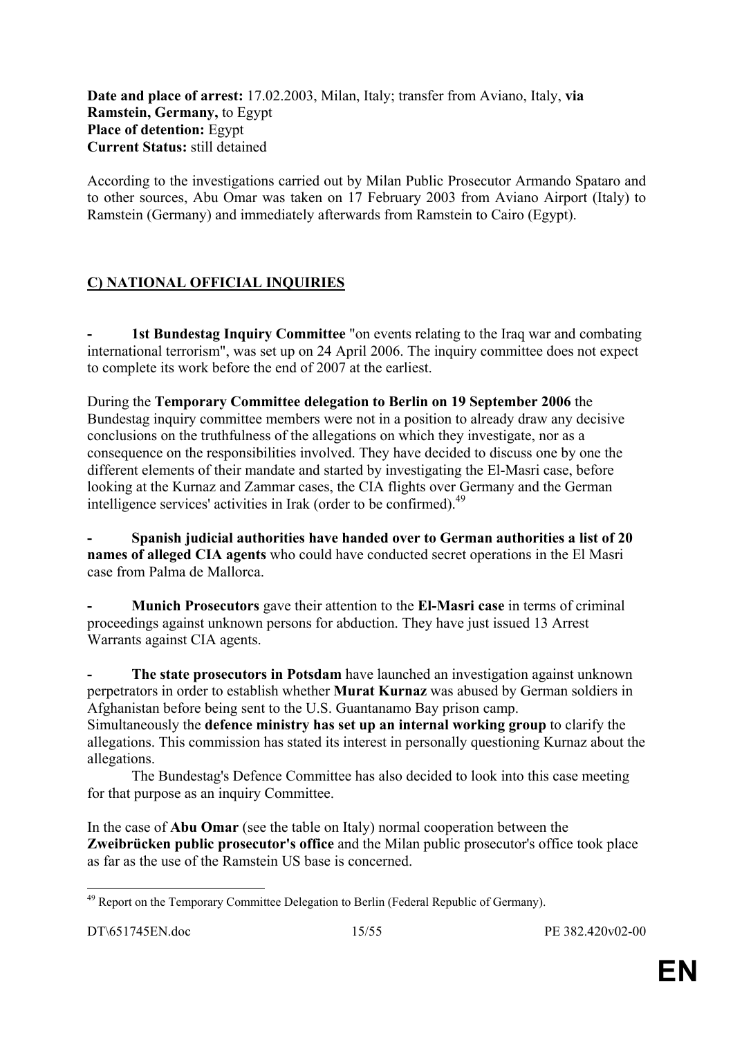**Date and place of arrest:** 17.02.2003, Milan, Italy; transfer from Aviano, Italy, **via Ramstein, Germany,** to Egypt
**Place of detention:** Egypt
**Current Status:** still detained

According to the investigations carried out by Milan Public Prosecutor Armando Spataro and to other sources, Abu Omar was taken on 17 February 2003 from Aviano Airport (Italy) to Ramstein (Germany) and immediately afterwards from Ramstein to Cairo (Egypt).

## C) NATIONAL OFFICIAL INQUIRIES

- **1st Bundestag Inquiry Committee** "on events relating to the Iraq war and combating international terrorism", was set up on 24 April 2006. The inquiry committee does not expect to complete its work before the end of 2007 at the earliest.

During the **Temporary Committee delegation to Berlin on 19 September 2006** the Bundestag inquiry committee members were not in a position to already draw any decisive conclusions on the truthfulness of the allegations on which they investigate, nor as a consequence on the responsibilities involved. They have decided to discuss one by one the different elements of their mandate and started by investigating the El-Masri case, before looking at the Kurnaz and Zammar cases, the CIA flights over Germany and the German intelligence services' activities in Irak (order to be confirmed).[49]

- **Spanish judicial authorities have handed over to German authorities a list of 20 names of alleged CIA agents** who could have conducted secret operations in the El Masri case from Palma de Mallorca.

- **Munich Prosecutors** gave their attention to the **El-Masri case** in terms of criminal proceedings against unknown persons for abduction. They have just issued 13 Arrest Warrants against CIA agents.

- **The state prosecutors in Potsdam** have launched an investigation against unknown perpetrators in order to establish whether **Murat Kurnaz** was abused by German soldiers in Afghanistan before being sent to the U.S. Guantanamo Bay prison camp. Simultaneously the **defence ministry has set up an internal working group** to clarify the allegations. This commission has stated its interest in personally questioning Kurnaz about the allegations.

The Bundestag's Defence Committee has also decided to look into this case meeting for that purpose as an inquiry Committee.

In the case of **Abu Omar** (see the table on Italy) normal cooperation between the **Zweibrücken public prosecutor's office** and the Milan public prosecutor's office took place as far as the use of the Ramstein US base is concerned.

---

[49] Report on the Temporary Committee Delegation to Berlin (Federal Republic of Germany).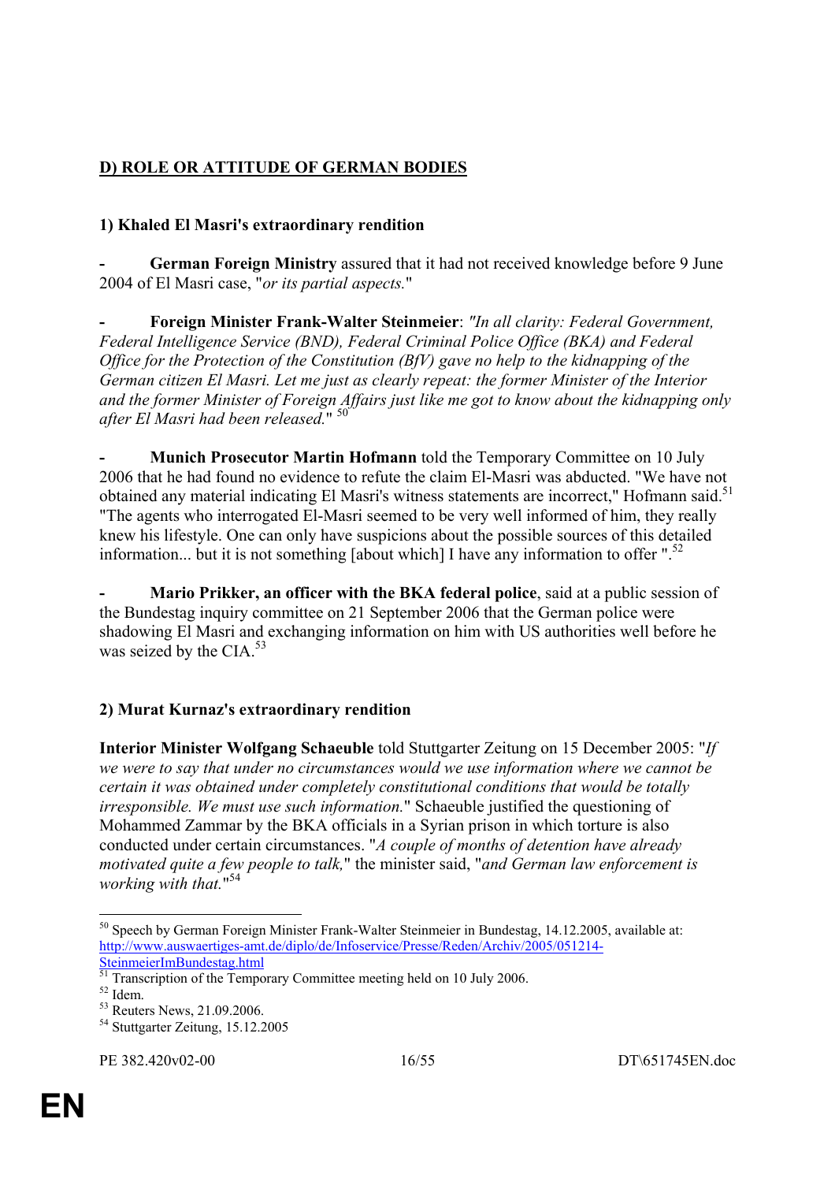## D) ROLE OR ATTITUDE OF GERMAN BODIES

### 1) Khaled El Masri's extraordinary rendition

- **German Foreign Ministry** assured that it had not received knowledge before 9 June 2004 of El Masri case, "*or its partial aspects.*"

- **Foreign Minister Frank-Walter Steinmeier**: *"In all clarity: Federal Government, Federal Intelligence Service (BND), Federal Criminal Police Office (BKA) and Federal Office for the Protection of the Constitution (BfV) gave no help to the kidnapping of the German citizen El Masri. Let me just as clearly repeat: the former Minister of the Interior and the former Minister of Foreign Affairs just like me got to know about the kidnapping only after El Masri had been released.*" [50]

- **Munich Prosecutor Martin Hofmann** told the Temporary Committee on 10 July 2006 that he had found no evidence to refute the claim El-Masri was abducted. "We have not obtained any material indicating El Masri's witness statements are incorrect," Hofmann said.[51] "The agents who interrogated El-Masri seemed to be very well informed of him, they really knew his lifestyle. One can only have suspicions about the possible sources of this detailed information... but it is not something [about which] I have any information to offer ".[52]

- **Mario Prikker, an officer with the BKA federal police**, said at a public session of the Bundestag inquiry committee on 21 September 2006 that the German police were shadowing El Masri and exchanging information on him with US authorities well before he was seized by the CIA.[53]

### 2) Murat Kurnaz's extraordinary rendition

**Interior Minister Wolfgang Schaeuble** told Stuttgarter Zeitung on 15 December 2005: "*If we were to say that under no circumstances would we use information where we cannot be certain it was obtained under completely constitutional conditions that would be totally irresponsible. We must use such information.*" Schaeuble justified the questioning of Mohammed Zammar by the BKA officials in a Syrian prison in which torture is also conducted under certain circumstances. "*A couple of months of detention have already motivated quite a few people to talk,*" the minister said, "*and German law enforcement is working with that.*"[54]

---

[50] Speech by German Foreign Minister Frank-Walter Steinmeier in Bundestag, 14.12.2005, available at: http://www.auswaertiges-amt.de/diplo/de/Infoservice/Presse/Reden/Archiv/2005/051214-SteinmeierImBundestag.html

[51] Transcription of the Temporary Committee meeting held on 10 July 2006.

[52] Idem.

[53] Reuters News, 21.09.2006.

[54] Stuttgarter Zeitung, 15.12.2005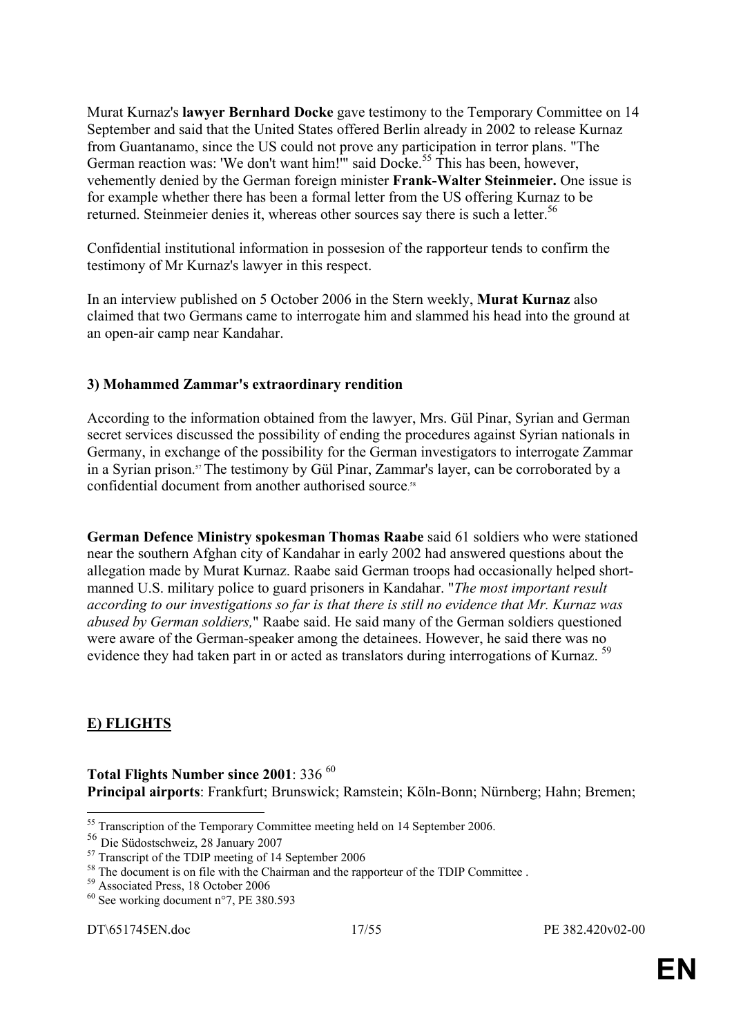Murat Kurnaz's **lawyer Bernhard Docke** gave testimony to the Temporary Committee on 14 September and said that the United States offered Berlin already in 2002 to release Kurnaz from Guantanamo, since the US could not prove any participation in terror plans. "The German reaction was: 'We don't want him!'" said Docke.[55] This has been, however, vehemently denied by the German foreign minister **Frank-Walter Steinmeier.** One issue is for example whether there has been a formal letter from the US offering Kurnaz to be returned. Steinmeier denies it, whereas other sources say there is such a letter.[56]

Confidential institutional information in possesion of the rapporteur tends to confirm the testimony of Mr Kurnaz's lawyer in this respect.

In an interview published on 5 October 2006 in the Stern weekly, **Murat Kurnaz** also claimed that two Germans came to interrogate him and slammed his head into the ground at an open-air camp near Kandahar.

### 3) Mohammed Zammar's extraordinary rendition

According to the information obtained from the lawyer, Mrs. Gül Pinar, Syrian and German secret services discussed the possibility of ending the procedures against Syrian nationals in Germany, in exchange of the possibility for the German investigators to interrogate Zammar in a Syrian prison.[57] The testimony by Gül Pinar, Zammar's layer, can be corroborated by a confidential document from another authorised source.[58]

**German Defence Ministry spokesman Thomas Raabe** said 61 soldiers who were stationed near the southern Afghan city of Kandahar in early 2002 had answered questions about the allegation made by Murat Kurnaz. Raabe said German troops had occasionally helped short-manned U.S. military police to guard prisoners in Kandahar. "*The most important result according to our investigations so far is that there is still no evidence that Mr. Kurnaz was abused by German soldiers,*" Raabe said. He said many of the German soldiers questioned were aware of the German-speaker among the detainees. However, he said there was no evidence they had taken part in or acted as translators during interrogations of Kurnaz. [59]

## E) FLIGHTS

**Total Flights Number since 2001**: 336 [60]
**Principal airports**: Frankfurt; Brunswick; Ramstein; Köln-Bonn; Nürnberg; Hahn; Bremen;

---

[55] Transcription of the Temporary Committee meeting held on 14 September 2006.
[56] Die Südostschweiz, 28 January 2007
[57] Transcript of the TDIP meeting of 14 September 2006
[58] The document is on file with the Chairman and the rapporteur of the TDIP Committee .
[59] Associated Press, 18 October 2006
[60] See working document n°7, PE 380.593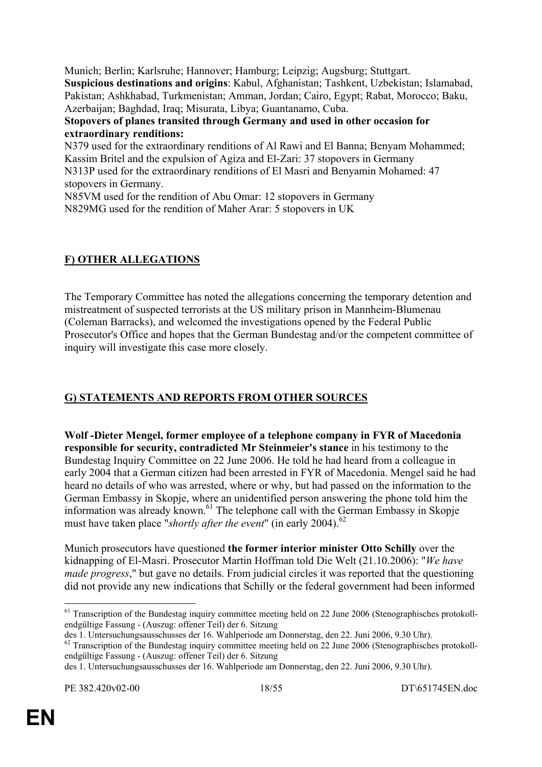Munich; Berlin; Karlsruhe; Hannover; Hamburg; Leipzig; Augsburg; Stuttgart.
**Suspicious destinations and origins**: Kabul, Afghanistan; Tashkent, Uzbekistan; Islamabad, Pakistan; Ashkhabad, Turkmenistan; Amman, Jordan; Cairo, Egypt; Rabat, Morocco; Baku, Azerbaijan; Baghdad, Iraq; Misurata, Libya; Guantanamo, Cuba.
**Stopovers of planes transited through Germany and used in other occasion for extraordinary renditions:**
N379 used for the extraordinary renditions of Al Rawi and El Banna; Benyam Mohammed; Kassim Britel and the expulsion of Agiza and El-Zari: 37 stopovers in Germany
N313P used for the extraordinary renditions of El Masri and Benyamin Mohamed: 47 stopovers in Germany.
N85VM used for the rendition of Abu Omar: 12 stopovers in Germany
N829MG used for the rendition of Maher Arar: 5 stopovers in UK

## F) OTHER ALLEGATIONS

The Temporary Committee has noted the allegations concerning the temporary detention and mistreatment of suspected terrorists at the US military prison in Mannheim-Blumenau (Coleman Barracks), and welcomed the investigations opened by the Federal Public Prosecutor's Office and hopes that the German Bundestag and/or the competent committee of inquiry will investigate this case more closely.

## G) STATEMENTS AND REPORTS FROM OTHER SOURCES

**Wolf -Dieter Mengel, former employee of a telephone company in FYR of Macedonia responsible for security, contradicted Mr Steinmeier's stance** in his testimony to the Bundestag Inquiry Committee on 22 June 2006. He told he had heard from a colleague in early 2004 that a German citizen had been arrested in FYR of Macedonia. Mengel said he had heard no details of who was arrested, where or why, but had passed on the information to the German Embassy in Skopje, where an unidentified person answering the phone told him the information was already known.[61] The telephone call with the German Embassy in Skopje must have taken place "*shortly after the event*" (in early 2004).[62]

Munich prosecutors have questioned **the former interior minister Otto Schilly** over the kidnapping of El-Masri. Prosecutor Martin Hoffman told Die Welt (21.10.2006): "*We have made progress*," but gave no details. From judicial circles it was reported that the questioning did not provide any new indications that Schilly or the federal government had been informed

---

[61] Transcription of the Bundestag inquiry committee meeting held on 22 June 2006 (Stenographisches protokoll-endgültige Fassung - (Auszug: offener Teil) der 6. Sitzung
des 1. Untersuchungsausschusses der 16. Wahlperiode am Donnerstag, den 22. Juni 2006, 9.30 Uhr).

[62] Transcription of the Bundestag inquiry committee meeting held on 22 June 2006 (Stenographisches protokoll-endgültige Fassung - (Auszug: offener Teil) der 6. Sitzung
des 1. Untersuchungsausschusses der 16. Wahlperiode am Donnerstag, den 22. Juni 2006, 9.30 Uhr).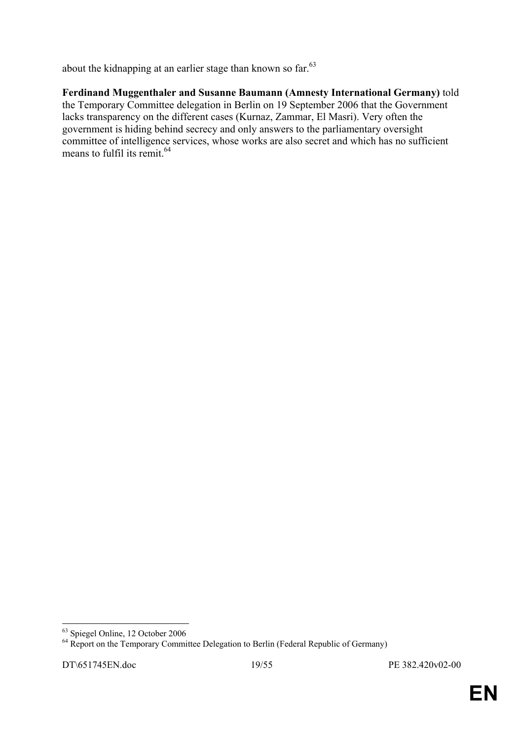about the kidnapping at an earlier stage than known so far.[63]

**Ferdinand Muggenthaler and Susanne Baumann (Amnesty International Germany)** told the Temporary Committee delegation in Berlin on 19 September 2006 that the Government lacks transparency on the different cases (Kurnaz, Zammar, El Masri). Very often the government is hiding behind secrecy and only answers to the parliamentary oversight committee of intelligence services, whose works are also secret and which has no sufficient means to fulfil its remit.[64]

---

[63] Spiegel Online, 12 October 2006

[64] Report on the Temporary Committee Delegation to Berlin (Federal Republic of Germany)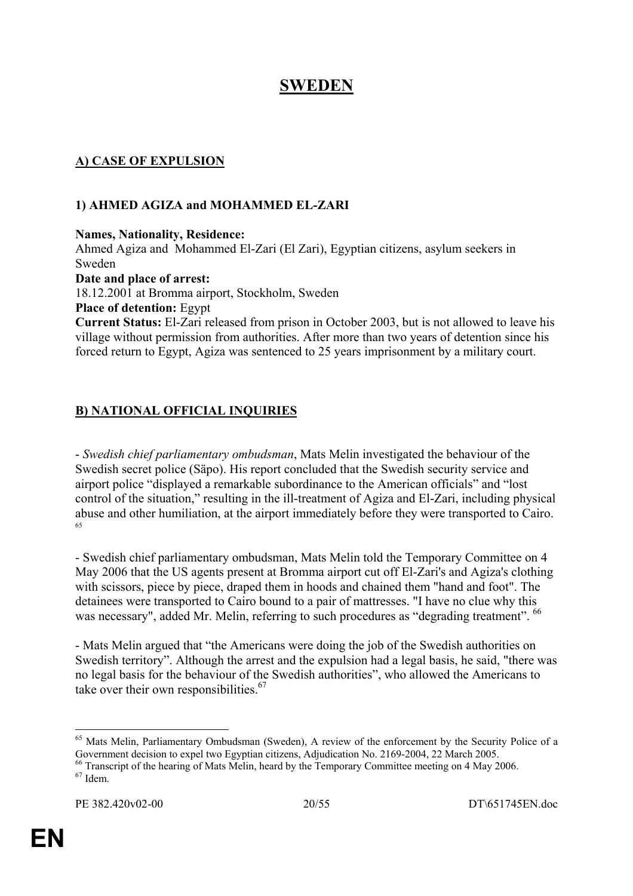# SWEDEN

## A) CASE OF EXPULSION

### 1) AHMED AGIZA and MOHAMMED EL-ZARI

**Names, Nationality, Residence:**
Ahmed Agiza and Mohammed El-Zari (El Zari), Egyptian citizens, asylum seekers in Sweden

**Date and place of arrest:**
18.12.2001 at Bromma airport, Stockholm, Sweden

**Place of detention:** Egypt

**Current Status:** El-Zari released from prison in October 2003, but is not allowed to leave his village without permission from authorities. After more than two years of detention since his forced return to Egypt, Agiza was sentenced to 25 years imprisonment by a military court.

## B) NATIONAL OFFICIAL INQUIRIES

- *Swedish chief parliamentary ombudsman*, Mats Melin investigated the behaviour of the Swedish secret police (Säpo). His report concluded that the Swedish security service and airport police "displayed a remarkable subordinance to the American officials" and "lost control of the situation," resulting in the ill-treatment of Agiza and El-Zari, including physical abuse and other humiliation, at the airport immediately before they were transported to Cairo. [65]

- Swedish chief parliamentary ombudsman, Mats Melin told the Temporary Committee on 4 May 2006 that the US agents present at Bromma airport cut off El-Zari's and Agiza's clothing with scissors, piece by piece, draped them in hoods and chained them "hand and foot". The detainees were transported to Cairo bound to a pair of mattresses. "I have no clue why this was necessary", added Mr. Melin, referring to such procedures as "degrading treatment". [66]

- Mats Melin argued that "the Americans were doing the job of the Swedish authorities on Swedish territory". Although the arrest and the expulsion had a legal basis, he said, "there was no legal basis for the behaviour of the Swedish authorities", who allowed the Americans to take over their own responsibilities.[67]

---

[65] Mats Melin, Parliamentary Ombudsman (Sweden), A review of the enforcement by the Security Police of a Government decision to expel two Egyptian citizens, Adjudication No. 2169-2004, 22 March 2005.

[66] Transcript of the hearing of Mats Melin, heard by the Temporary Committee meeting on 4 May 2006.

[67] Idem.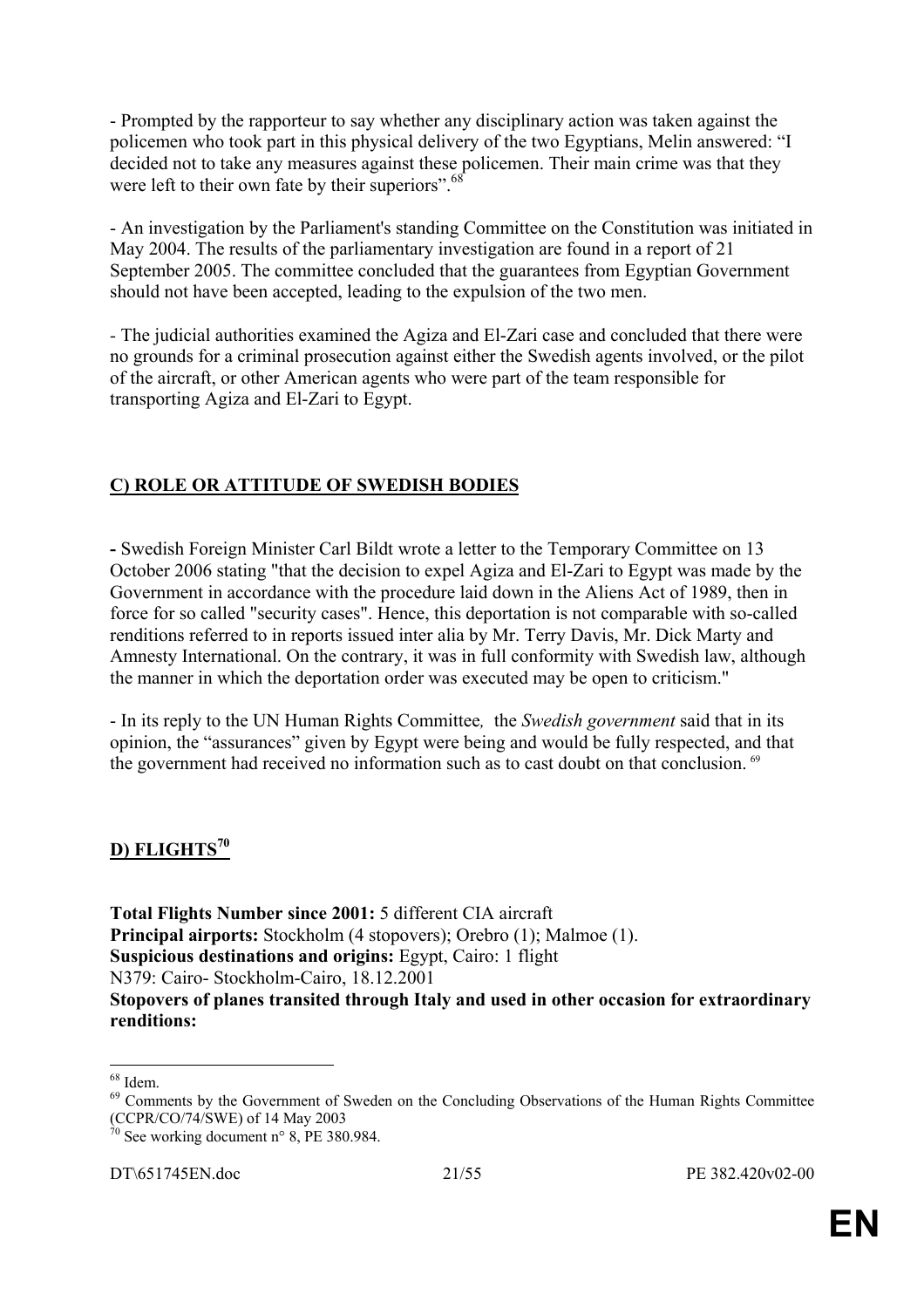- Prompted by the rapporteur to say whether any disciplinary action was taken against the policemen who took part in this physical delivery of the two Egyptians, Melin answered: "I decided not to take any measures against these policemen. Their main crime was that they were left to their own fate by their superiors".[68]

- An investigation by the Parliament's standing Committee on the Constitution was initiated in May 2004. The results of the parliamentary investigation are found in a report of 21 September 2005. The committee concluded that the guarantees from Egyptian Government should not have been accepted, leading to the expulsion of the two men.

- The judicial authorities examined the Agiza and El-Zari case and concluded that there were no grounds for a criminal prosecution against either the Swedish agents involved, or the pilot of the aircraft, or other American agents who were part of the team responsible for transporting Agiza and El-Zari to Egypt.

## C) ROLE OR ATTITUDE OF SWEDISH BODIES

**-** Swedish Foreign Minister Carl Bildt wrote a letter to the Temporary Committee on 13 October 2006 stating "that the decision to expel Agiza and El-Zari to Egypt was made by the Government in accordance with the procedure laid down in the Aliens Act of 1989, then in force for so called "security cases". Hence, this deportation is not comparable with so-called renditions referred to in reports issued inter alia by Mr. Terry Davis, Mr. Dick Marty and Amnesty International. On the contrary, it was in full conformity with Swedish law, although the manner in which the deportation order was executed may be open to criticism."

- In its reply to the UN Human Rights Committee, the *Swedish government* said that in its opinion, the "assurances" given by Egypt were being and would be fully respected, and that the government had received no information such as to cast doubt on that conclusion. [69]

## D) FLIGHTS[70]

**Total Flights Number since 2001:** 5 different CIA aircraft
**Principal airports:** Stockholm (4 stopovers); Orebro (1); Malmoe (1).
**Suspicious destinations and origins:** Egypt, Cairo: 1 flight
N379: Cairo- Stockholm-Cairo, 18.12.2001
**Stopovers of planes transited through Italy and used in other occasion for extraordinary renditions:**

---

[68] Idem.
[69] Comments by the Government of Sweden on the Concluding Observations of the Human Rights Committee (CCPR/CO/74/SWE) of 14 May 2003
[70] See working document n° 8, PE 380.984.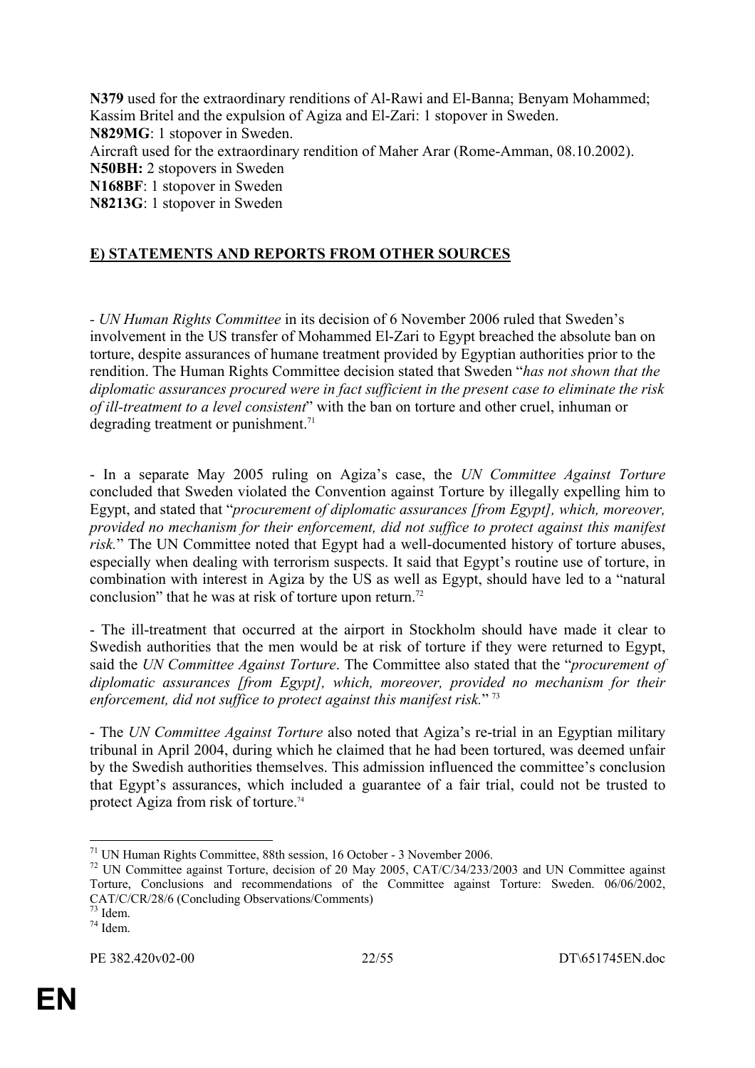**N379** used for the extraordinary renditions of Al-Rawi and El-Banna; Benyam Mohammed; Kassim Britel and the expulsion of Agiza and El-Zari: 1 stopover in Sweden.
**N829MG**: 1 stopover in Sweden.
Aircraft used for the extraordinary rendition of Maher Arar (Rome-Amman, 08.10.2002).
**N50BH:** 2 stopovers in Sweden
**N168BF**: 1 stopover in Sweden
**N8213G**: 1 stopover in Sweden

## E) STATEMENTS AND REPORTS FROM OTHER SOURCES

- *UN Human Rights Committee* in its decision of 6 November 2006 ruled that Sweden's involvement in the US transfer of Mohammed El-Zari to Egypt breached the absolute ban on torture, despite assurances of humane treatment provided by Egyptian authorities prior to the rendition. The Human Rights Committee decision stated that Sweden "*has not shown that the diplomatic assurances procured were in fact sufficient in the present case to eliminate the risk of ill-treatment to a level consistent*" with the ban on torture and other cruel, inhuman or degrading treatment or punishment.[71]

- In a separate May 2005 ruling on Agiza's case, the *UN Committee Against Torture* concluded that Sweden violated the Convention against Torture by illegally expelling him to Egypt, and stated that "*procurement of diplomatic assurances [from Egypt], which, moreover, provided no mechanism for their enforcement, did not suffice to protect against this manifest risk.*" The UN Committee noted that Egypt had a well-documented history of torture abuses, especially when dealing with terrorism suspects. It said that Egypt's routine use of torture, in combination with interest in Agiza by the US as well as Egypt, should have led to a "natural conclusion" that he was at risk of torture upon return.[72]

- The ill-treatment that occurred at the airport in Stockholm should have made it clear to Swedish authorities that the men would be at risk of torture if they were returned to Egypt, said the *UN Committee Against Torture*. The Committee also stated that the "*procurement of diplomatic assurances [from Egypt], which, moreover, provided no mechanism for their enforcement, did not suffice to protect against this manifest risk.*" [73]

- The *UN Committee Against Torture* also noted that Agiza's re-trial in an Egyptian military tribunal in April 2004, during which he claimed that he had been tortured, was deemed unfair by the Swedish authorities themselves. This admission influenced the committee's conclusion that Egypt's assurances, which included a guarantee of a fair trial, could not be trusted to protect Agiza from risk of torture.[74]

---

[71] UN Human Rights Committee, 88th session, 16 October - 3 November 2006.

[72] UN Committee against Torture, decision of 20 May 2005, CAT/C/34/233/2003 and UN Committee against Torture, Conclusions and recommendations of the Committee against Torture: Sweden. 06/06/2002, CAT/C/CR/28/6 (Concluding Observations/Comments)

[73] Idem.

[74] Idem.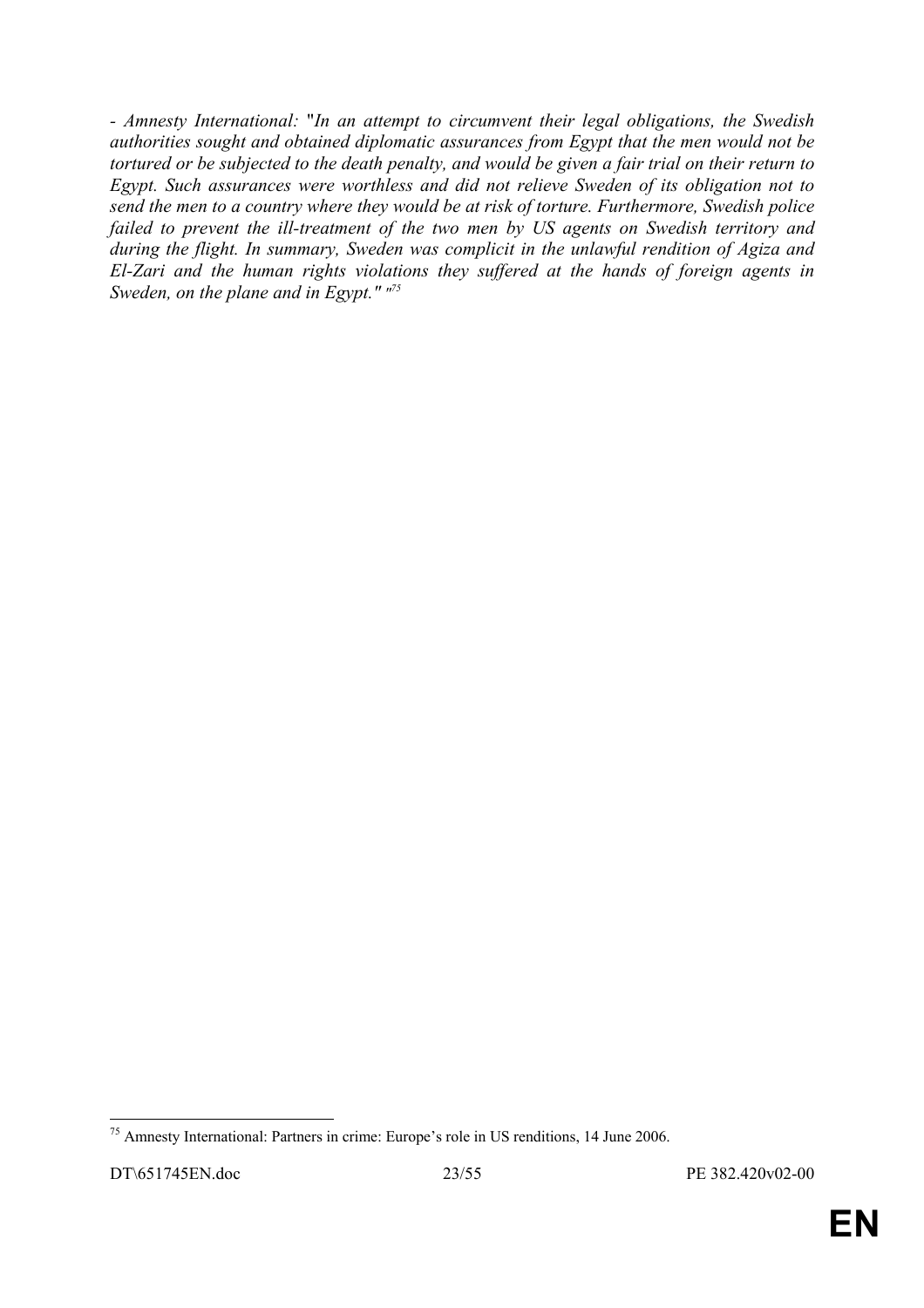*- Amnesty International:* "*In an attempt to circumvent their legal obligations, the Swedish authorities sought and obtained diplomatic assurances from Egypt that the men would not be tortured or be subjected to the death penalty, and would be given a fair trial on their return to Egypt. Such assurances were worthless and did not relieve Sweden of its obligation not to send the men to a country where they would be at risk of torture. Furthermore, Swedish police failed to prevent the ill-treatment of the two men by US agents on Swedish territory and during the flight. In summary, Sweden was complicit in the unlawful rendition of Agiza and El-Zari and the human rights violations they suffered at the hands of foreign agents in Sweden, on the plane and in Egypt." "*[75]

---

[75] Amnesty International: Partners in crime: Europe's role in US renditions, 14 June 2006.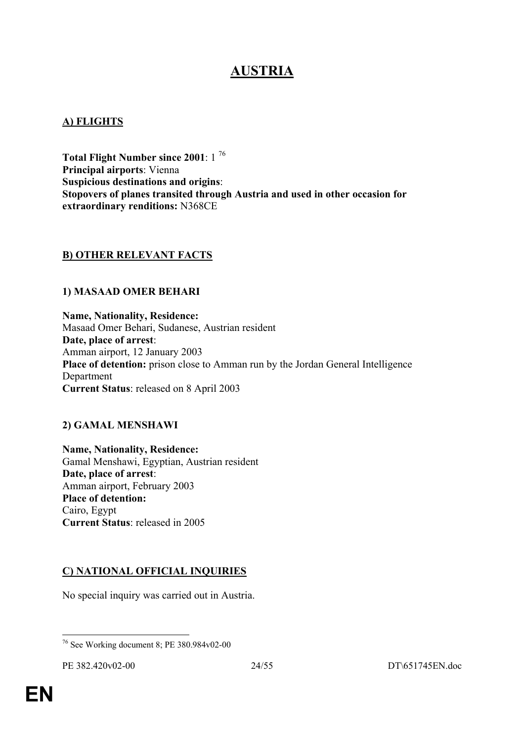# AUSTRIA

## A) FLIGHTS

**Total Flight Number since 2001**: 1 [76]
**Principal airports**: Vienna
**Suspicious destinations and origins**:
**Stopovers of planes transited through Austria and used in other occasion for extraordinary renditions:** N368CE

## B) OTHER RELEVANT FACTS

### 1) MASAAD OMER BEHARI

**Name, Nationality, Residence:**
Masaad Omer Behari, Sudanese, Austrian resident
**Date, place of arrest**:
Amman airport, 12 January 2003
**Place of detention:** prison close to Amman run by the Jordan General Intelligence Department
**Current Status**: released on 8 April 2003

### 2) GAMAL MENSHAWI

**Name, Nationality, Residence:**
Gamal Menshawi, Egyptian, Austrian resident
**Date, place of arrest**:
Amman airport, February 2003
**Place of detention:**
Cairo, Egypt
**Current Status**: released in 2005

## C) NATIONAL OFFICIAL INQUIRIES

No special inquiry was carried out in Austria.

---

[76] See Working document 8; PE 380.984v02-00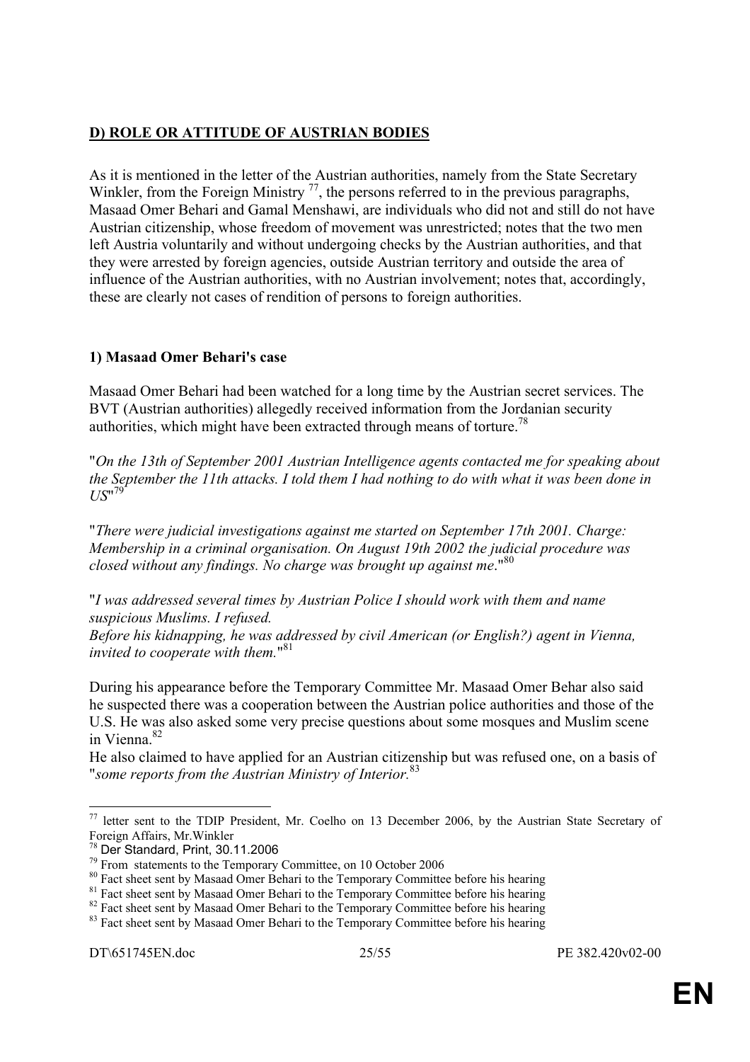## D) ROLE OR ATTITUDE OF AUSTRIAN BODIES

As it is mentioned in the letter of the Austrian authorities, namely from the State Secretary Winkler, from the Foreign Ministry [77], the persons referred to in the previous paragraphs, Masaad Omer Behari and Gamal Menshawi, are individuals who did not and still do not have Austrian citizenship, whose freedom of movement was unrestricted; notes that the two men left Austria voluntarily and without undergoing checks by the Austrian authorities, and that they were arrested by foreign agencies, outside Austrian territory and outside the area of influence of the Austrian authorities, with no Austrian involvement; notes that, accordingly, these are clearly not cases of rendition of persons to foreign authorities.

### 1) Masaad Omer Behari's case

Masaad Omer Behari had been watched for a long time by the Austrian secret services. The BVT (Austrian authorities) allegedly received information from the Jordanian security authorities, which might have been extracted through means of torture.[78]

"*On the 13th of September 2001 Austrian Intelligence agents contacted me for speaking about the September the 11th attacks. I told them I had nothing to do with what it was been done in US*"[79]

"*There were judicial investigations against me started on September 17th 2001. Charge: Membership in a criminal organisation. On August 19th 2002 the judicial procedure was closed without any findings. No charge was brought up against me*."[80]

"*I was addressed several times by Austrian Police I should work with them and name suspicious Muslims. I refused.*
*Before his kidnapping, he was addressed by civil American (or English?) agent in Vienna, invited to cooperate with them.*"[81]

During his appearance before the Temporary Committee Mr. Masaad Omer Behar also said he suspected there was a cooperation between the Austrian police authorities and those of the U.S. He was also asked some very precise questions about some mosques and Muslim scene in Vienna.[82]

He also claimed to have applied for an Austrian citizenship but was refused one, on a basis of "*some reports from the Austrian Ministry of Interior.*[83]

---

[77] letter sent to the TDIP President, Mr. Coelho on 13 December 2006, by the Austrian State Secretary of Foreign Affairs, Mr.Winkler

[78] Der Standard, Print, 30.11.2006

[79] From statements to the Temporary Committee, on 10 October 2006

[80] Fact sheet sent by Masaad Omer Behari to the Temporary Committee before his hearing

[81] Fact sheet sent by Masaad Omer Behari to the Temporary Committee before his hearing

[82] Fact sheet sent by Masaad Omer Behari to the Temporary Committee before his hearing

[83] Fact sheet sent by Masaad Omer Behari to the Temporary Committee before his hearing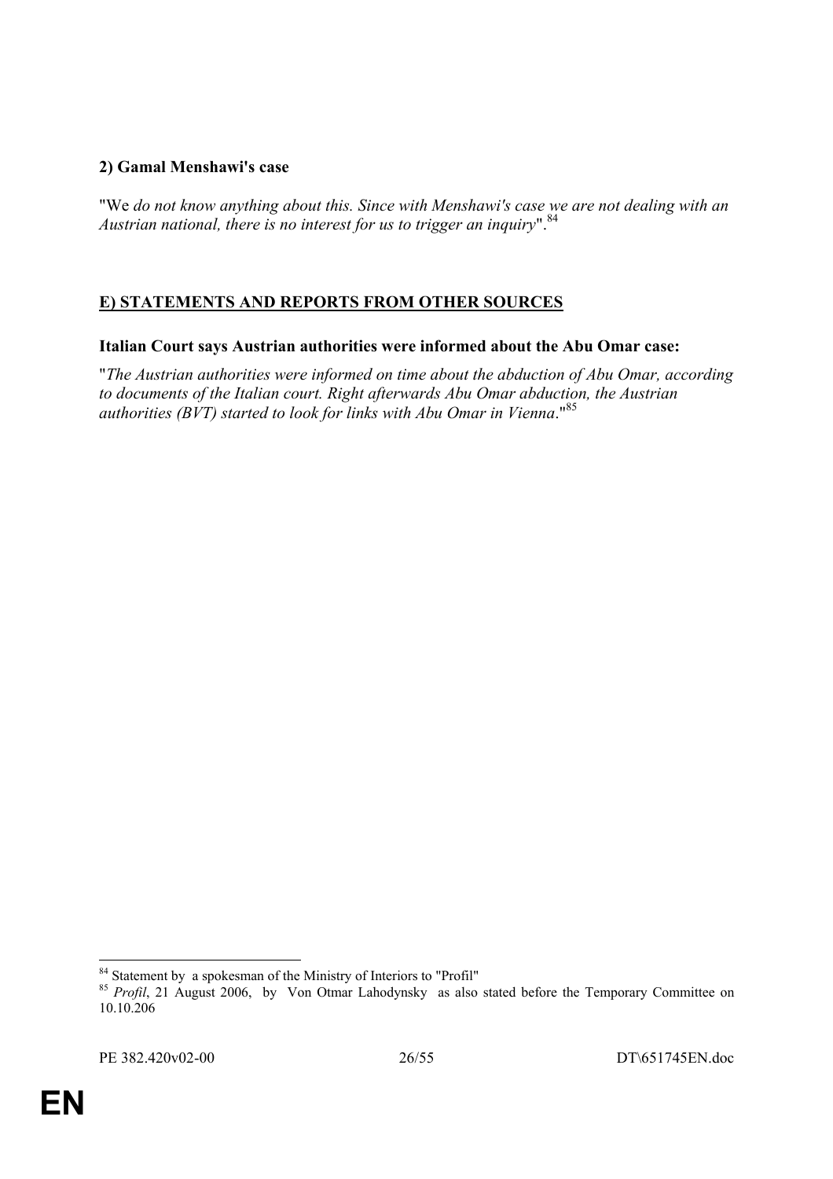### 2) Gamal Menshawi's case

"We *do not know anything about this. Since with Menshawi's case we are not dealing with an Austrian national, there is no interest for us to trigger an inquiry*".[84]

## E) STATEMENTS AND REPORTS FROM OTHER SOURCES

**Italian Court says Austrian authorities were informed about the Abu Omar case:**

"*The Austrian authorities were informed on time about the abduction of Abu Omar, according to documents of the Italian court. Right afterwards Abu Omar abduction, the Austrian authorities (BVT) started to look for links with Abu Omar in Vienna*."[85]

---

[84] Statement by a spokesman of the Ministry of Interiors to "Profil"

[85] *Profil*, 21 August 2006, by Von Otmar Lahodynsky as also stated before the Temporary Committee on 10.10.206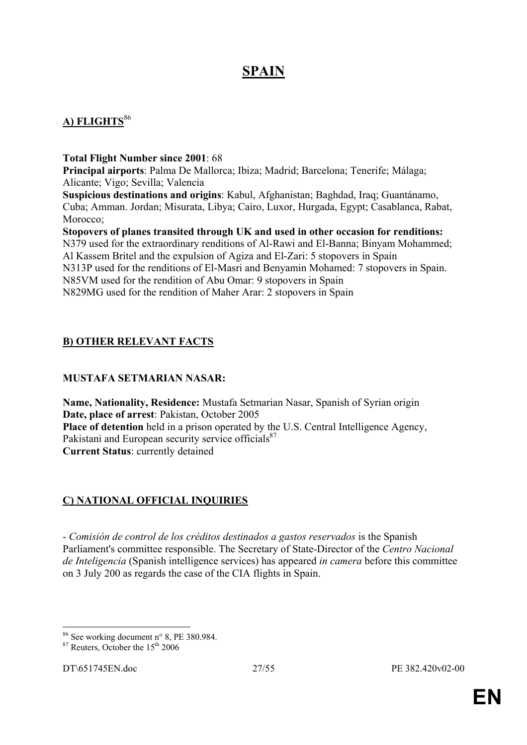# SPAIN

## A) FLIGHTS[86]

**Total Flight Number since 2001**: 68
**Principal airports**: Palma De Mallorca; Ibiza; Madrid; Barcelona; Tenerife; Málaga; Alicante; Vigo; Sevilla; Valencia
**Suspicious destinations and origins**: Kabul, Afghanistan; Baghdad, Iraq; Guantánamo, Cuba; Amman. Jordan; Misurata, Libya; Cairo, Luxor, Hurgada, Egypt; Casablanca, Rabat, Morocco;
**Stopovers of planes transited through UK and used in other occasion for renditions:**
N379 used for the extraordinary renditions of Al-Rawi and El-Banna; Binyam Mohammed; Al Kassem Britel and the expulsion of Agiza and El-Zari: 5 stopovers in Spain
N313P used for the renditions of El-Masri and Benyamin Mohamed: 7 stopovers in Spain.
N85VM used for the rendition of Abu Omar: 9 stopovers in Spain
N829MG used for the rendition of Maher Arar: 2 stopovers in Spain

## B) OTHER RELEVANT FACTS

### MUSTAFA SETMARIAN NASAR:

**Name, Nationality, Residence:** Mustafa Setmarian Nasar, Spanish of Syrian origin
**Date, place of arrest**: Pakistan, October 2005
**Place of detention** held in a prison operated by the U.S. Central Intelligence Agency, Pakistani and European security service officials[87]
**Current Status**: currently detained

## C) NATIONAL OFFICIAL INQUIRIES

- *Comisión de control de los créditos destinados a gastos reservados* is the Spanish Parliament's committee responsible. The Secretary of State-Director of the *Centro Nacional de Inteligencia* (Spanish intelligence services) has appeared *in camera* before this committee on 3 July 200 as regards the case of the CIA flights in Spain.

---

[86] See working document n° 8, PE 380.984.
[87] Reuters, October the 15th 2006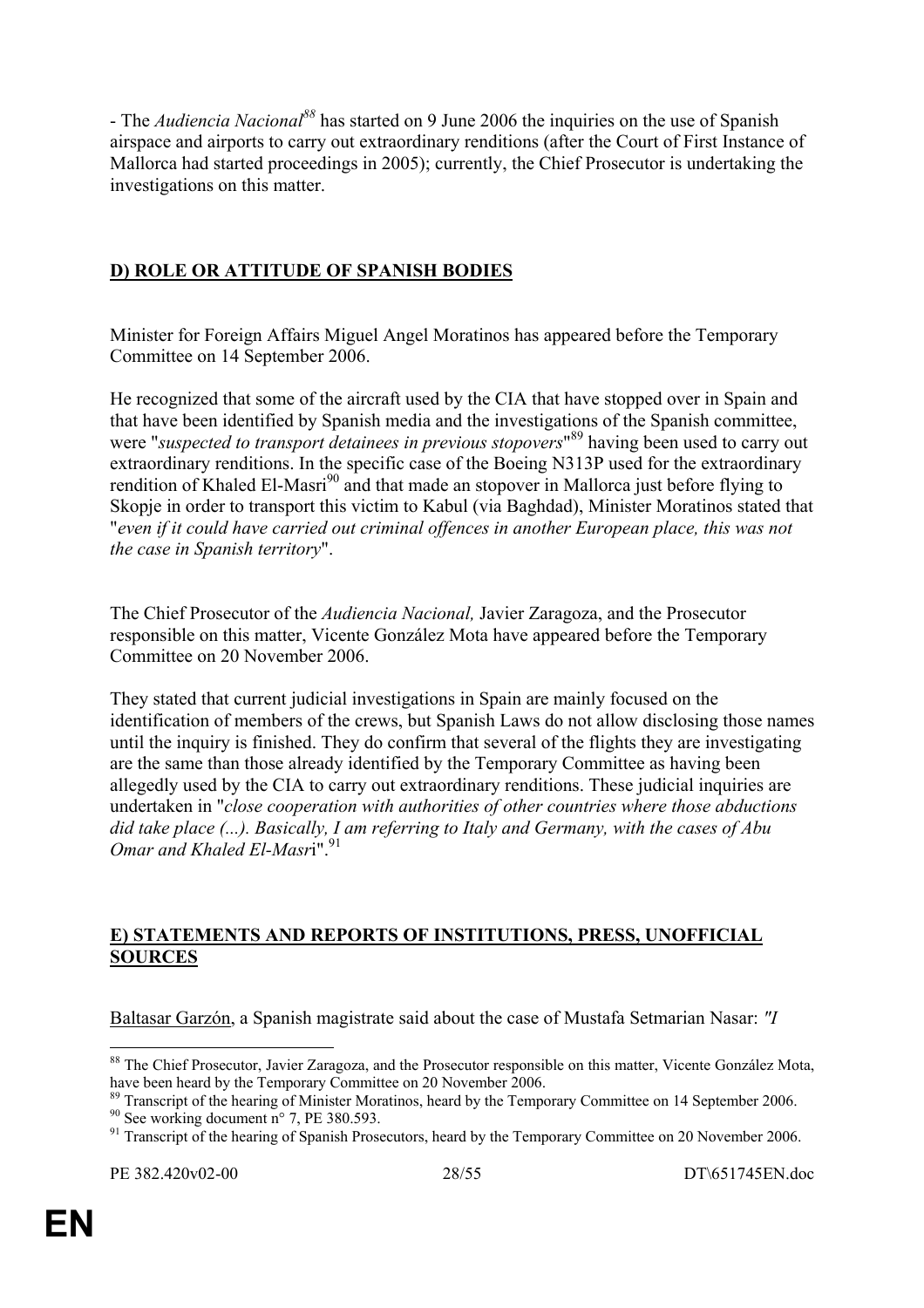- The *Audiencia Nacional*[88] has started on 9 June 2006 the inquiries on the use of Spanish airspace and airports to carry out extraordinary renditions (after the Court of First Instance of Mallorca had started proceedings in 2005); currently, the Chief Prosecutor is undertaking the investigations on this matter.

## D) ROLE OR ATTITUDE OF SPANISH BODIES

Minister for Foreign Affairs Miguel Angel Moratinos has appeared before the Temporary Committee on 14 September 2006.

He recognized that some of the aircraft used by the CIA that have stopped over in Spain and that have been identified by Spanish media and the investigations of the Spanish committee, were "*suspected to transport detainees in previous stopovers*"[89] having been used to carry out extraordinary renditions. In the specific case of the Boeing N313P used for the extraordinary rendition of Khaled El-Masri[90] and that made an stopover in Mallorca just before flying to Skopje in order to transport this victim to Kabul (via Baghdad), Minister Moratinos stated that "*even if it could have carried out criminal offences in another European place, this was not the case in Spanish territory*".

The Chief Prosecutor of the *Audiencia Nacional,* Javier Zaragoza, and the Prosecutor responsible on this matter, Vicente González Mota have appeared before the Temporary Committee on 20 November 2006.

They stated that current judicial investigations in Spain are mainly focused on the identification of members of the crews, but Spanish Laws do not allow disclosing those names until the inquiry is finished. They do confirm that several of the flights they are investigating are the same than those already identified by the Temporary Committee as having been allegedly used by the CIA to carry out extraordinary renditions. These judicial inquiries are undertaken in "*close cooperation with authorities of other countries where those abductions did take place (...). Basically, I am referring to Italy and Germany, with the cases of Abu Omar and Khaled El-Masri*".[91]

## E) STATEMENTS AND REPORTS OF INSTITUTIONS, PRESS, UNOFFICIAL SOURCES

Baltasar Garzón, a Spanish magistrate said about the case of Mustafa Setmarian Nasar: *"I*

---

[88] The Chief Prosecutor, Javier Zaragoza, and the Prosecutor responsible on this matter, Vicente González Mota, have been heard by the Temporary Committee on 20 November 2006.

[89] Transcript of the hearing of Minister Moratinos, heard by the Temporary Committee on 14 September 2006.

[90] See working document n° 7, PE 380.593.

[91] Transcript of the hearing of Spanish Prosecutors, heard by the Temporary Committee on 20 November 2006.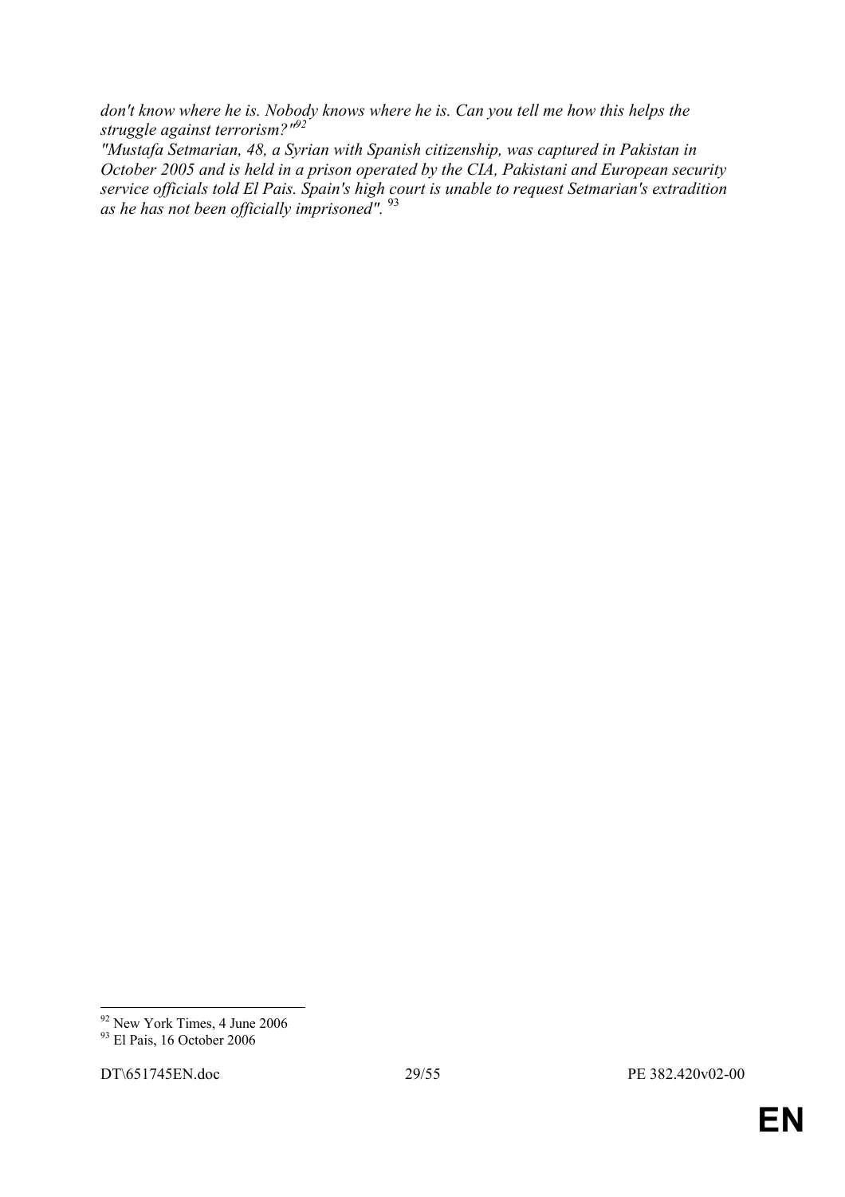*don't know where he is. Nobody knows where he is. Can you tell me how this helps the struggle against terrorism?"*[92]

*"Mustafa Setmarian, 48, a Syrian with Spanish citizenship, was captured in Pakistan in October 2005 and is held in a prison operated by the CIA, Pakistani and European security service officials told El Pais. Spain's high court is unable to request Setmarian's extradition as he has not been officially imprisoned".* [93]

---

[92] New York Times, 4 June 2006

[93] El Pais, 16 October 2006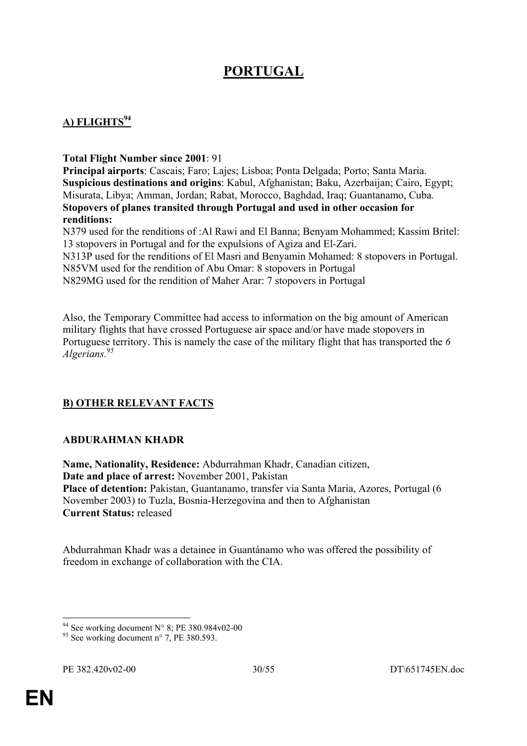# PORTUGAL

## A) FLIGHTS[94]

**Total Flight Number since 2001**: 91
**Principal airports**: Cascais; Faro; Lajes; Lisboa; Ponta Delgada; Porto; Santa Maria.
**Suspicious destinations and origins**: Kabul, Afghanistan; Baku, Azerbaijan; Cairo, Egypt; Misurata, Libya; Amman, Jordan; Rabat, Morocco, Baghdad, Iraq; Guantanamo, Cuba.
**Stopovers of planes transited through Portugal and used in other occasion for renditions:**
N379 used for the renditions of :Al Rawi and El Banna; Benyam Mohammed; Kassim Britel: 13 stopovers in Portugal and for the expulsions of Agiza and El-Zari.
N313P used for the renditions of El Masri and Benyamin Mohamed: 8 stopovers in Portugal.
N85VM used for the rendition of Abu Omar: 8 stopovers in Portugal
N829MG used for the rendition of Maher Arar: 7 stopovers in Portugal

Also, the Temporary Committee had access to information on the big amount of American military flights that have crossed Portuguese air space and/or have made stopovers in Portuguese territory. This is namely the case of the military flight that has transported the *6 Algerians.*[95]

## B) OTHER RELEVANT FACTS

### ABDURAHMAN KHADR

**Name, Nationality, Residence:** Abdurrahman Khadr, Canadian citizen,
**Date and place of arrest:** November 2001, Pakistan
**Place of detention:** Pakistan, Guantanamo, transfer via Santa Maria, Azores, Portugal (6 November 2003) to Tuzla, Bosnia-Herzegovina and then to Afghanistan
**Current Status:** released

Abdurrahman Khadr was a detainee in Guantánamo who was offered the possibility of freedom in exchange of collaboration with the CIA.

---

[94] See working document N° 8; PE 380.984v02-00
[95] See working document n° 7, PE 380.593.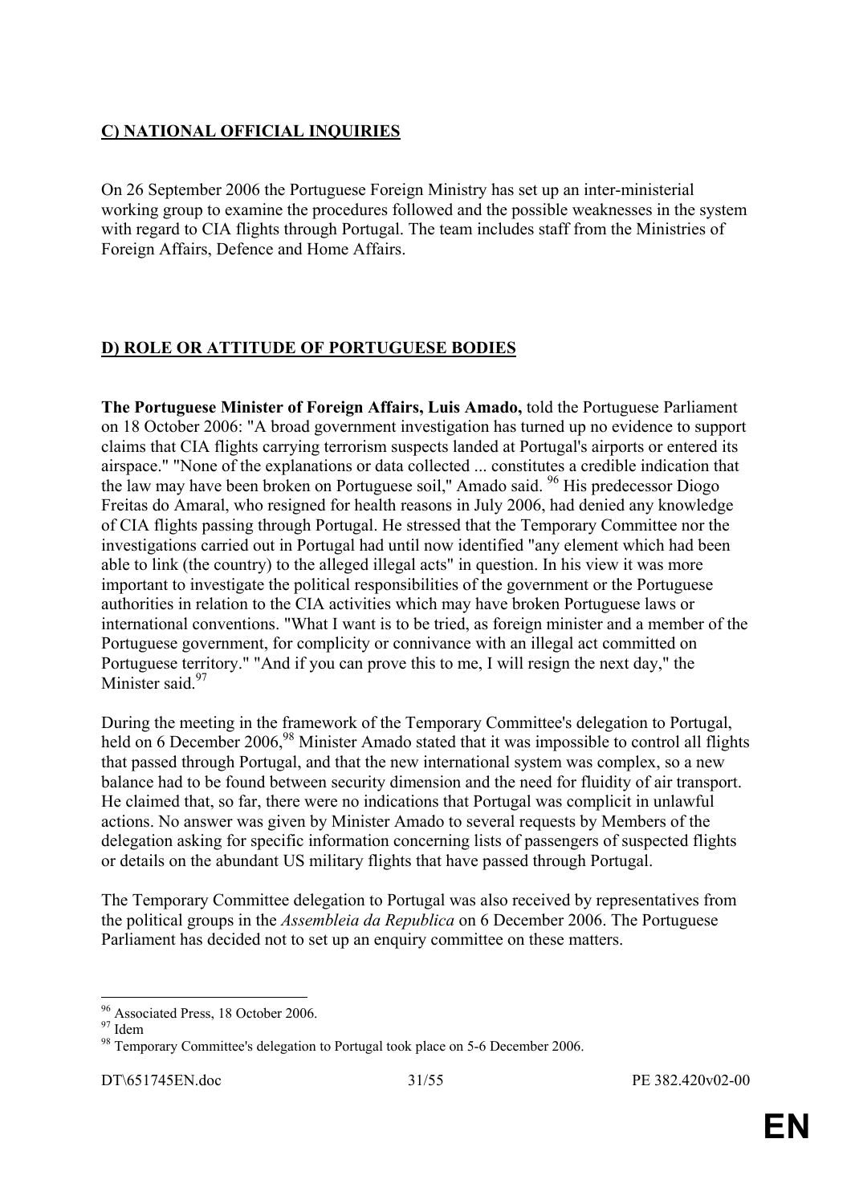## C) NATIONAL OFFICIAL INQUIRIES

On 26 September 2006 the Portuguese Foreign Ministry has set up an inter-ministerial working group to examine the procedures followed and the possible weaknesses in the system with regard to CIA flights through Portugal. The team includes staff from the Ministries of Foreign Affairs, Defence and Home Affairs.

## D) ROLE OR ATTITUDE OF PORTUGUESE BODIES

**The Portuguese Minister of Foreign Affairs, Luis Amado,** told the Portuguese Parliament on 18 October 2006: "A broad government investigation has turned up no evidence to support claims that CIA flights carrying terrorism suspects landed at Portugal's airports or entered its airspace." "None of the explanations or data collected ... constitutes a credible indication that the law may have been broken on Portuguese soil," Amado said. [96] His predecessor Diogo Freitas do Amaral, who resigned for health reasons in July 2006, had denied any knowledge of CIA flights passing through Portugal. He stressed that the Temporary Committee nor the investigations carried out in Portugal had until now identified "any element which had been able to link (the country) to the alleged illegal acts" in question. In his view it was more important to investigate the political responsibilities of the government or the Portuguese authorities in relation to the CIA activities which may have broken Portuguese laws or international conventions. "What I want is to be tried, as foreign minister and a member of the Portuguese government, for complicity or connivance with an illegal act committed on Portuguese territory." "And if you can prove this to me, I will resign the next day," the Minister said.[97]

During the meeting in the framework of the Temporary Committee's delegation to Portugal, held on 6 December 2006,[98] Minister Amado stated that it was impossible to control all flights that passed through Portugal, and that the new international system was complex, so a new balance had to be found between security dimension and the need for fluidity of air transport. He claimed that, so far, there were no indications that Portugal was complicit in unlawful actions. No answer was given by Minister Amado to several requests by Members of the delegation asking for specific information concerning lists of passengers of suspected flights or details on the abundant US military flights that have passed through Portugal.

The Temporary Committee delegation to Portugal was also received by representatives from the political groups in the *Assembleia da Republica* on 6 December 2006. The Portuguese Parliament has decided not to set up an enquiry committee on these matters.

---

[96] Associated Press, 18 October 2006.

[97] Idem

[98] Temporary Committee's delegation to Portugal took place on 5-6 December 2006.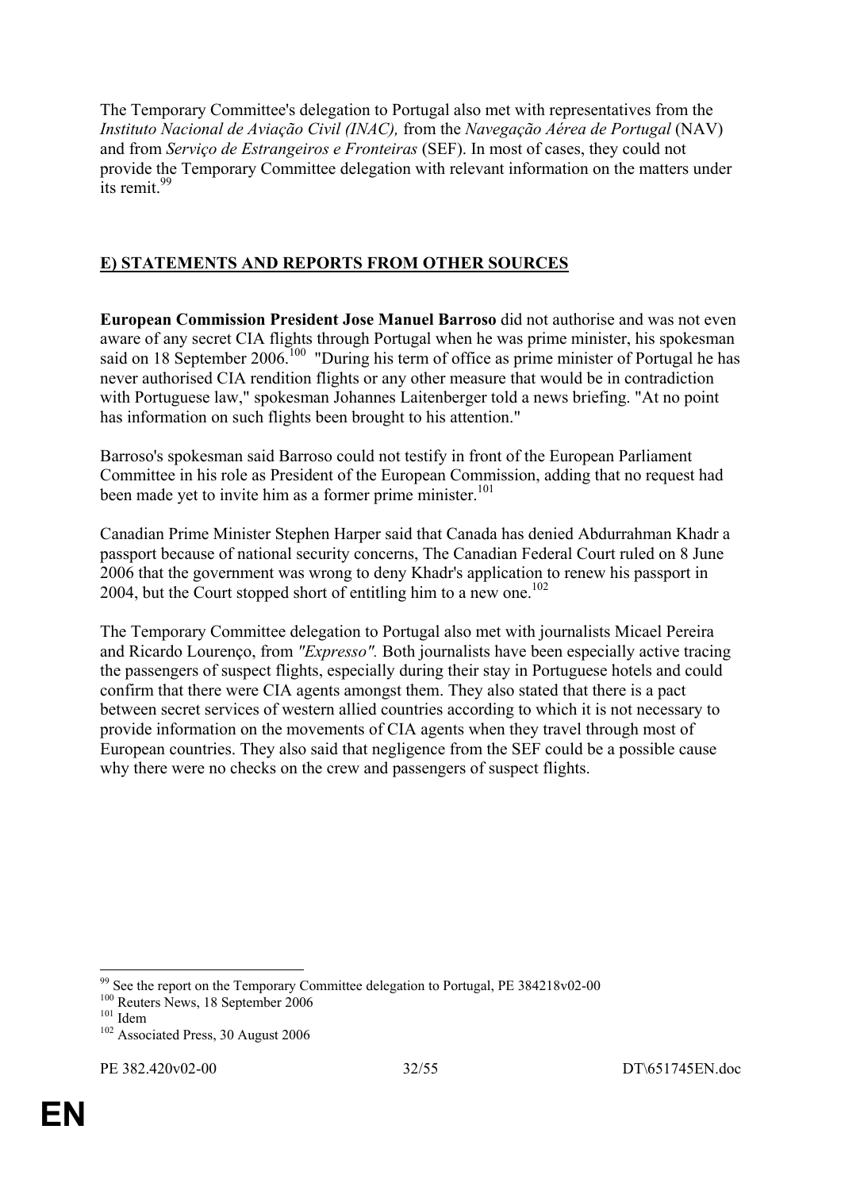The Temporary Committee's delegation to Portugal also met with representatives from the *Instituto Nacional de Aviação Civil (INAC),* from the *Navegação Aérea de Portugal* (NAV) and from *Serviço de Estrangeiros e Fronteiras* (SEF). In most of cases, they could not provide the Temporary Committee delegation with relevant information on the matters under its remit.[99]

## E) STATEMENTS AND REPORTS FROM OTHER SOURCES

**European Commission President Jose Manuel Barroso** did not authorise and was not even aware of any secret CIA flights through Portugal when he was prime minister, his spokesman said on 18 September 2006.[100] "During his term of office as prime minister of Portugal he has never authorised CIA rendition flights or any other measure that would be in contradiction with Portuguese law," spokesman Johannes Laitenberger told a news briefing. "At no point has information on such flights been brought to his attention."

Barroso's spokesman said Barroso could not testify in front of the European Parliament Committee in his role as President of the European Commission, adding that no request had been made yet to invite him as a former prime minister.[101]

Canadian Prime Minister Stephen Harper said that Canada has denied Abdurrahman Khadr a passport because of national security concerns, The Canadian Federal Court ruled on 8 June 2006 that the government was wrong to deny Khadr's application to renew his passport in 2004, but the Court stopped short of entitling him to a new one.[102]

The Temporary Committee delegation to Portugal also met with journalists Micael Pereira and Ricardo Lourenço, from *"Expresso".* Both journalists have been especially active tracing the passengers of suspect flights, especially during their stay in Portuguese hotels and could confirm that there were CIA agents amongst them. They also stated that there is a pact between secret services of western allied countries according to which it is not necessary to provide information on the movements of CIA agents when they travel through most of European countries. They also said that negligence from the SEF could be a possible cause why there were no checks on the crew and passengers of suspect flights.

---

[99] See the report on the Temporary Committee delegation to Portugal, PE 384218v02-00
[100] Reuters News, 18 September 2006
[101] Idem
[102] Associated Press, 30 August 2006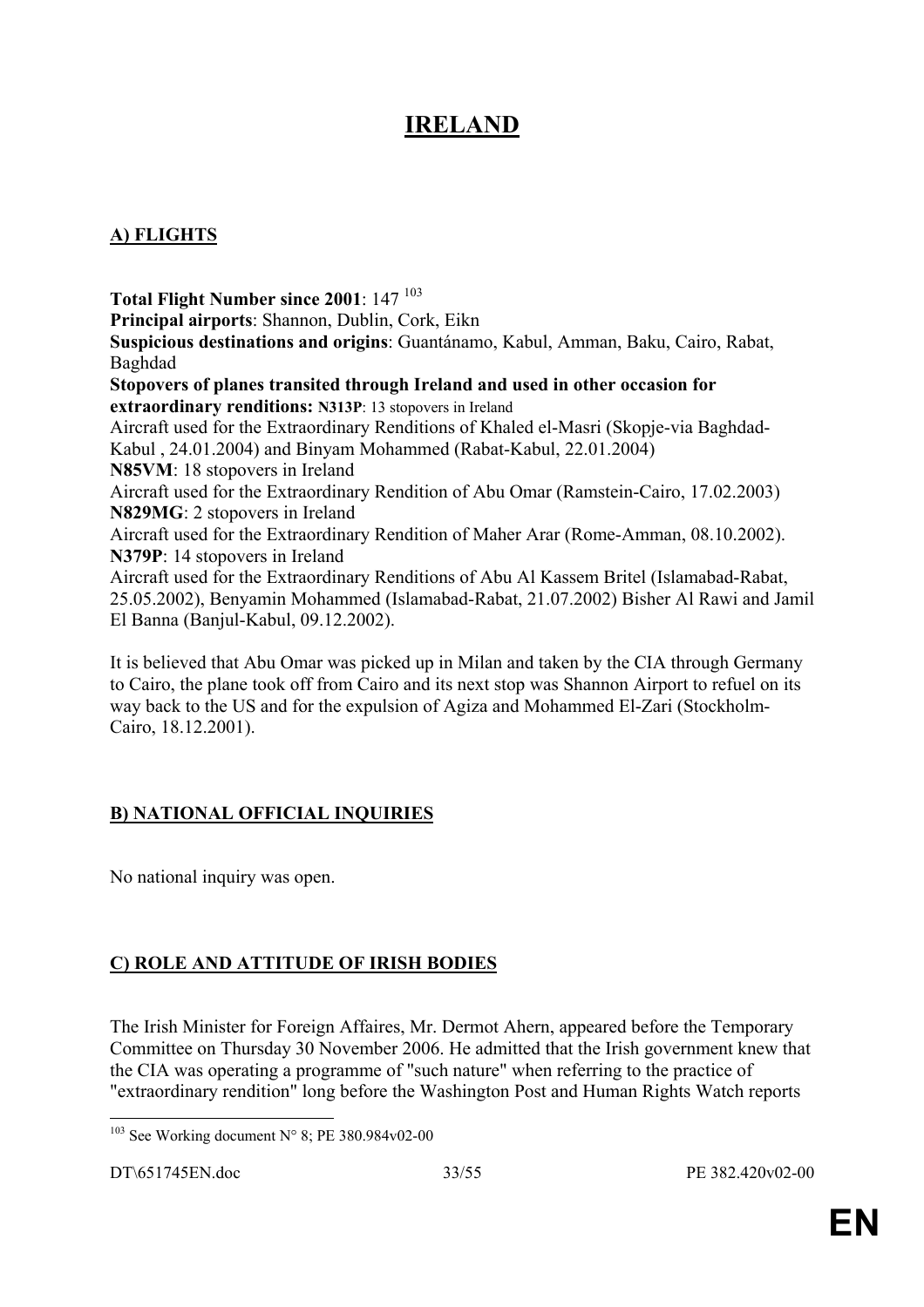# IRELAND

## A) FLIGHTS

**Total Flight Number since 2001**: 147 [103]
**Principal airports**: Shannon, Dublin, Cork, Eikn
**Suspicious destinations and origins**: Guantánamo, Kabul, Amman, Baku, Cairo, Rabat, Baghdad
**Stopovers of planes transited through Ireland and used in other occasion for extraordinary renditions: N313P**: 13 stopovers in Ireland
Aircraft used for the Extraordinary Renditions of Khaled el-Masri (Skopje-via Baghdad-Kabul , 24.01.2004) and Binyam Mohammed (Rabat-Kabul, 22.01.2004)
**N85VM**: 18 stopovers in Ireland
Aircraft used for the Extraordinary Rendition of Abu Omar (Ramstein-Cairo, 17.02.2003)
**N829MG**: 2 stopovers in Ireland
Aircraft used for the Extraordinary Rendition of Maher Arar (Rome-Amman, 08.10.2002).
**N379P**: 14 stopovers in Ireland
Aircraft used for the Extraordinary Renditions of Abu Al Kassem Britel (Islamabad-Rabat, 25.05.2002), Benyamin Mohammed (Islamabad-Rabat, 21.07.2002) Bisher Al Rawi and Jamil El Banna (Banjul-Kabul, 09.12.2002).

It is believed that Abu Omar was picked up in Milan and taken by the CIA through Germany to Cairo, the plane took off from Cairo and its next stop was Shannon Airport to refuel on its way back to the US and for the expulsion of Agiza and Mohammed El-Zari (Stockholm-Cairo, 18.12.2001).

## B) NATIONAL OFFICIAL INQUIRIES

No national inquiry was open.

## C) ROLE AND ATTITUDE OF IRISH BODIES

The Irish Minister for Foreign Affaires, Mr. Dermot Ahern, appeared before the Temporary Committee on Thursday 30 November 2006. He admitted that the Irish government knew that the CIA was operating a programme of "such nature" when referring to the practice of "extraordinary rendition" long before the Washington Post and Human Rights Watch reports

[103] See Working document N° 8; PE 380.984v02-00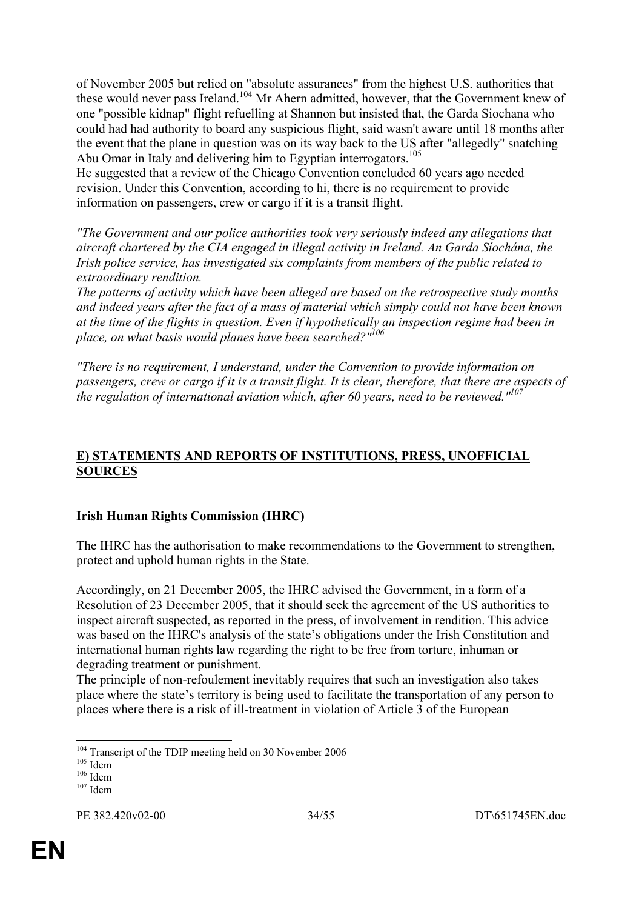of November 2005 but relied on "absolute assurances" from the highest U.S. authorities that these would never pass Ireland.[104] Mr Ahern admitted, however, that the Government knew of one "possible kidnap" flight refuelling at Shannon but insisted that, the Garda Siochana who could had had authority to board any suspicious flight, said wasn't aware until 18 months after the event that the plane in question was on its way back to the US after "allegedly" snatching Abu Omar in Italy and delivering him to Egyptian interrogators.[105]

He suggested that a review of the Chicago Convention concluded 60 years ago needed revision. Under this Convention, according to hi, there is no requirement to provide information on passengers, crew or cargo if it is a transit flight.

*"The Government and our police authorities took very seriously indeed any allegations that aircraft chartered by the CIA engaged in illegal activity in Ireland. An Garda Síochána, the Irish police service, has investigated six complaints from members of the public related to extraordinary rendition.*

*The patterns of activity which have been alleged are based on the retrospective study months and indeed years after the fact of a mass of material which simply could not have been known at the time of the flights in question. Even if hypothetically an inspection regime had been in place, on what basis would planes have been searched?"*[106]

*"There is no requirement, I understand, under the Convention to provide information on passengers, crew or cargo if it is a transit flight. It is clear, therefore, that there are aspects of the regulation of international aviation which, after 60 years, need to be reviewed."*[107]

## E) STATEMENTS AND REPORTS OF INSTITUTIONS, PRESS, UNOFFICIAL SOURCES

### Irish Human Rights Commission (IHRC)

The IHRC has the authorisation to make recommendations to the Government to strengthen, protect and uphold human rights in the State.

Accordingly, on 21 December 2005, the IHRC advised the Government, in a form of a Resolution of 23 December 2005, that it should seek the agreement of the US authorities to inspect aircraft suspected, as reported in the press, of involvement in rendition. This advice was based on the IHRC's analysis of the state's obligations under the Irish Constitution and international human rights law regarding the right to be free from torture, inhuman or degrading treatment or punishment.

The principle of non-refoulement inevitably requires that such an investigation also takes place where the state's territory is being used to facilitate the transportation of any person to places where there is a risk of ill-treatment in violation of Article 3 of the European

---

[104] Transcript of the TDIP meeting held on 30 November 2006

[105] Idem

[106] Idem

[107] Idem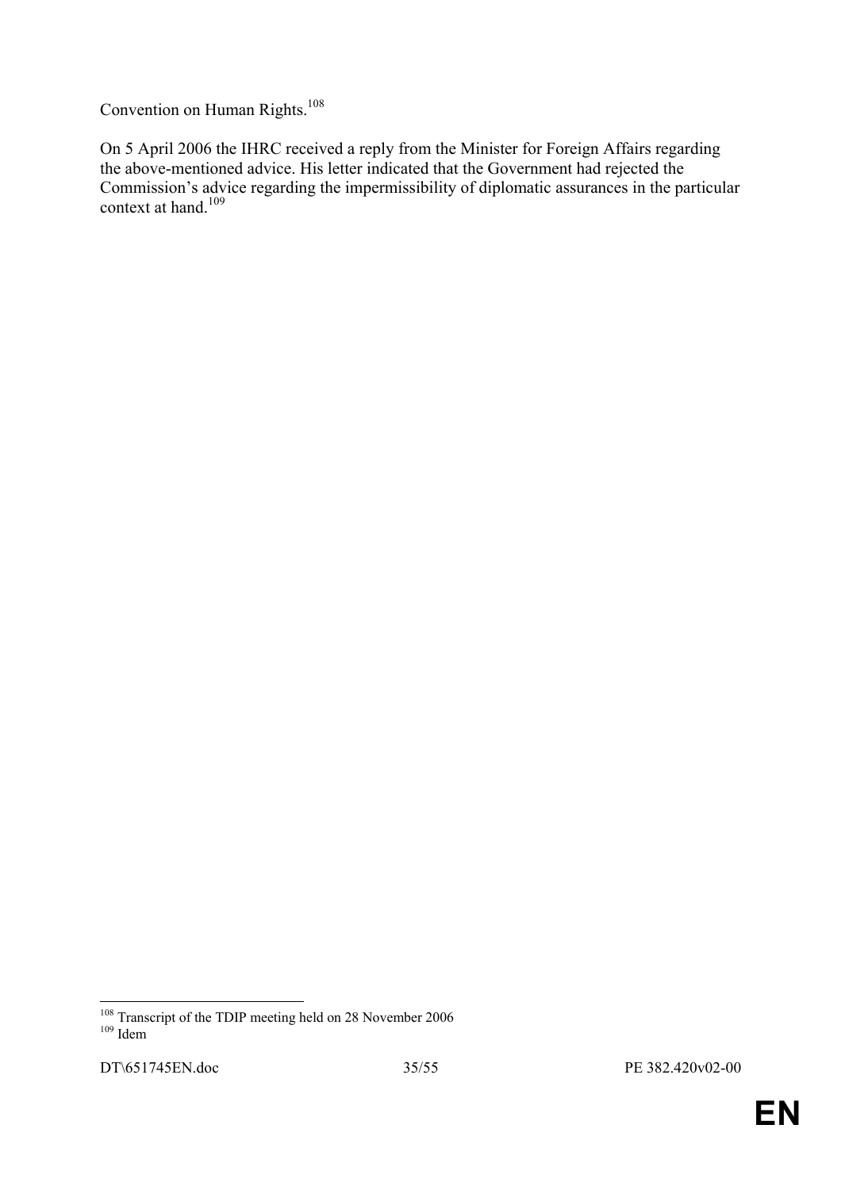Convention on Human Rights.[108]

On 5 April 2006 the IHRC received a reply from the Minister for Foreign Affairs regarding the above-mentioned advice. His letter indicated that the Government had rejected the Commission's advice regarding the impermissibility of diplomatic assurances in the particular context at hand.[109]

---

[108] Transcript of the TDIP meeting held on 28 November 2006

[109] Idem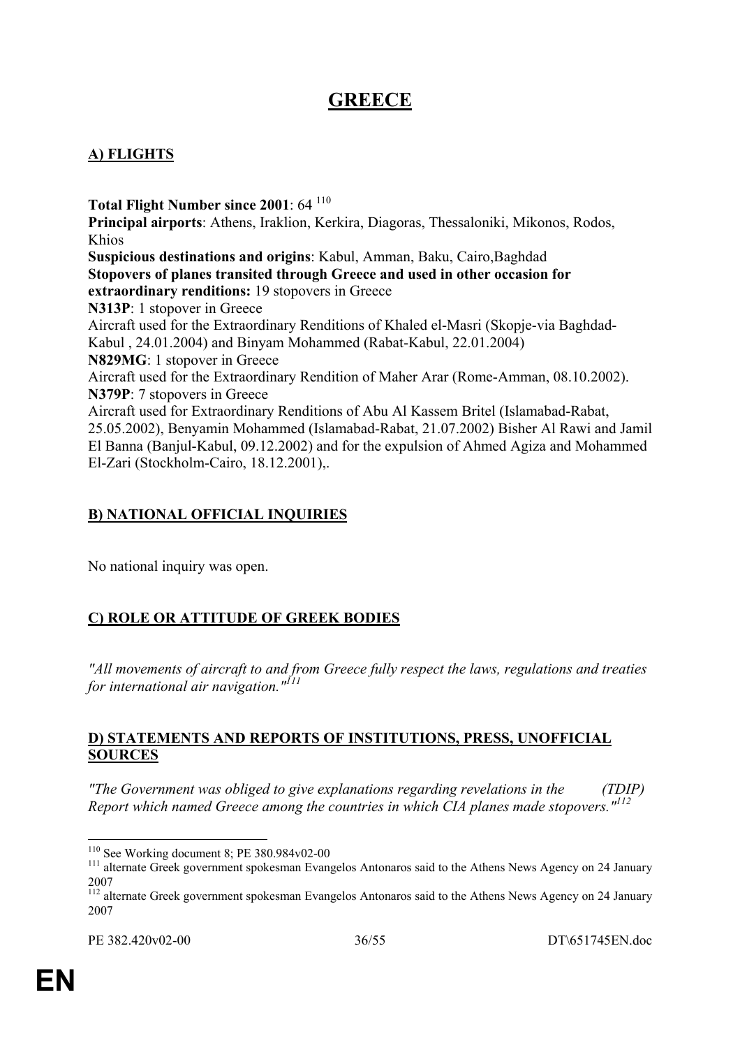# GREECE

## A) FLIGHTS

**Total Flight Number since 2001**: 64 [110]
**Principal airports**: Athens, Iraklion, Kerkira, Diagoras, Thessaloniki, Mikonos, Rodos, Khios
**Suspicious destinations and origins**: Kabul, Amman, Baku, Cairo,Baghdad
**Stopovers of planes transited through Greece and used in other occasion for extraordinary renditions:** 19 stopovers in Greece
**N313P**: 1 stopover in Greece
Aircraft used for the Extraordinary Renditions of Khaled el-Masri (Skopje-via Baghdad-Kabul , 24.01.2004) and Binyam Mohammed (Rabat-Kabul, 22.01.2004)
**N829MG**: 1 stopover in Greece
Aircraft used for the Extraordinary Rendition of Maher Arar (Rome-Amman, 08.10.2002).
**N379P**: 7 stopovers in Greece
Aircraft used for Extraordinary Renditions of Abu Al Kassem Britel (Islamabad-Rabat, 25.05.2002), Benyamin Mohammed (Islamabad-Rabat, 21.07.2002) Bisher Al Rawi and Jamil El Banna (Banjul-Kabul, 09.12.2002) and for the expulsion of Ahmed Agiza and Mohammed El-Zari (Stockholm-Cairo, 18.12.2001),.

## B) NATIONAL OFFICIAL INQUIRIES

No national inquiry was open.

## C) ROLE OR ATTITUDE OF GREEK BODIES

*"All movements of aircraft to and from Greece fully respect the laws, regulations and treaties for international air navigation."*[111]

## D) STATEMENTS AND REPORTS OF INSTITUTIONS, PRESS, UNOFFICIAL SOURCES

*"The Government was obliged to give explanations regarding revelations in the (TDIP) Report which named Greece among the countries in which CIA planes made stopovers."*[112]

---

[110] See Working document 8; PE 380.984v02-00
[111] alternate Greek government spokesman Evangelos Antonaros said to the Athens News Agency on 24 January 2007
[112] alternate Greek government spokesman Evangelos Antonaros said to the Athens News Agency on 24 January 2007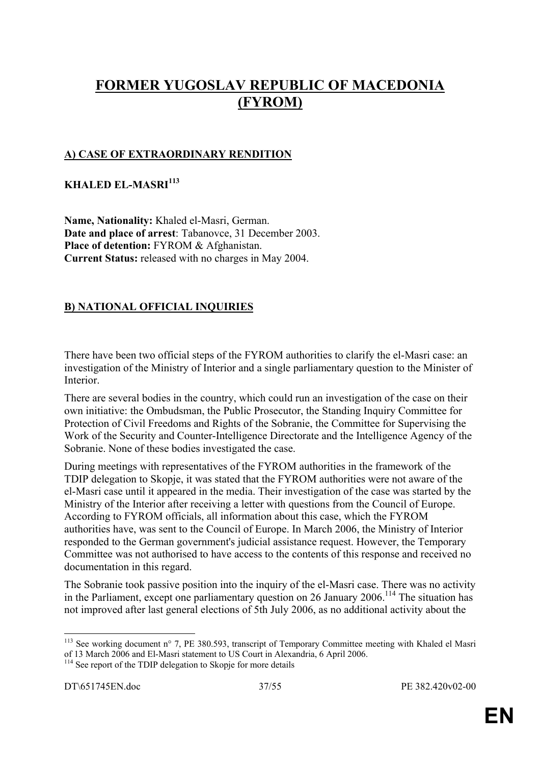# FORMER YUGOSLAV REPUBLIC OF MACEDONIA (FYROM)

## A) CASE OF EXTRAORDINARY RENDITION

### KHALED EL-MASRI[113]

**Name, Nationality:** Khaled el-Masri, German.
**Date and place of arrest**: Tabanovce, 31 December 2003.
**Place of detention:** FYROM & Afghanistan.
**Current Status:** released with no charges in May 2004.

## B) NATIONAL OFFICIAL INQUIRIES

There have been two official steps of the FYROM authorities to clarify the el-Masri case: an investigation of the Ministry of Interior and a single parliamentary question to the Minister of Interior.

There are several bodies in the country, which could run an investigation of the case on their own initiative: the Ombudsman, the Public Prosecutor, the Standing Inquiry Committee for Protection of Civil Freedoms and Rights of the Sobranie, the Committee for Supervising the Work of the Security and Counter-Intelligence Directorate and the Intelligence Agency of the Sobranie. None of these bodies investigated the case.

During meetings with representatives of the FYROM authorities in the framework of the TDIP delegation to Skopje, it was stated that the FYROM authorities were not aware of the el-Masri case until it appeared in the media. Their investigation of the case was started by the Ministry of the Interior after receiving a letter with questions from the Council of Europe. According to FYROM officials, all information about this case, which the FYROM authorities have, was sent to the Council of Europe. In March 2006, the Ministry of Interior responded to the German government's judicial assistance request. However, the Temporary Committee was not authorised to have access to the contents of this response and received no documentation in this regard.

The Sobranie took passive position into the inquiry of the el-Masri case. There was no activity in the Parliament, except one parliamentary question on 26 January 2006.[114] The situation has not improved after last general elections of 5th July 2006, as no additional activity about the

---

[113] See working document n° 7, PE 380.593, transcript of Temporary Committee meeting with Khaled el Masri of 13 March 2006 and El-Masri statement to US Court in Alexandria, 6 April 2006.

[114] See report of the TDIP delegation to Skopje for more details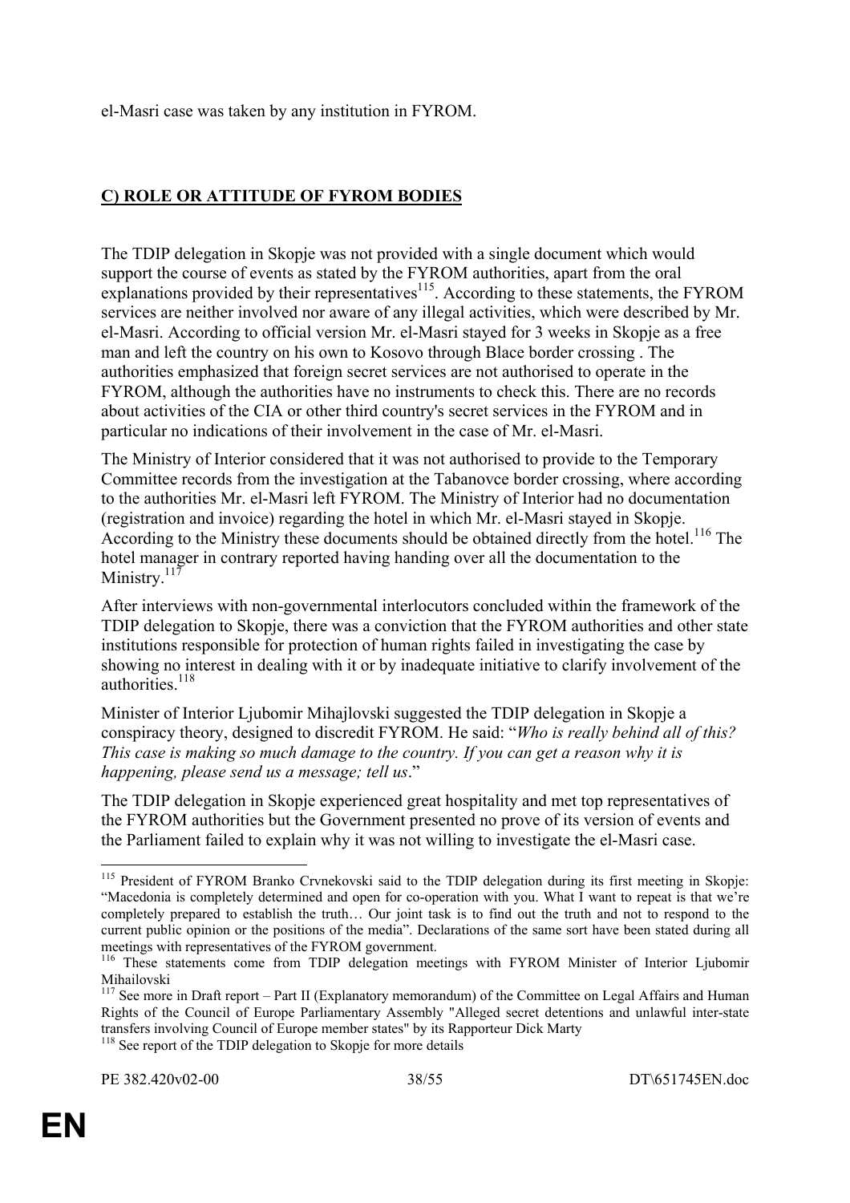el-Masri case was taken by any institution in FYROM.

## **C) ROLE OR ATTITUDE OF FYROM BODIES**

The TDIP delegation in Skopje was not provided with a single document which would support the course of events as stated by the FYROM authorities, apart from the oral explanations provided by their representatives[115]. According to these statements, the FYROM services are neither involved nor aware of any illegal activities, which were described by Mr. el-Masri. According to official version Mr. el-Masri stayed for 3 weeks in Skopje as a free man and left the country on his own to Kosovo through Blace border crossing . The authorities emphasized that foreign secret services are not authorised to operate in the FYROM, although the authorities have no instruments to check this. There are no records about activities of the CIA or other third country's secret services in the FYROM and in particular no indications of their involvement in the case of Mr. el-Masri.

The Ministry of Interior considered that it was not authorised to provide to the Temporary Committee records from the investigation at the Tabanovce border crossing, where according to the authorities Mr. el-Masri left FYROM. The Ministry of Interior had no documentation (registration and invoice) regarding the hotel in which Mr. el-Masri stayed in Skopje. According to the Ministry these documents should be obtained directly from the hotel.[116] The hotel manager in contrary reported having handing over all the documentation to the Ministry.[117]

After interviews with non-governmental interlocutors concluded within the framework of the TDIP delegation to Skopje, there was a conviction that the FYROM authorities and other state institutions responsible for protection of human rights failed in investigating the case by showing no interest in dealing with it or by inadequate initiative to clarify involvement of the authorities.[118]

Minister of Interior Ljubomir Mihajlovski suggested the TDIP delegation in Skopje a conspiracy theory, designed to discredit FYROM. He said: "*Who is really behind all of this? This case is making so much damage to the country. If you can get a reason why it is happening, please send us a message; tell us*."

The TDIP delegation in Skopje experienced great hospitality and met top representatives of the FYROM authorities but the Government presented no prove of its version of events and the Parliament failed to explain why it was not willing to investigate the el-Masri case.

---

[115] President of FYROM Branko Crvnekovski said to the TDIP delegation during its first meeting in Skopje: "Macedonia is completely determined and open for co-operation with you. What I want to repeat is that we're completely prepared to establish the truth… Our joint task is to find out the truth and not to respond to the current public opinion or the positions of the media". Declarations of the same sort have been stated during all meetings with representatives of the FYROM government.

[116] These statements come from TDIP delegation meetings with FYROM Minister of Interior Ljubomir Mihailovski

[117] See more in Draft report – Part II (Explanatory memorandum) of the Committee on Legal Affairs and Human Rights of the Council of Europe Parliamentary Assembly "Alleged secret detentions and unlawful inter-state transfers involving Council of Europe member states" by its Rapporteur Dick Marty

[118] See report of the TDIP delegation to Skopje for more details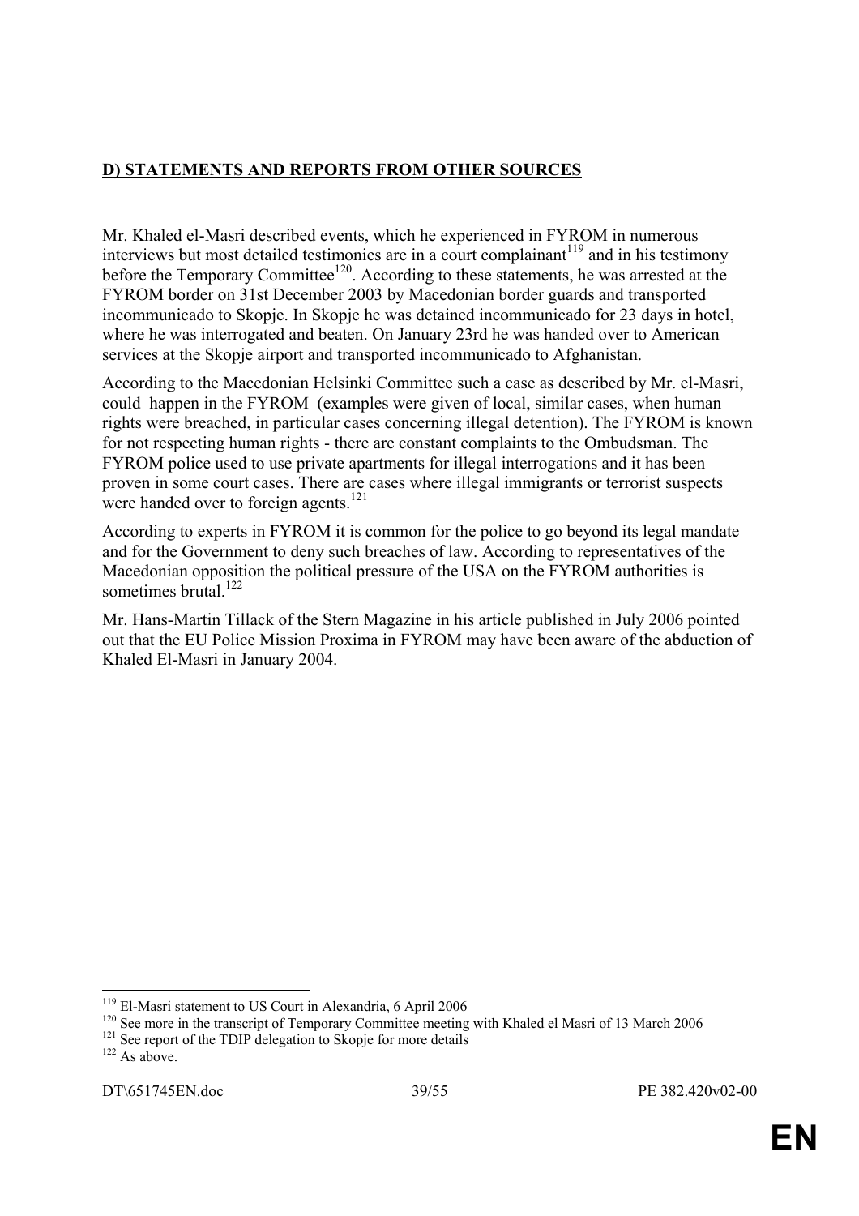**D) STATEMENTS AND REPORTS FROM OTHER SOURCES**

Mr. Khaled el-Masri described events, which he experienced in FYROM in numerous interviews but most detailed testimonies are in a court complainant[119] and in his testimony before the Temporary Committee[120]. According to these statements, he was arrested at the FYROM border on 31st December 2003 by Macedonian border guards and transported incommunicado to Skopje. In Skopje he was detained incommunicado for 23 days in hotel, where he was interrogated and beaten. On January 23rd he was handed over to American services at the Skopje airport and transported incommunicado to Afghanistan.

According to the Macedonian Helsinki Committee such a case as described by Mr. el-Masri, could happen in the FYROM (examples were given of local, similar cases, when human rights were breached, in particular cases concerning illegal detention). The FYROM is known for not respecting human rights - there are constant complaints to the Ombudsman. The FYROM police used to use private apartments for illegal interrogations and it has been proven in some court cases. There are cases where illegal immigrants or terrorist suspects were handed over to foreign agents.[121]

According to experts in FYROM it is common for the police to go beyond its legal mandate and for the Government to deny such breaches of law. According to representatives of the Macedonian opposition the political pressure of the USA on the FYROM authorities is sometimes brutal.[122]

Mr. Hans-Martin Tillack of the Stern Magazine in his article published in July 2006 pointed out that the EU Police Mission Proxima in FYROM may have been aware of the abduction of Khaled El-Masri in January 2004.

---

[119] El-Masri statement to US Court in Alexandria, 6 April 2006

[120] See more in the transcript of Temporary Committee meeting with Khaled el Masri of 13 March 2006

[121] See report of the TDIP delegation to Skopje for more details

[122] As above.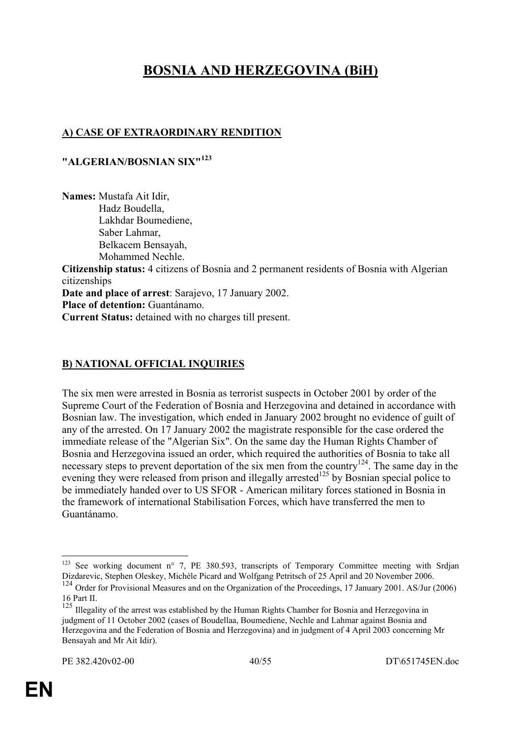# BOSNIA AND HERZEGOVINA (BiH)

## A) CASE OF EXTRAORDINARY RENDITION

### "ALGERIAN/BOSNIAN SIX"[123]

**Names:** Mustafa Ait Idir,
Hadz Boudella,
Lakhdar Boumediene,
Saber Lahmar,
Belkacem Bensayah,
Mohammed Nechle.

**Citizenship status:** 4 citizens of Bosnia and 2 permanent residents of Bosnia with Algerian citizenships

**Date and place of arrest**: Sarajevo, 17 January 2002.

**Place of detention:** Guantánamo.

**Current Status:** detained with no charges till present.

## B) NATIONAL OFFICIAL INQUIRIES

The six men were arrested in Bosnia as terrorist suspects in October 2001 by order of the Supreme Court of the Federation of Bosnia and Herzegovina and detained in accordance with Bosnian law. The investigation, which ended in January 2002 brought no evidence of guilt of any of the arrested. On 17 January 2002 the magistrate responsible for the case ordered the immediate release of the "Algerian Six". On the same day the Human Rights Chamber of Bosnia and Herzegovina issued an order, which required the authorities of Bosnia to take all necessary steps to prevent deportation of the six men from the country[124]. The same day in the evening they were released from prison and illegally arrested[125] by Bosnian special police to be immediately handed over to US SFOR - American military forces stationed in Bosnia in the framework of international Stabilisation Forces, which have transferred the men to Guantánamo.

---

[123] See working document n° 7, PE 380.593, transcripts of Temporary Committee meeting with Srdjan Dizdarevic, Stephen Oleskey, Michèle Picard and Wolfgang Petritsch of 25 April and 20 November 2006.

[124] Order for Provisional Measures and on the Organization of the Proceedings, 17 January 2001. AS/Jur (2006) 16 Part II.

[125] Illegality of the arrest was established by the Human Rights Chamber for Bosnia and Herzegovina in judgment of 11 October 2002 (cases of Boudellaa, Boumediene, Nechle and Lahmar against Bosnia and Herzegovina and the Federation of Bosnia and Herzegovina) and in judgment of 4 April 2003 concerning Mr Bensayah and Mr Ait Idir).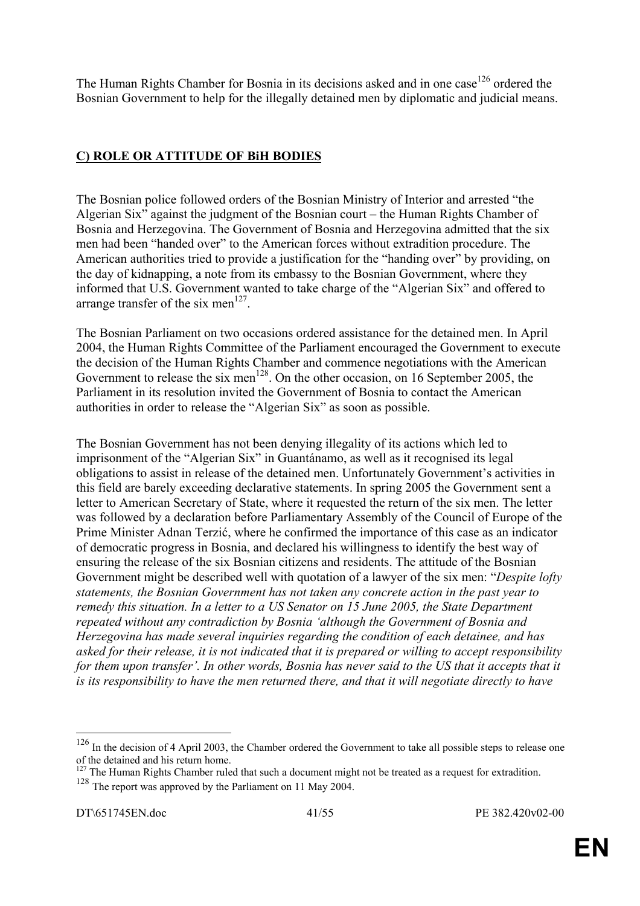The Human Rights Chamber for Bosnia in its decisions asked and in one case[126] ordered the Bosnian Government to help for the illegally detained men by diplomatic and judicial means.

## C) ROLE OR ATTITUDE OF BiH BODIES

The Bosnian police followed orders of the Bosnian Ministry of Interior and arrested "the Algerian Six" against the judgment of the Bosnian court – the Human Rights Chamber of Bosnia and Herzegovina. The Government of Bosnia and Herzegovina admitted that the six men had been "handed over" to the American forces without extradition procedure. The American authorities tried to provide a justification for the "handing over" by providing, on the day of kidnapping, a note from its embassy to the Bosnian Government, where they informed that U.S. Government wanted to take charge of the "Algerian Six" and offered to arrange transfer of the six men[127].

The Bosnian Parliament on two occasions ordered assistance for the detained men. In April 2004, the Human Rights Committee of the Parliament encouraged the Government to execute the decision of the Human Rights Chamber and commence negotiations with the American Government to release the six men[128]. On the other occasion, on 16 September 2005, the Parliament in its resolution invited the Government of Bosnia to contact the American authorities in order to release the "Algerian Six" as soon as possible.

The Bosnian Government has not been denying illegality of its actions which led to imprisonment of the "Algerian Six" in Guantánamo, as well as it recognised its legal obligations to assist in release of the detained men. Unfortunately Government's activities in this field are barely exceeding declarative statements. In spring 2005 the Government sent a letter to American Secretary of State, where it requested the return of the six men. The letter was followed by a declaration before Parliamentary Assembly of the Council of Europe of the Prime Minister Adnan Terzić, where he confirmed the importance of this case as an indicator of democratic progress in Bosnia, and declared his willingness to identify the best way of ensuring the release of the six Bosnian citizens and residents. The attitude of the Bosnian Government might be described well with quotation of a lawyer of the six men: "*Despite lofty statements, the Bosnian Government has not taken any concrete action in the past year to remedy this situation. In a letter to a US Senator on 15 June 2005, the State Department repeated without any contradiction by Bosnia 'although the Government of Bosnia and Herzegovina has made several inquiries regarding the condition of each detainee, and has asked for their release, it is not indicated that it is prepared or willing to accept responsibility for them upon transfer'. In other words, Bosnia has never said to the US that it accepts that it is its responsibility to have the men returned there, and that it will negotiate directly to have*

---

[126] In the decision of 4 April 2003, the Chamber ordered the Government to take all possible steps to release one of the detained and his return home.

[127] The Human Rights Chamber ruled that such a document might not be treated as a request for extradition.

[128] The report was approved by the Parliament on 11 May 2004.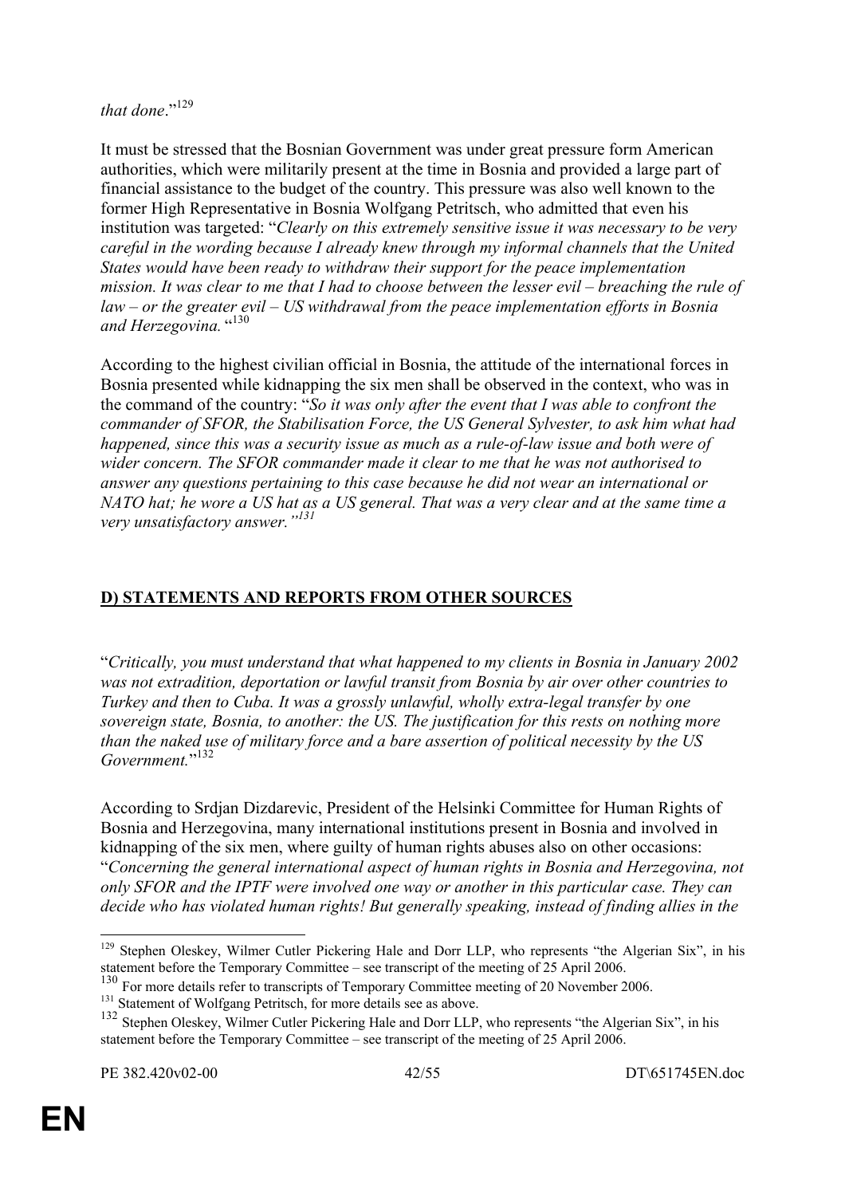*that done*."[129]

It must be stressed that the Bosnian Government was under great pressure form American authorities, which were militarily present at the time in Bosnia and provided a large part of financial assistance to the budget of the country. This pressure was also well known to the former High Representative in Bosnia Wolfgang Petritsch, who admitted that even his institution was targeted: "*Clearly on this extremely sensitive issue it was necessary to be very careful in the wording because I already knew through my informal channels that the United States would have been ready to withdraw their support for the peace implementation mission. It was clear to me that I had to choose between the lesser evil – breaching the rule of law – or the greater evil – US withdrawal from the peace implementation efforts in Bosnia and Herzegovina.* "[130]

According to the highest civilian official in Bosnia, the attitude of the international forces in Bosnia presented while kidnapping the six men shall be observed in the context, who was in the command of the country: "*So it was only after the event that I was able to confront the commander of SFOR, the Stabilisation Force, the US General Sylvester, to ask him what had happened, since this was a security issue as much as a rule-of-law issue and both were of wider concern. The SFOR commander made it clear to me that he was not authorised to answer any questions pertaining to this case because he did not wear an international or NATO hat; he wore a US hat as a US general. That was a very clear and at the same time a very unsatisfactory answer."[131]*

## D) STATEMENTS AND REPORTS FROM OTHER SOURCES

"*Critically, you must understand that what happened to my clients in Bosnia in January 2002 was not extradition, deportation or lawful transit from Bosnia by air over other countries to Turkey and then to Cuba. It was a grossly unlawful, wholly extra-legal transfer by one sovereign state, Bosnia, to another: the US. The justification for this rests on nothing more than the naked use of military force and a bare assertion of political necessity by the US Government.*"[132]

According to Srdjan Dizdarevic, President of the Helsinki Committee for Human Rights of Bosnia and Herzegovina, many international institutions present in Bosnia and involved in kidnapping of the six men, where guilty of human rights abuses also on other occasions: "*Concerning the general international aspect of human rights in Bosnia and Herzegovina, not only SFOR and the IPTF were involved one way or another in this particular case. They can decide who has violated human rights! But generally speaking, instead of finding allies in the*

---

[129] Stephen Oleskey, Wilmer Cutler Pickering Hale and Dorr LLP, who represents "the Algerian Six", in his statement before the Temporary Committee – see transcript of the meeting of 25 April 2006.

[130] For more details refer to transcripts of Temporary Committee meeting of 20 November 2006.

[131] Statement of Wolfgang Petritsch, for more details see as above.

[132] Stephen Oleskey, Wilmer Cutler Pickering Hale and Dorr LLP, who represents "the Algerian Six", in his statement before the Temporary Committee – see transcript of the meeting of 25 April 2006.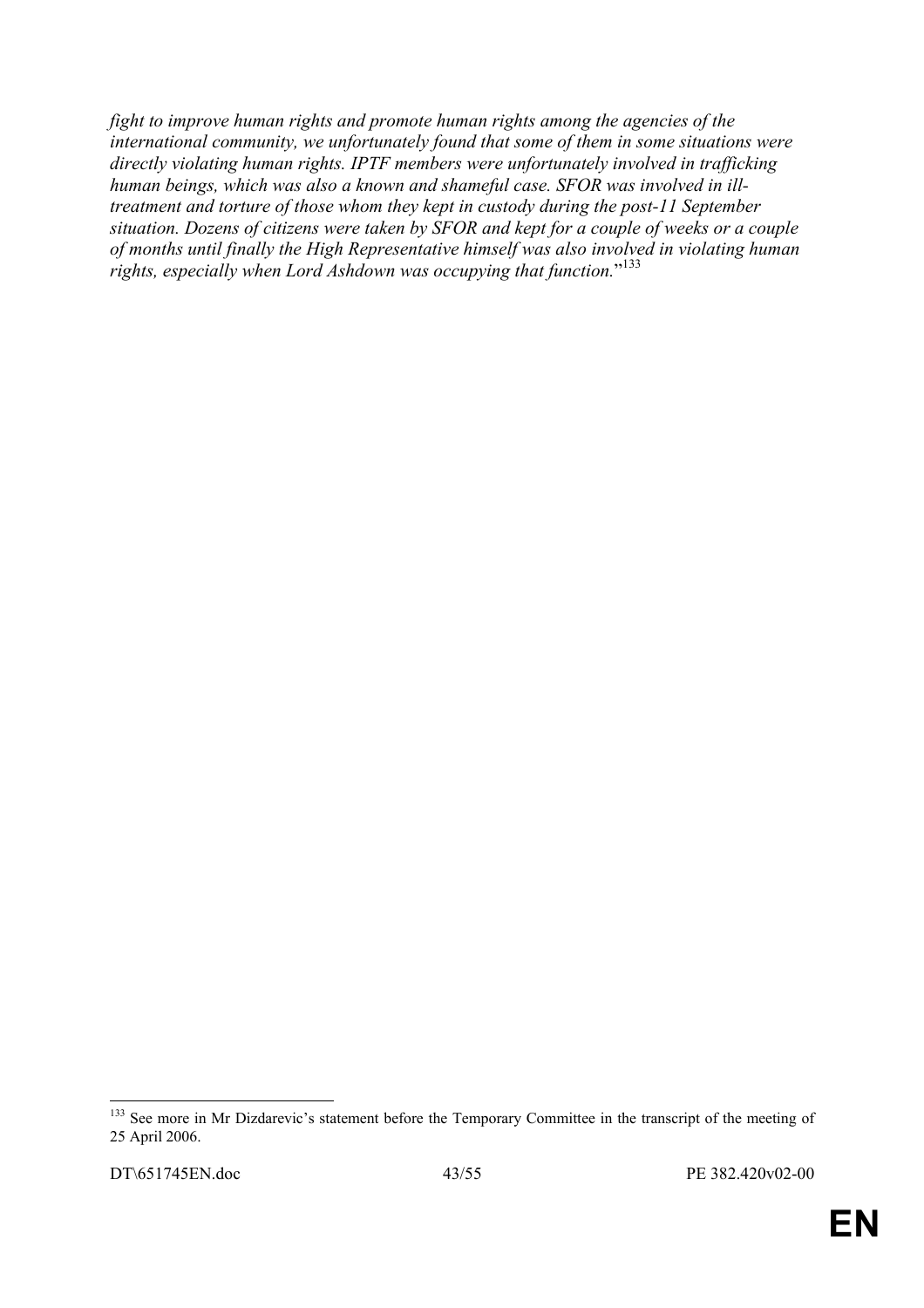*fight to improve human rights and promote human rights among the agencies of the international community, we unfortunately found that some of them in some situations were directly violating human rights. IPTF members were unfortunately involved in trafficking human beings, which was also a known and shameful case. SFOR was involved in ill-treatment and torture of those whom they kept in custody during the post-11 September situation. Dozens of citizens were taken by SFOR and kept for a couple of weeks or a couple of months until finally the High Representative himself was also involved in violating human rights, especially when Lord Ashdown was occupying that function.*"[133]

---

[133] See more in Mr Dizdarevic's statement before the Temporary Committee in the transcript of the meeting of 25 April 2006.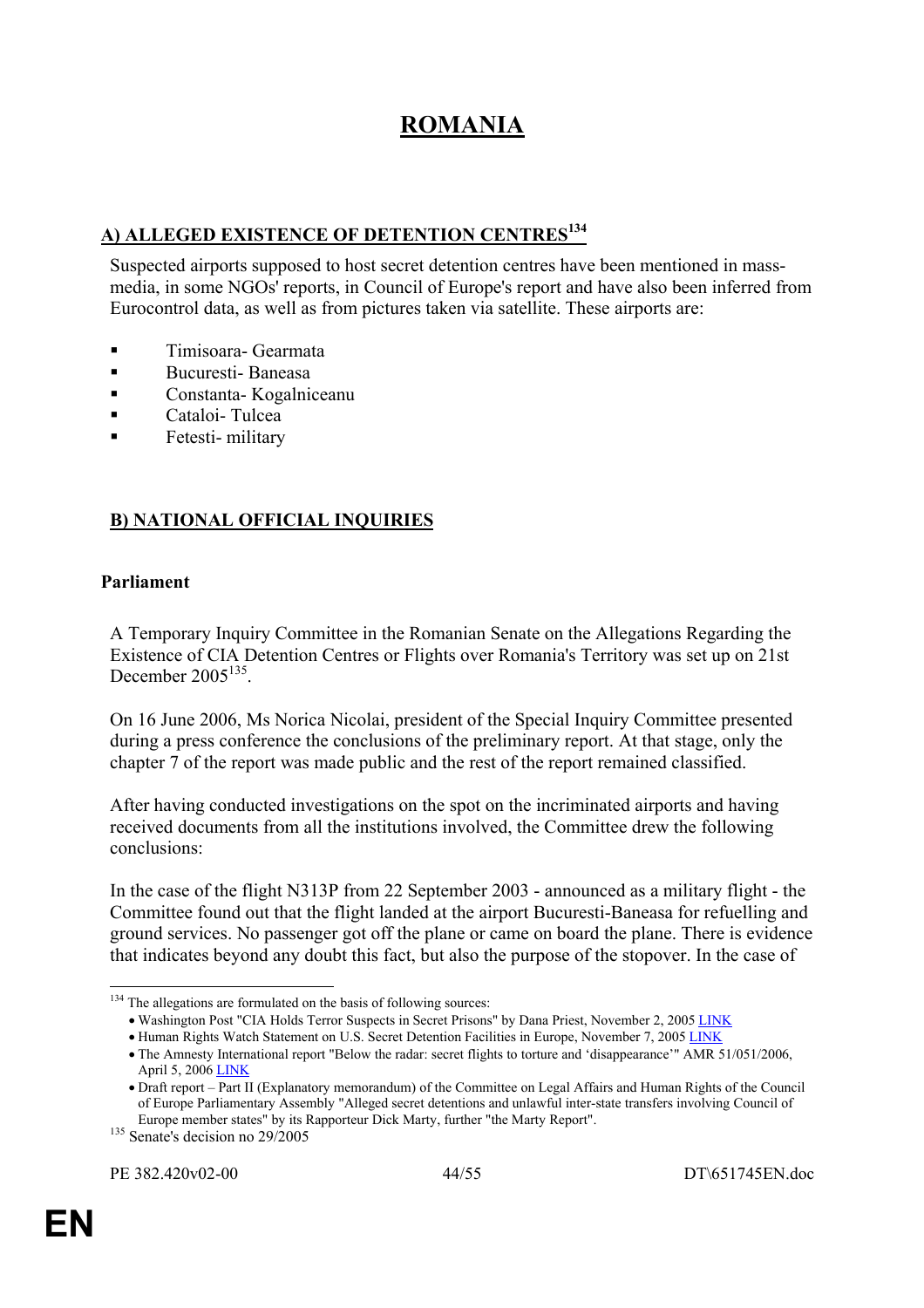# ROMANIA

## A) ALLEGED EXISTENCE OF DETENTION CENTRES[134]

Suspected airports supposed to host secret detention centres have been mentioned in mass-media, in some NGOs' reports, in Council of Europe's report and have also been inferred from Eurocontrol data, as well as from pictures taken via satellite. These airports are:

- Timisoara- Gearmata
- Bucuresti- Baneasa
- Constanta- Kogalniceanu
- Cataloi- Tulcea
- Fetesti- military

## B) NATIONAL OFFICIAL INQUIRIES

**Parliament**

A Temporary Inquiry Committee in the Romanian Senate on the Allegations Regarding the Existence of CIA Detention Centres or Flights over Romania's Territory was set up on 21st December 2005[135].

On 16 June 2006, Ms Norica Nicolai, president of the Special Inquiry Committee presented during a press conference the conclusions of the preliminary report. At that stage, only the chapter 7 of the report was made public and the rest of the report remained classified.

After having conducted investigations on the spot on the incriminated airports and having received documents from all the institutions involved, the Committee drew the following conclusions:

In the case of the flight N313P from 22 September 2003 - announced as a military flight - the Committee found out that the flight landed at the airport Bucuresti-Baneasa for refuelling and ground services. No passenger got off the plane or came on board the plane. There is evidence that indicates beyond any doubt this fact, but also the purpose of the stopover. In the case of

---

[134] The allegations are formulated on the basis of following sources:

- Washington Post "CIA Holds Terror Suspects in Secret Prisons" by Dana Priest, November 2, 2005 LINK
- Human Rights Watch Statement on U.S. Secret Detention Facilities in Europe, November 7, 2005 LINK
- The Amnesty International report "Below the radar: secret flights to torture and 'disappearance'" AMR 51/051/2006, April 5, 2006 LINK
- Draft report – Part II (Explanatory memorandum) of the Committee on Legal Affairs and Human Rights of the Council of Europe Parliamentary Assembly "Alleged secret detentions and unlawful inter-state transfers involving Council of Europe member states" by its Rapporteur Dick Marty, further "the Marty Report".

[135] Senate's decision no 29/2005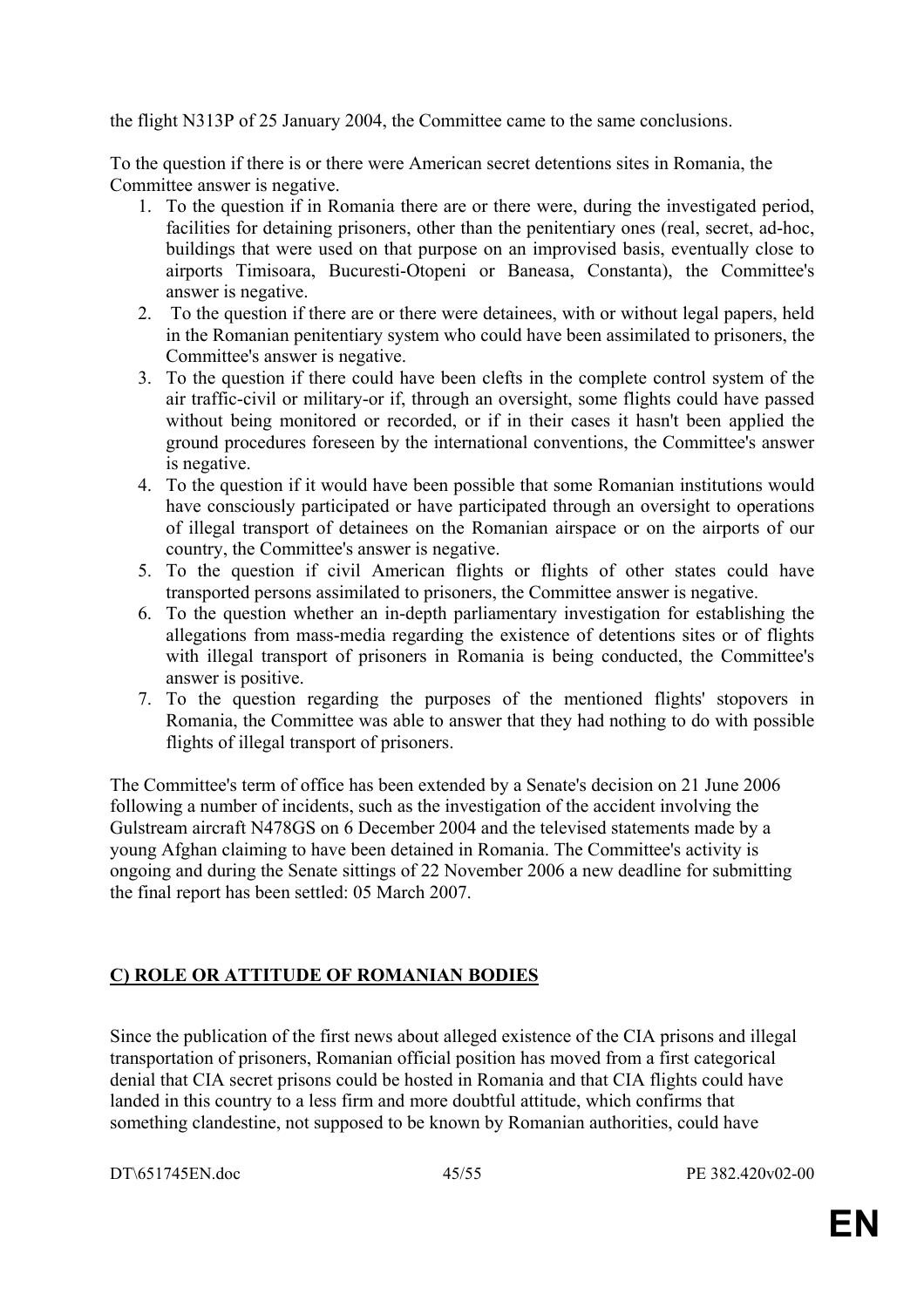the flight N313P of 25 January 2004, the Committee came to the same conclusions.

To the question if there is or there were American secret detentions sites in Romania, the Committee answer is negative.

1. To the question if in Romania there are or there were, during the investigated period, facilities for detaining prisoners, other than the penitentiary ones (real, secret, ad-hoc, buildings that were used on that purpose on an improvised basis, eventually close to airports Timisoara, Bucuresti-Otopeni or Baneasa, Constanta), the Committee's answer is negative.
2. To the question if there are or there were detainees, with or without legal papers, held in the Romanian penitentiary system who could have been assimilated to prisoners, the Committee's answer is negative.
3. To the question if there could have been clefts in the complete control system of the air traffic-civil or military-or if, through an oversight, some flights could have passed without being monitored or recorded, or if in their cases it hasn't been applied the ground procedures foreseen by the international conventions, the Committee's answer is negative.
4. To the question if it would have been possible that some Romanian institutions would have consciously participated or have participated through an oversight to operations of illegal transport of detainees on the Romanian airspace or on the airports of our country, the Committee's answer is negative.
5. To the question if civil American flights or flights of other states could have transported persons assimilated to prisoners, the Committee answer is negative.
6. To the question whether an in-depth parliamentary investigation for establishing the allegations from mass-media regarding the existence of detentions sites or of flights with illegal transport of prisoners in Romania is being conducted, the Committee's answer is positive.
7. To the question regarding the purposes of the mentioned flights' stopovers in Romania, the Committee was able to answer that they had nothing to do with possible flights of illegal transport of prisoners.

The Committee's term of office has been extended by a Senate's decision on 21 June 2006 following a number of incidents, such as the investigation of the accident involving the Gulstream aircraft N478GS on 6 December 2004 and the televised statements made by a young Afghan claiming to have been detained in Romania. The Committee's activity is ongoing and during the Senate sittings of 22 November 2006 a new deadline for submitting the final report has been settled: 05 March 2007.

## C) ROLE OR ATTITUDE OF ROMANIAN BODIES

Since the publication of the first news about alleged existence of the CIA prisons and illegal transportation of prisoners, Romanian official position has moved from a first categorical denial that CIA secret prisons could be hosted in Romania and that CIA flights could have landed in this country to a less firm and more doubtful attitude, which confirms that something clandestine, not supposed to be known by Romanian authorities, could have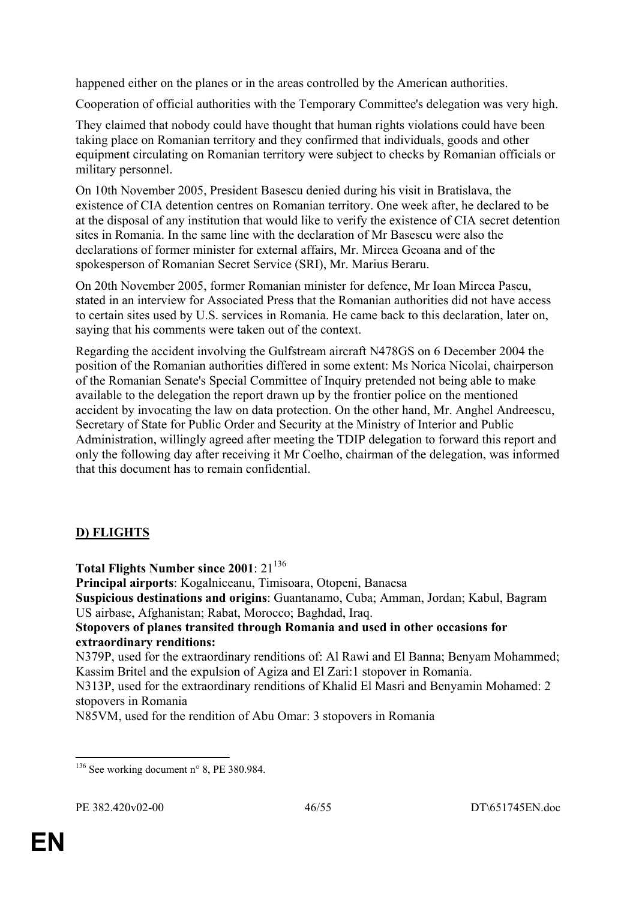happened either on the planes or in the areas controlled by the American authorities.

Cooperation of official authorities with the Temporary Committee's delegation was very high.

They claimed that nobody could have thought that human rights violations could have been taking place on Romanian territory and they confirmed that individuals, goods and other equipment circulating on Romanian territory were subject to checks by Romanian officials or military personnel.

On 10th November 2005, President Basescu denied during his visit in Bratislava, the existence of CIA detention centres on Romanian territory. One week after, he declared to be at the disposal of any institution that would like to verify the existence of CIA secret detention sites in Romania. In the same line with the declaration of Mr Basescu were also the declarations of former minister for external affairs, Mr. Mircea Geoana and of the spokesperson of Romanian Secret Service (SRI), Mr. Marius Beraru.

On 20th November 2005, former Romanian minister for defence, Mr Ioan Mircea Pascu, stated in an interview for Associated Press that the Romanian authorities did not have access to certain sites used by U.S. services in Romania. He came back to this declaration, later on, saying that his comments were taken out of the context.

Regarding the accident involving the Gulfstream aircraft N478GS on 6 December 2004 the position of the Romanian authorities differed in some extent: Ms Norica Nicolai, chairperson of the Romanian Senate's Special Committee of Inquiry pretended not being able to make available to the delegation the report drawn up by the frontier police on the mentioned accident by invocating the law on data protection. On the other hand, Mr. Anghel Andreescu, Secretary of State for Public Order and Security at the Ministry of Interior and Public Administration, willingly agreed after meeting the TDIP delegation to forward this report and only the following day after receiving it Mr Coelho, chairman of the delegation, was informed that this document has to remain confidential.

## D) FLIGHTS

**Total Flights Number since 2001**: 21[136]

**Principal airports**: Kogalniceanu, Timisoara, Otopeni, Banaesa

**Suspicious destinations and origins**: Guantanamo, Cuba; Amman, Jordan; Kabul, Bagram US airbase, Afghanistan; Rabat, Morocco; Baghdad, Iraq.

**Stopovers of planes transited through Romania and used in other occasions for extraordinary renditions:**

N379P, used for the extraordinary renditions of: Al Rawi and El Banna; Benyam Mohammed; Kassim Britel and the expulsion of Agiza and El Zari:1 stopover in Romania.

N313P, used for the extraordinary renditions of Khalid El Masri and Benyamin Mohamed: 2 stopovers in Romania

N85VM, used for the rendition of Abu Omar: 3 stopovers in Romania

[136] See working document n° 8, PE 380.984.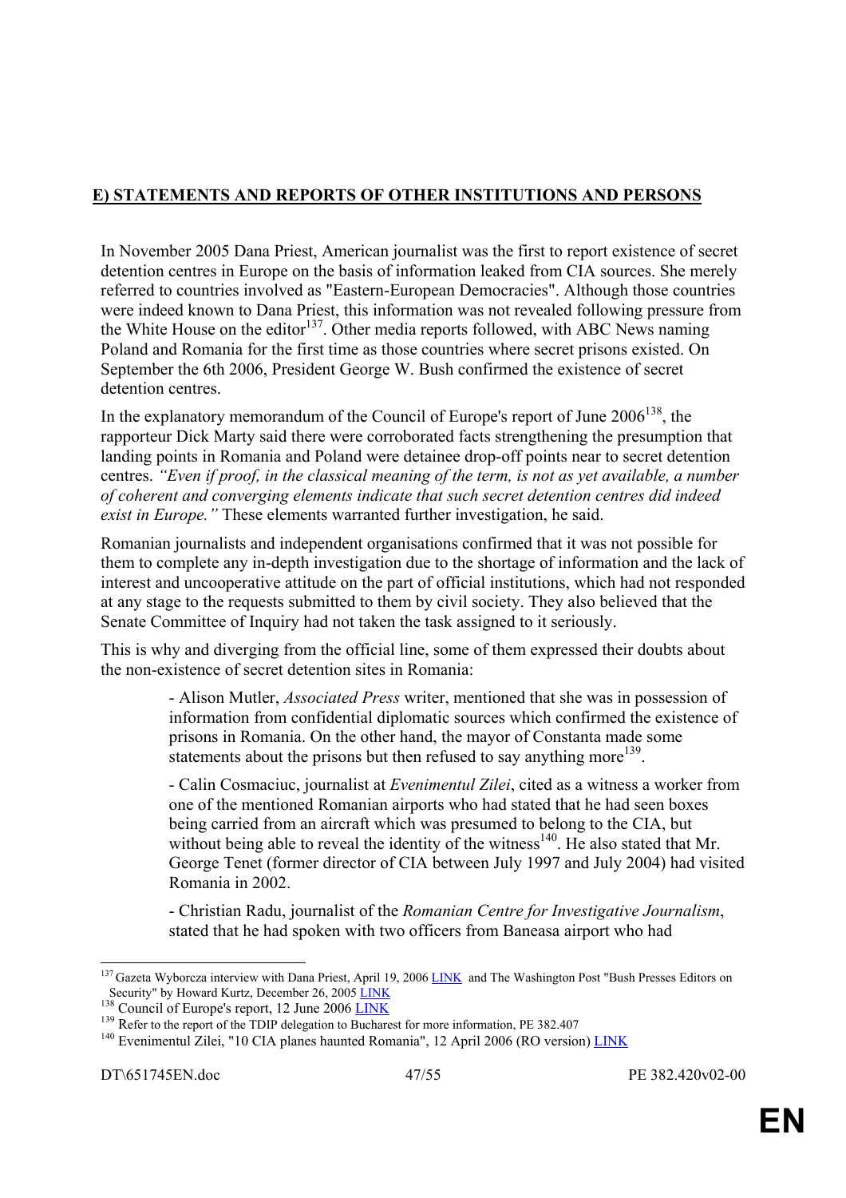## E) STATEMENTS AND REPORTS OF OTHER INSTITUTIONS AND PERSONS

In November 2005 Dana Priest, American journalist was the first to report existence of secret detention centres in Europe on the basis of information leaked from CIA sources. She merely referred to countries involved as "Eastern-European Democracies". Although those countries were indeed known to Dana Priest, this information was not revealed following pressure from the White House on the editor[137]. Other media reports followed, with ABC News naming Poland and Romania for the first time as those countries where secret prisons existed. On September the 6th 2006, President George W. Bush confirmed the existence of secret detention centres.

In the explanatory memorandum of the Council of Europe's report of June 2006[138], the rapporteur Dick Marty said there were corroborated facts strengthening the presumption that landing points in Romania and Poland were detainee drop-off points near to secret detention centres. *"Even if proof, in the classical meaning of the term, is not as yet available, a number of coherent and converging elements indicate that such secret detention centres did indeed exist in Europe."* These elements warranted further investigation, he said.

Romanian journalists and independent organisations confirmed that it was not possible for them to complete any in-depth investigation due to the shortage of information and the lack of interest and uncooperative attitude on the part of official institutions, which had not responded at any stage to the requests submitted to them by civil society. They also believed that the Senate Committee of Inquiry had not taken the task assigned to it seriously.

This is why and diverging from the official line, some of them expressed their doubts about the non-existence of secret detention sites in Romania:

- Alison Mutler, *Associated Press* writer, mentioned that she was in possession of information from confidential diplomatic sources which confirmed the existence of prisons in Romania. On the other hand, the mayor of Constanta made some statements about the prisons but then refused to say anything more[139].

- Calin Cosmaciuc, journalist at *Evenimentul Zilei*, cited as a witness a worker from one of the mentioned Romanian airports who had stated that he had seen boxes being carried from an aircraft which was presumed to belong to the CIA, but without being able to reveal the identity of the witness[140]. He also stated that Mr. George Tenet (former director of CIA between July 1997 and July 2004) had visited Romania in 2002.

- Christian Radu, journalist of the *Romanian Centre for Investigative Journalism*, stated that he had spoken with two officers from Baneasa airport who had

---

[137] Gazeta Wyborcza interview with Dana Priest, April 19, 2006 LINK and The Washington Post "Bush Presses Editors on Security" by Howard Kurtz, December 26, 2005 LINK

[138] Council of Europe's report, 12 June 2006 LINK

[139] Refer to the report of the TDIP delegation to Bucharest for more information, PE 382.407

[140] Evenimentul Zilei, "10 CIA planes haunted Romania", 12 April 2006 (RO version) LINK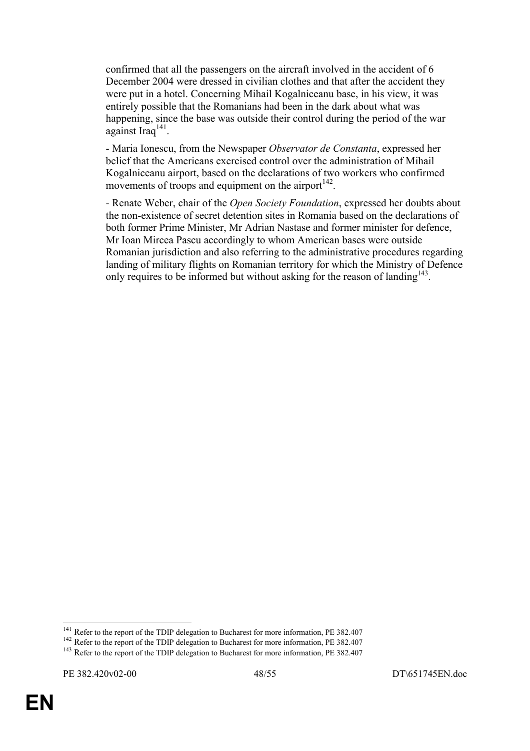confirmed that all the passengers on the aircraft involved in the accident of 6 December 2004 were dressed in civilian clothes and that after the accident they were put in a hotel. Concerning Mihail Kogalniceanu base, in his view, it was entirely possible that the Romanians had been in the dark about what was happening, since the base was outside their control during the period of the war against Iraq[141].

- Maria Ionescu, from the Newspaper *Observator de Constanta*, expressed her belief that the Americans exercised control over the administration of Mihail Kogalniceanu airport, based on the declarations of two workers who confirmed movements of troops and equipment on the airport[142].

- Renate Weber, chair of the *Open Society Foundation*, expressed her doubts about the non-existence of secret detention sites in Romania based on the declarations of both former Prime Minister, Mr Adrian Nastase and former minister for defence, Mr Ioan Mircea Pascu accordingly to whom American bases were outside Romanian jurisdiction and also referring to the administrative procedures regarding landing of military flights on Romanian territory for which the Ministry of Defence only requires to be informed but without asking for the reason of landing[143].

---

[141] Refer to the report of the TDIP delegation to Bucharest for more information, PE 382.407

[142] Refer to the report of the TDIP delegation to Bucharest for more information, PE 382.407

[143] Refer to the report of the TDIP delegation to Bucharest for more information, PE 382.407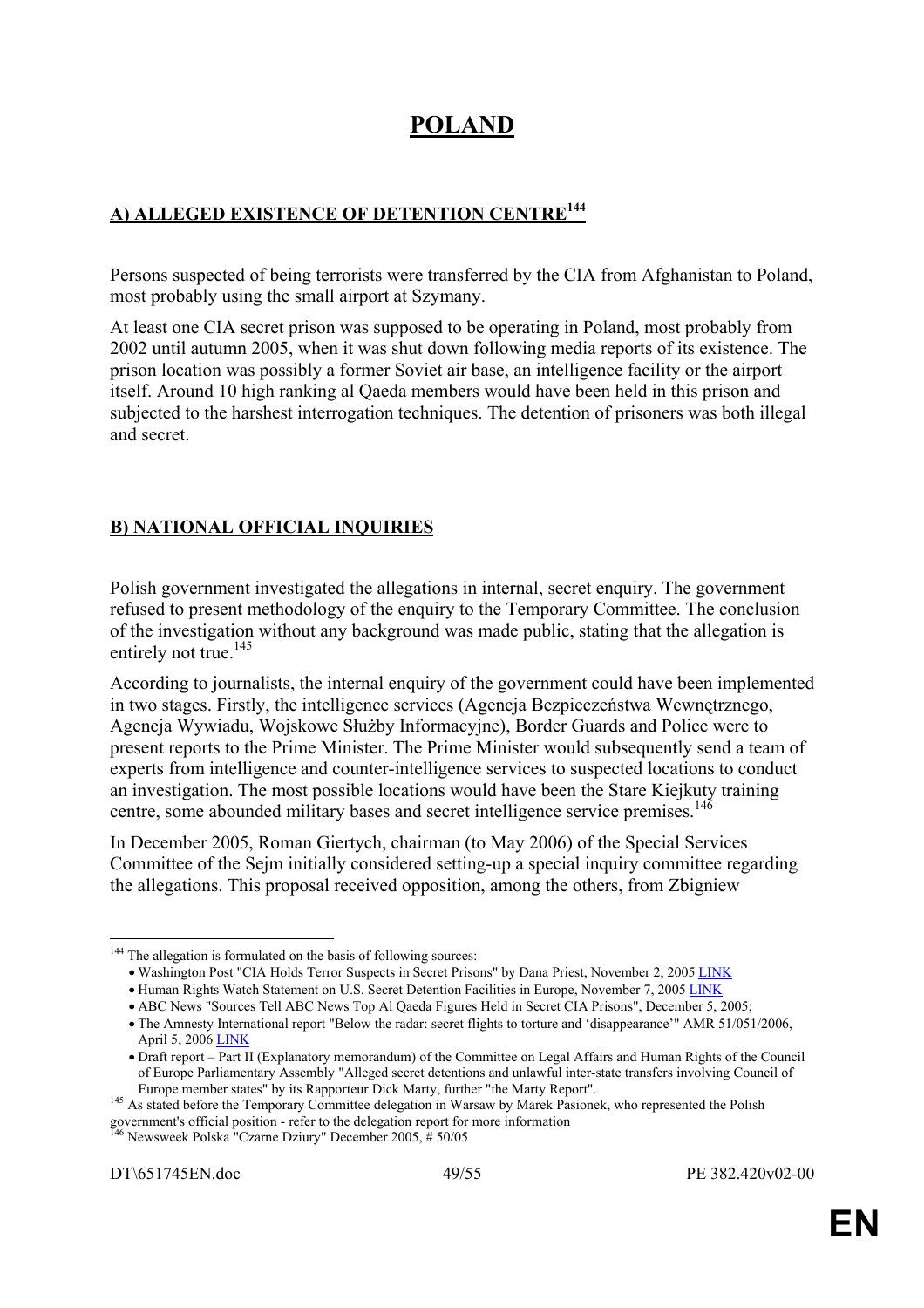# POLAND

## A) ALLEGED EXISTENCE OF DETENTION CENTRE[144]

Persons suspected of being terrorists were transferred by the CIA from Afghanistan to Poland, most probably using the small airport at Szymany.

At least one CIA secret prison was supposed to be operating in Poland, most probably from 2002 until autumn 2005, when it was shut down following media reports of its existence. The prison location was possibly a former Soviet air base, an intelligence facility or the airport itself. Around 10 high ranking al Qaeda members would have been held in this prison and subjected to the harshest interrogation techniques. The detention of prisoners was both illegal and secret.

## B) NATIONAL OFFICIAL INQUIRIES

Polish government investigated the allegations in internal, secret enquiry. The government refused to present methodology of the enquiry to the Temporary Committee. The conclusion of the investigation without any background was made public, stating that the allegation is entirely not true.[145]

According to journalists, the internal enquiry of the government could have been implemented in two stages. Firstly, the intelligence services (Agencja Bezpieczeństwa Wewnętrznego, Agencja Wywiadu, Wojskowe Służby Informacyjne), Border Guards and Police were to present reports to the Prime Minister. The Prime Minister would subsequently send a team of experts from intelligence and counter-intelligence services to suspected locations to conduct an investigation. The most possible locations would have been the Stare Kiejkuty training centre, some abounded military bases and secret intelligence service premises.[146]

In December 2005, Roman Giertych, chairman (to May 2006) of the Special Services Committee of the Sejm initially considered setting-up a special inquiry committee regarding the allegations. This proposal received opposition, among the others, from Zbigniew

---

[144] The allegation is formulated on the basis of following sources:

- Washington Post "CIA Holds Terror Suspects in Secret Prisons" by Dana Priest, November 2, 2005 LINK
- Human Rights Watch Statement on U.S. Secret Detention Facilities in Europe, November 7, 2005 LINK
- ABC News "Sources Tell ABC News Top Al Qaeda Figures Held in Secret CIA Prisons", December 5, 2005;
- The Amnesty International report "Below the radar: secret flights to torture and 'disappearance'" AMR 51/051/2006, April 5, 2006 LINK
- Draft report – Part II (Explanatory memorandum) of the Committee on Legal Affairs and Human Rights of the Council of Europe Parliamentary Assembly "Alleged secret detentions and unlawful inter-state transfers involving Council of Europe member states" by its Rapporteur Dick Marty, further "the Marty Report".

[145] As stated before the Temporary Committee delegation in Warsaw by Marek Pasionek, who represented the Polish government's official position - refer to the delegation report for more information

[146] Newsweek Polska "Czarne Dziury" December 2005, # 50/05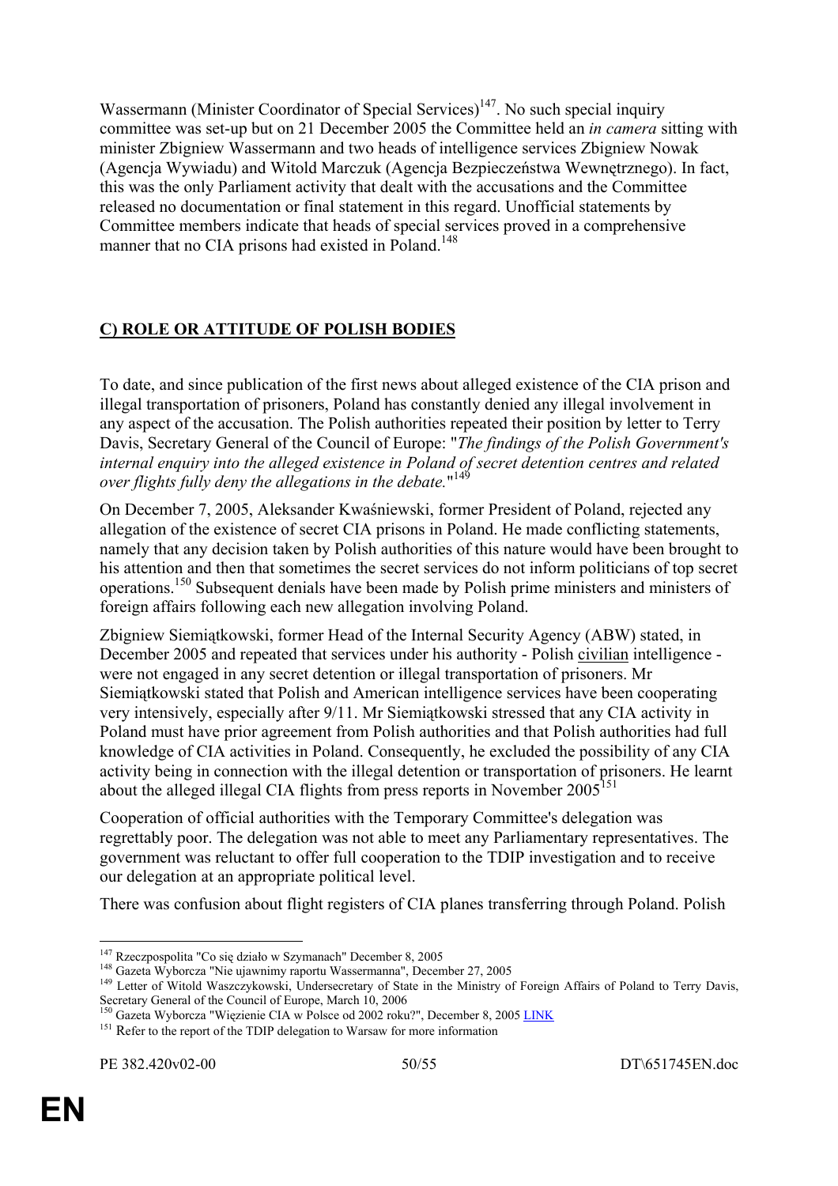Wassermann (Minister Coordinator of Special Services)[147]. No such special inquiry committee was set-up but on 21 December 2005 the Committee held an *in camera* sitting with minister Zbigniew Wassermann and two heads of intelligence services Zbigniew Nowak (Agencja Wywiadu) and Witold Marczuk (Agencja Bezpieczeństwa Wewnętrznego). In fact, this was the only Parliament activity that dealt with the accusations and the Committee released no documentation or final statement in this regard. Unofficial statements by Committee members indicate that heads of special services proved in a comprehensive manner that no CIA prisons had existed in Poland.[148]

## C) ROLE OR ATTITUDE OF POLISH BODIES

To date, and since publication of the first news about alleged existence of the CIA prison and illegal transportation of prisoners, Poland has constantly denied any illegal involvement in any aspect of the accusation. The Polish authorities repeated their position by letter to Terry Davis, Secretary General of the Council of Europe: "*The findings of the Polish Government's internal enquiry into the alleged existence in Poland of secret detention centres and related over flights fully deny the allegations in the debate.*"[149]

On December 7, 2005, Aleksander Kwaśniewski, former President of Poland, rejected any allegation of the existence of secret CIA prisons in Poland. He made conflicting statements, namely that any decision taken by Polish authorities of this nature would have been brought to his attention and then that sometimes the secret services do not inform politicians of top secret operations.[150] Subsequent denials have been made by Polish prime ministers and ministers of foreign affairs following each new allegation involving Poland.

Zbigniew Siemiątkowski, former Head of the Internal Security Agency (ABW) stated, in December 2005 and repeated that services under his authority - Polish <u>civilian</u> intelligence - were not engaged in any secret detention or illegal transportation of prisoners. Mr Siemiątkowski stated that Polish and American intelligence services have been cooperating very intensively, especially after 9/11. Mr Siemiątkowski stressed that any CIA activity in Poland must have prior agreement from Polish authorities and that Polish authorities had full knowledge of CIA activities in Poland. Consequently, he excluded the possibility of any CIA activity being in connection with the illegal detention or transportation of prisoners. He learnt about the alleged illegal CIA flights from press reports in November 2005[151]

Cooperation of official authorities with the Temporary Committee's delegation was regrettably poor. The delegation was not able to meet any Parliamentary representatives. The government was reluctant to offer full cooperation to the TDIP investigation and to receive our delegation at an appropriate political level.

There was confusion about flight registers of CIA planes transferring through Poland. Polish

---

[147] Rzeczpospolita "Co się działo w Szymanach" December 8, 2005

[148] Gazeta Wyborcza "Nie ujawnimy raportu Wassermanna", December 27, 2005

[149] Letter of Witold Waszczykowski, Undersecretary of State in the Ministry of Foreign Affairs of Poland to Terry Davis, Secretary General of the Council of Europe, March 10, 2006

[150] Gazeta Wyborcza "Więzienie CIA w Polsce od 2002 roku?", December 8, 2005 LINK

[151] Refer to the report of the TDIP delegation to Warsaw for more information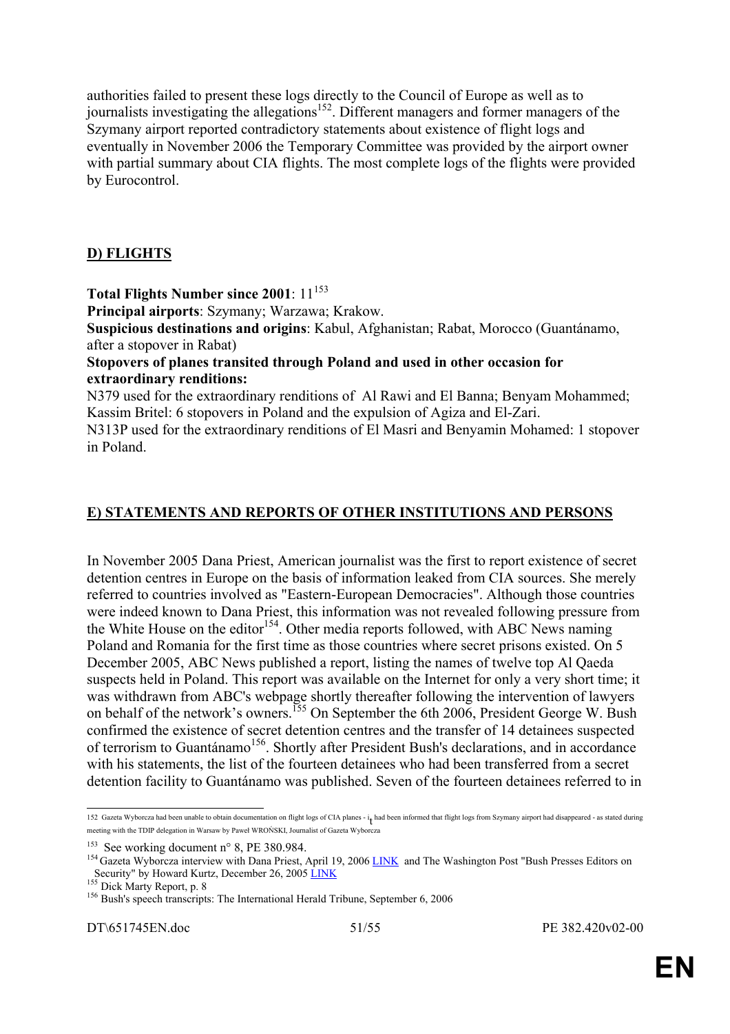authorities failed to present these logs directly to the Council of Europe as well as to journalists investigating the allegations[152]. Different managers and former managers of the Szymany airport reported contradictory statements about existence of flight logs and eventually in November 2006 the Temporary Committee was provided by the airport owner with partial summary about CIA flights. The most complete logs of the flights were provided by Eurocontrol.

## D) FLIGHTS

**Total Flights Number since 2001**: 11[153]

**Principal airports**: Szymany; Warzawa; Krakow.

**Suspicious destinations and origins**: Kabul, Afghanistan; Rabat, Morocco (Guantánamo, after a stopover in Rabat)

**Stopovers of planes transited through Poland and used in other occasion for extraordinary renditions:**

N379 used for the extraordinary renditions of Al Rawi and El Banna; Benyam Mohammed; Kassim Britel: 6 stopovers in Poland and the expulsion of Agiza and El-Zari.

N313P used for the extraordinary renditions of El Masri and Benyamin Mohamed: 1 stopover in Poland.

## E) STATEMENTS AND REPORTS OF OTHER INSTITUTIONS AND PERSONS

In November 2005 Dana Priest, American journalist was the first to report existence of secret detention centres in Europe on the basis of information leaked from CIA sources. She merely referred to countries involved as "Eastern-European Democracies". Although those countries were indeed known to Dana Priest, this information was not revealed following pressure from the White House on the editor[154]. Other media reports followed, with ABC News naming Poland and Romania for the first time as those countries where secret prisons existed. On 5 December 2005, ABC News published a report, listing the names of twelve top Al Qaeda suspects held in Poland. This report was available on the Internet for only a very short time; it was withdrawn from ABC's webpage shortly thereafter following the intervention of lawyers on behalf of the network's owners.[155] On September the 6th 2006, President George W. Bush confirmed the existence of secret detention centres and the transfer of 14 detainees suspected of terrorism to Guantánamo[156]. Shortly after President Bush's declarations, and in accordance with his statements, the list of the fourteen detainees who had been transferred from a secret detention facility to Guantánamo was published. Seven of the fourteen detainees referred to in

---

[152] Gazeta Wyborcza had been unable to obtain documentation on flight logs of CIA planes - it had been informed that flight logs from Szymany airport had disappeared - as stated during meeting with the TDIP delegation in Warsaw by Paweł WROŃSKI, Journalist of Gazeta Wyborcza

[153] See working document n° 8, PE 380.984.

[154] Gazeta Wyborcza interview with Dana Priest, April 19, 2006 LINK and The Washington Post "Bush Presses Editors on Security" by Howard Kurtz, December 26, 2005 LINK

[155] Dick Marty Report, p. 8

[156] Bush's speech transcripts: The International Herald Tribune, September 6, 2006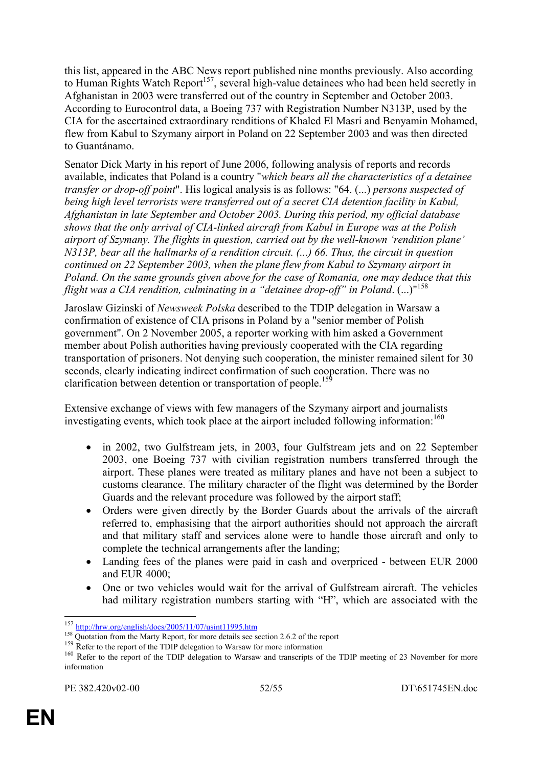this list, appeared in the ABC News report published nine months previously. Also according to Human Rights Watch Report[157], several high-value detainees who had been held secretly in Afghanistan in 2003 were transferred out of the country in September and October 2003. According to Eurocontrol data, a Boeing 737 with Registration Number N313P, used by the CIA for the ascertained extraordinary renditions of Khaled El Masri and Benyamin Mohamed, flew from Kabul to Szymany airport in Poland on 22 September 2003 and was then directed to Guantánamo.

Senator Dick Marty in his report of June 2006, following analysis of reports and records available, indicates that Poland is a country "*which bears all the characteristics of a detainee transfer or drop-off point*". His logical analysis is as follows: "64. (...) *persons suspected of being high level terrorists were transferred out of a secret CIA detention facility in Kabul, Afghanistan in late September and October 2003. During this period, my official database shows that the only arrival of CIA-linked aircraft from Kabul in Europe was at the Polish airport of Szymany. The flights in question, carried out by the well-known 'rendition plane' N313P, bear all the hallmarks of a rendition circuit. (...) 66. Thus, the circuit in question continued on 22 September 2003, when the plane flew from Kabul to Szymany airport in Poland. On the same grounds given above for the case of Romania, one may deduce that this flight was a CIA rendition, culminating in a "detainee drop-off" in Poland*. (...)"[158]

Jaroslaw Gizinski of *Newsweek Polska* described to the TDIP delegation in Warsaw a confirmation of existence of CIA prisons in Poland by a "senior member of Polish government". On 2 November 2005, a reporter working with him asked a Government member about Polish authorities having previously cooperated with the CIA regarding transportation of prisoners. Not denying such cooperation, the minister remained silent for 30 seconds, clearly indicating indirect confirmation of such cooperation. There was no clarification between detention or transportation of people.[159]

Extensive exchange of views with few managers of the Szymany airport and journalists investigating events, which took place at the airport included following information:[160]

- in 2002, two Gulfstream jets, in 2003, four Gulfstream jets and on 22 September 2003, one Boeing 737 with civilian registration numbers transferred through the airport. These planes were treated as military planes and have not been a subject to customs clearance. The military character of the flight was determined by the Border Guards and the relevant procedure was followed by the airport staff;
- Orders were given directly by the Border Guards about the arrivals of the aircraft referred to, emphasising that the airport authorities should not approach the aircraft and that military staff and services alone were to handle those aircraft and only to complete the technical arrangements after the landing;
- Landing fees of the planes were paid in cash and overpriced - between EUR 2000 and EUR 4000;
- One or two vehicles would wait for the arrival of Gulfstream aircraft. The vehicles had military registration numbers starting with "H", which are associated with the

---

[157] http://hrw.org/english/docs/2005/11/07/usint11995.htm

[158] Quotation from the Marty Report, for more details see section 2.6.2 of the report

[159] Refer to the report of the TDIP delegation to Warsaw for more information

[160] Refer to the report of the TDIP delegation to Warsaw and transcripts of the TDIP meeting of 23 November for more information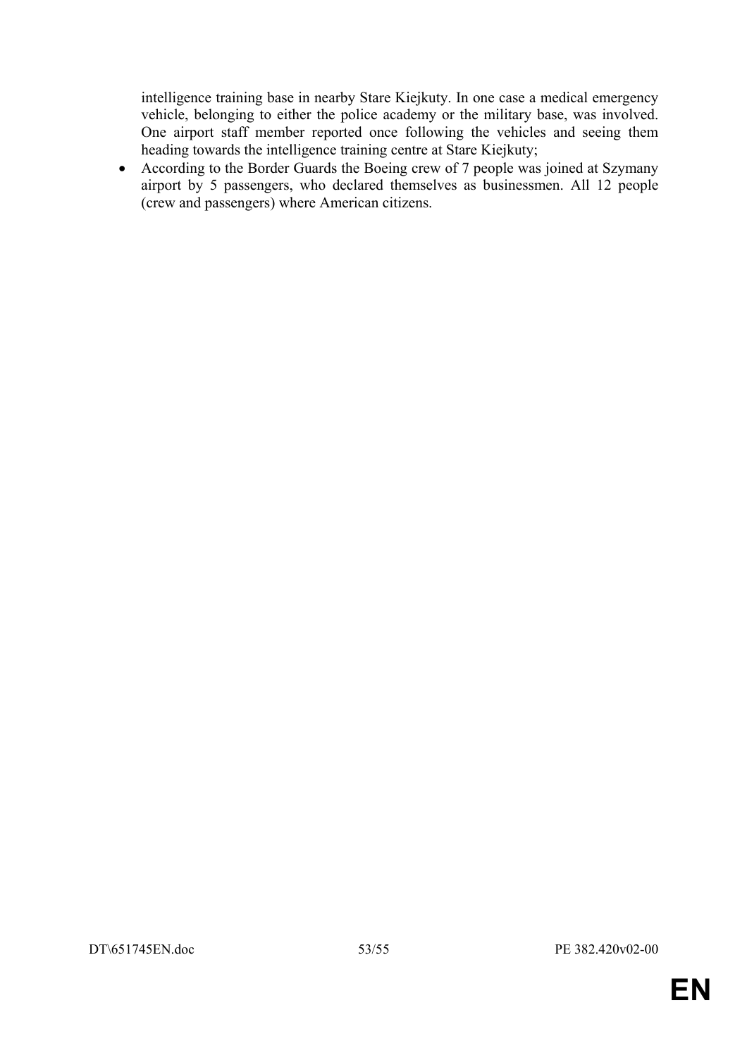intelligence training base in nearby Stare Kiejkuty. In one case a medical emergency vehicle, belonging to either the police academy or the military base, was involved. One airport staff member reported once following the vehicles and seeing them heading towards the intelligence training centre at Stare Kiejkuty;

- According to the Border Guards the Boeing crew of 7 people was joined at Szymany airport by 5 passengers, who declared themselves as businessmen. All 12 people (crew and passengers) where American citizens.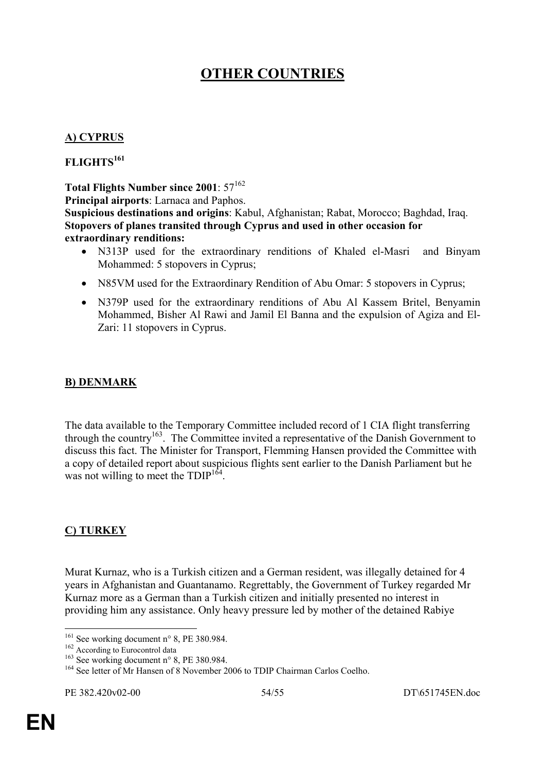# OTHER COUNTRIES

## A) CYPRUS

### FLIGHTS[161]

**Total Flights Number since 2001**: 57[162]
**Principal airports**: Larnaca and Paphos.
**Suspicious destinations and origins**: Kabul, Afghanistan; Rabat, Morocco; Baghdad, Iraq.
**Stopovers of planes transited through Cyprus and used in other occasion for extraordinary renditions:**

- N313P used for the extraordinary renditions of Khaled el-Masri and Binyam Mohammed: 5 stopovers in Cyprus;
- N85VM used for the Extraordinary Rendition of Abu Omar: 5 stopovers in Cyprus;
- N379P used for the extraordinary renditions of Abu Al Kassem Britel, Benyamin Mohammed, Bisher Al Rawi and Jamil El Banna and the expulsion of Agiza and El-Zari: 11 stopovers in Cyprus.

## B) DENMARK

The data available to the Temporary Committee included record of 1 CIA flight transferring through the country[163]. The Committee invited a representative of the Danish Government to discuss this fact. The Minister for Transport, Flemming Hansen provided the Committee with a copy of detailed report about suspicious flights sent earlier to the Danish Parliament but he was not willing to meet the TDIP[164].

## C) TURKEY

Murat Kurnaz, who is a Turkish citizen and a German resident, was illegally detained for 4 years in Afghanistan and Guantanamo. Regrettably, the Government of Turkey regarded Mr Kurnaz more as a German than a Turkish citizen and initially presented no interest in providing him any assistance. Only heavy pressure led by mother of the detained Rabiye

---

[161] See working document n° 8, PE 380.984.
[162] According to Eurocontrol data
[163] See working document n° 8, PE 380.984.
[164] See letter of Mr Hansen of 8 November 2006 to TDIP Chairman Carlos Coelho.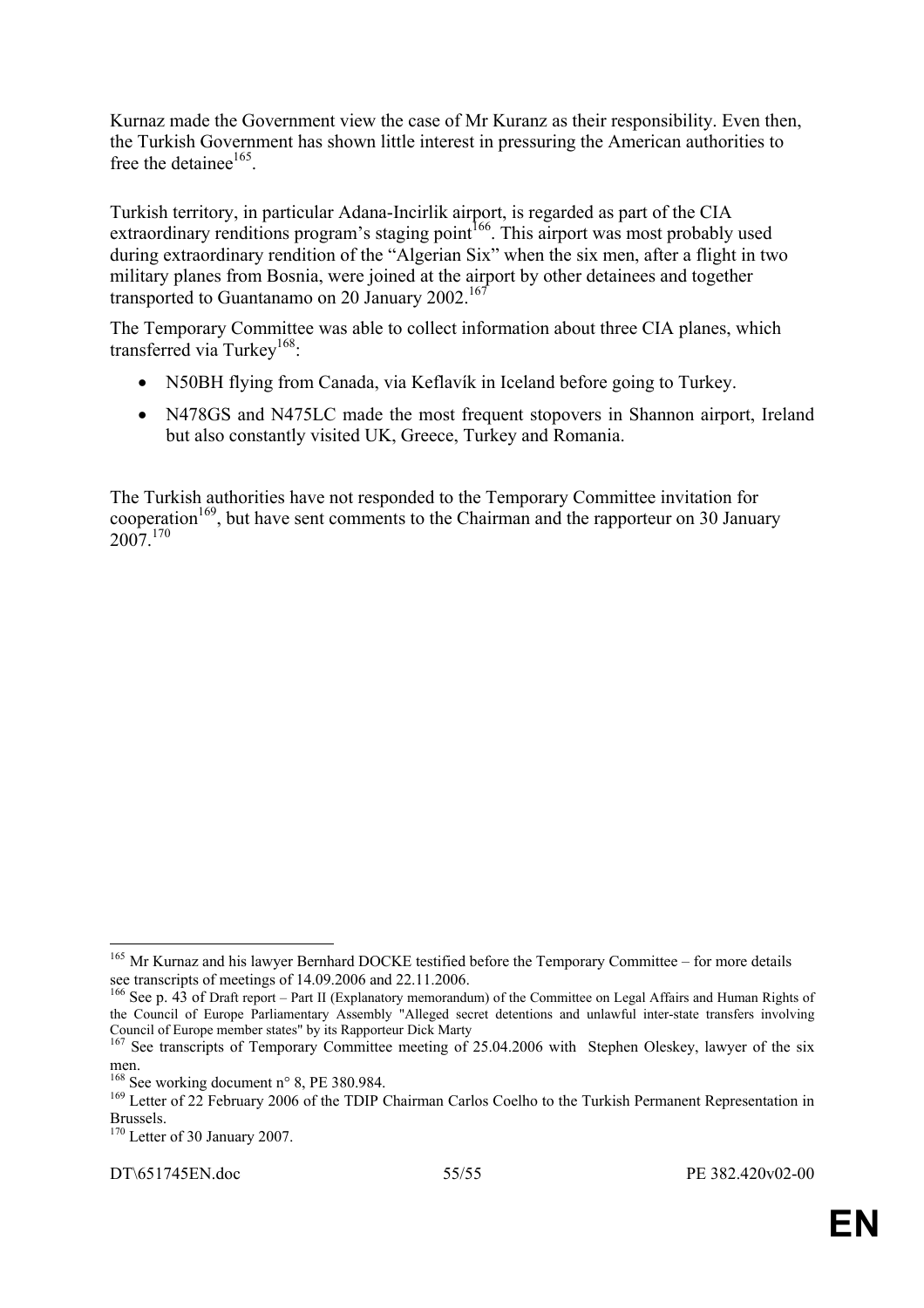Kurnaz made the Government view the case of Mr Kuranz as their responsibility. Even then, the Turkish Government has shown little interest in pressuring the American authorities to free the detainee[165].

Turkish territory, in particular Adana-Incirlik airport, is regarded as part of the CIA extraordinary renditions program's staging point[166]. This airport was most probably used during extraordinary rendition of the "Algerian Six" when the six men, after a flight in two military planes from Bosnia, were joined at the airport by other detainees and together transported to Guantanamo on 20 January 2002.[167]

The Temporary Committee was able to collect information about three CIA planes, which transferred via Turkey[168]:

- N50BH flying from Canada, via Keflavík in Iceland before going to Turkey.
- N478GS and N475LC made the most frequent stopovers in Shannon airport, Ireland but also constantly visited UK, Greece, Turkey and Romania.

The Turkish authorities have not responded to the Temporary Committee invitation for cooperation[169], but have sent comments to the Chairman and the rapporteur on 30 January 2007.[170]

---

[165] Mr Kurnaz and his lawyer Bernhard DOCKE testified before the Temporary Committee – for more details see transcripts of meetings of 14.09.2006 and 22.11.2006.

[166] See p. 43 of Draft report – Part II (Explanatory memorandum) of the Committee on Legal Affairs and Human Rights of the Council of Europe Parliamentary Assembly "Alleged secret detentions and unlawful inter-state transfers involving Council of Europe member states" by its Rapporteur Dick Marty

[167] See transcripts of Temporary Committee meeting of 25.04.2006 with Stephen Oleskey, lawyer of the six men.

[168] See working document n° 8, PE 380.984.

[169] Letter of 22 February 2006 of the TDIP Chairman Carlos Coelho to the Turkish Permanent Representation in Brussels.

[170] Letter of 30 January 2007.